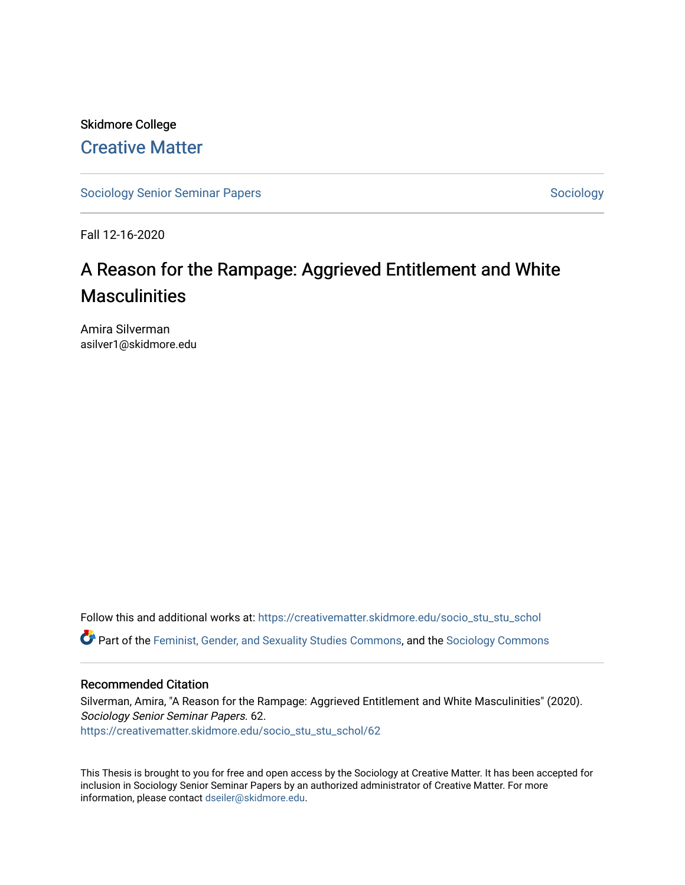Skidmore College

## Creative Matter

Sociology Senior Seminar Papers | Sociology

Fall 12-16-2020

# A Reason for the Rampage: Aggrieved Entitlement and White Masculinities

Amira Silverman
asilver1@skidmore.edu

Follow this and additional works at: https://creativematter.skidmore.edu/socio_stu_stu_schol

Part of the Feminist, Gender, and Sexuality Studies Commons, and the Sociology Commons

### Recommended Citation

Silverman, Amira, "A Reason for the Rampage: Aggrieved Entitlement and White Masculinities" (2020). *Sociology Senior Seminar Papers*. 62.
https://creativematter.skidmore.edu/socio_stu_stu_schol/62

This Thesis is brought to you for free and open access by the Sociology at Creative Matter. It has been accepted for inclusion in Sociology Senior Seminar Papers by an authorized administrator of Creative Matter. For more information, please contact dseiler@skidmore.edu.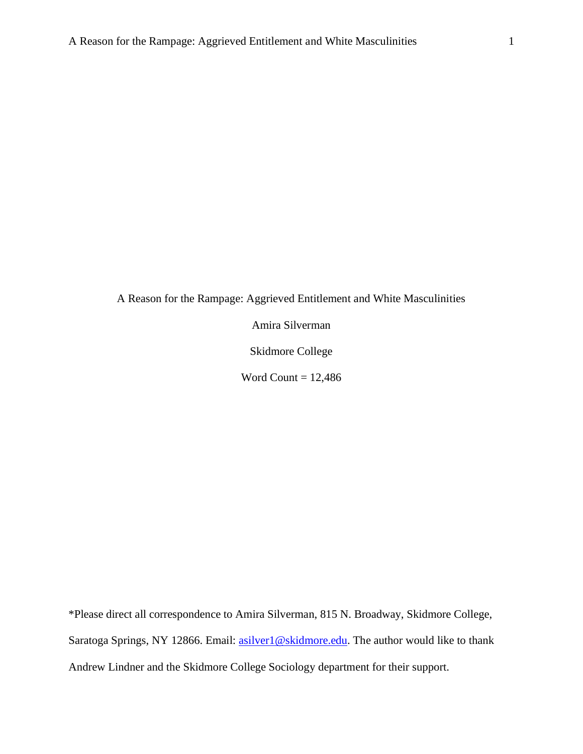A Reason for the Rampage: Aggrieved Entitlement and White Masculinities

Amira Silverman

Skidmore College

Word Count = 12,486

*Please direct all correspondence to Amira Silverman, 815 N. Broadway, Skidmore College, Saratoga Springs, NY 12866. Email: asilver1@skidmore.edu. The author would like to thank Andrew Lindner and the Skidmore College Sociology department for their support.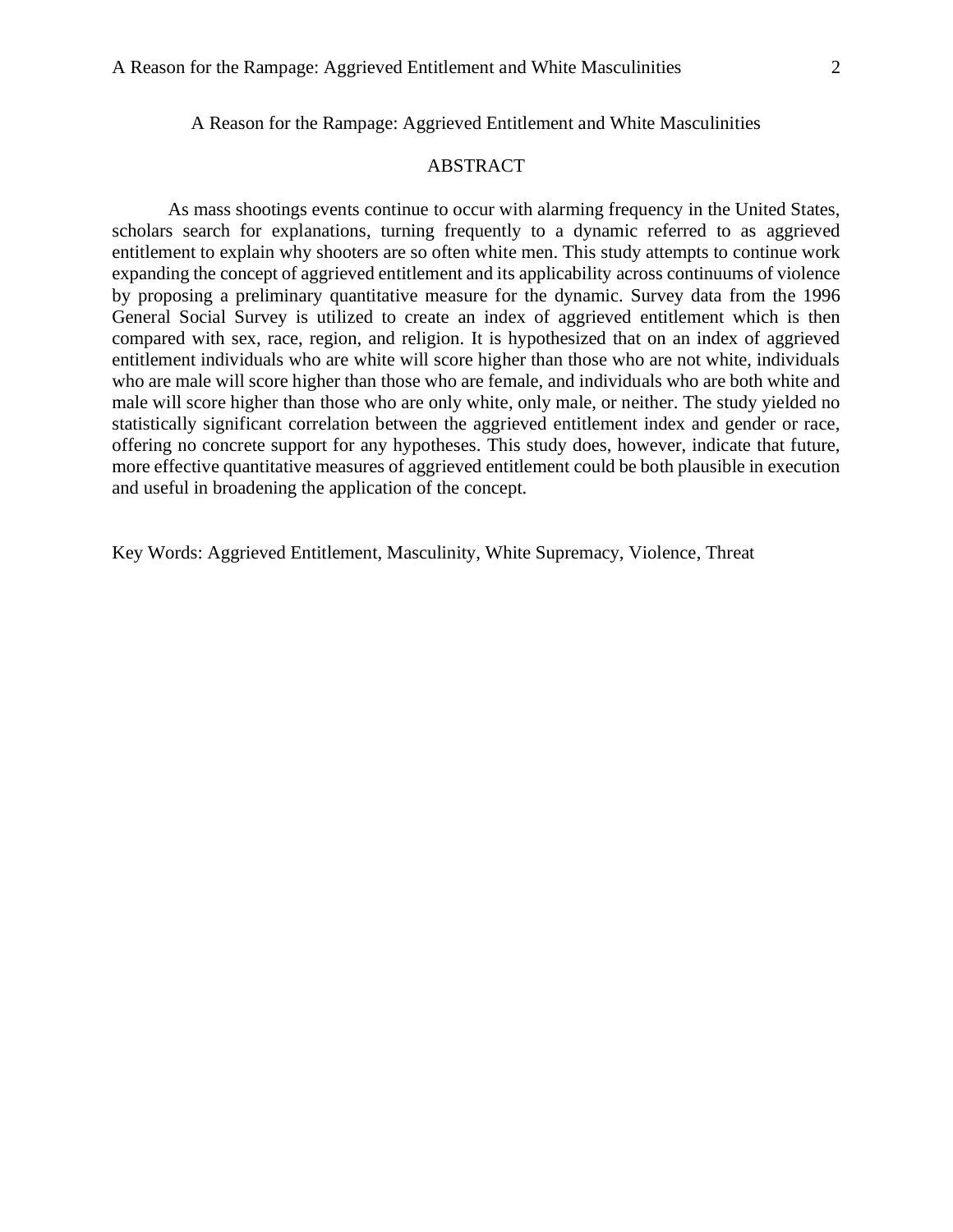# A Reason for the Rampage: Aggrieved Entitlement and White Masculinities

## ABSTRACT

As mass shootings events continue to occur with alarming frequency in the United States, scholars search for explanations, turning frequently to a dynamic referred to as aggrieved entitlement to explain why shooters are so often white men. This study attempts to continue work expanding the concept of aggrieved entitlement and its applicability across continuums of violence by proposing a preliminary quantitative measure for the dynamic. Survey data from the 1996 General Social Survey is utilized to create an index of aggrieved entitlement which is then compared with sex, race, region, and religion. It is hypothesized that on an index of aggrieved entitlement individuals who are white will score higher than those who are not white, individuals who are male will score higher than those who are female, and individuals who are both white and male will score higher than those who are only white, only male, or neither. The study yielded no statistically significant correlation between the aggrieved entitlement index and gender or race, offering no concrete support for any hypotheses. This study does, however, indicate that future, more effective quantitative measures of aggrieved entitlement could be both plausible in execution and useful in broadening the application of the concept.

Key Words: Aggrieved Entitlement, Masculinity, White Supremacy, Violence, Threat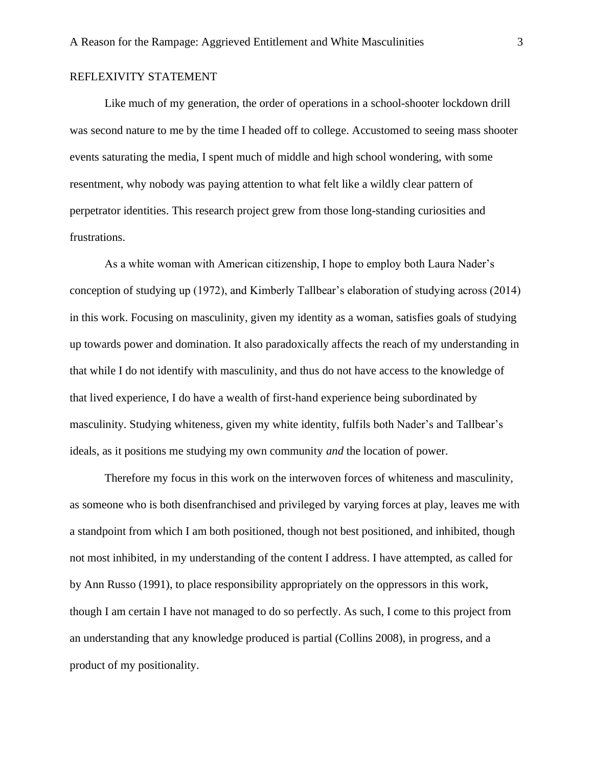## REFLEXIVITY STATEMENT

Like much of my generation, the order of operations in a school-shooter lockdown drill was second nature to me by the time I headed off to college. Accustomed to seeing mass shooter events saturating the media, I spent much of middle and high school wondering, with some resentment, why nobody was paying attention to what felt like a wildly clear pattern of perpetrator identities. This research project grew from those long-standing curiosities and frustrations.

As a white woman with American citizenship, I hope to employ both Laura Nader's conception of studying up (1972), and Kimberly Tallbear's elaboration of studying across (2014) in this work. Focusing on masculinity, given my identity as a woman, satisfies goals of studying up towards power and domination. It also paradoxically affects the reach of my understanding in that while I do not identify with masculinity, and thus do not have access to the knowledge of that lived experience, I do have a wealth of first-hand experience being subordinated by masculinity. Studying whiteness, given my white identity, fulfils both Nader's and Tallbear's ideals, as it positions me studying my own community *and* the location of power.

Therefore my focus in this work on the interwoven forces of whiteness and masculinity, as someone who is both disenfranchised and privileged by varying forces at play, leaves me with a standpoint from which I am both positioned, though not best positioned, and inhibited, though not most inhibited, in my understanding of the content I address. I have attempted, as called for by Ann Russo (1991), to place responsibility appropriately on the oppressors in this work, though I am certain I have not managed to do so perfectly. As such, I come to this project from an understanding that any knowledge produced is partial (Collins 2008), in progress, and a product of my positionality.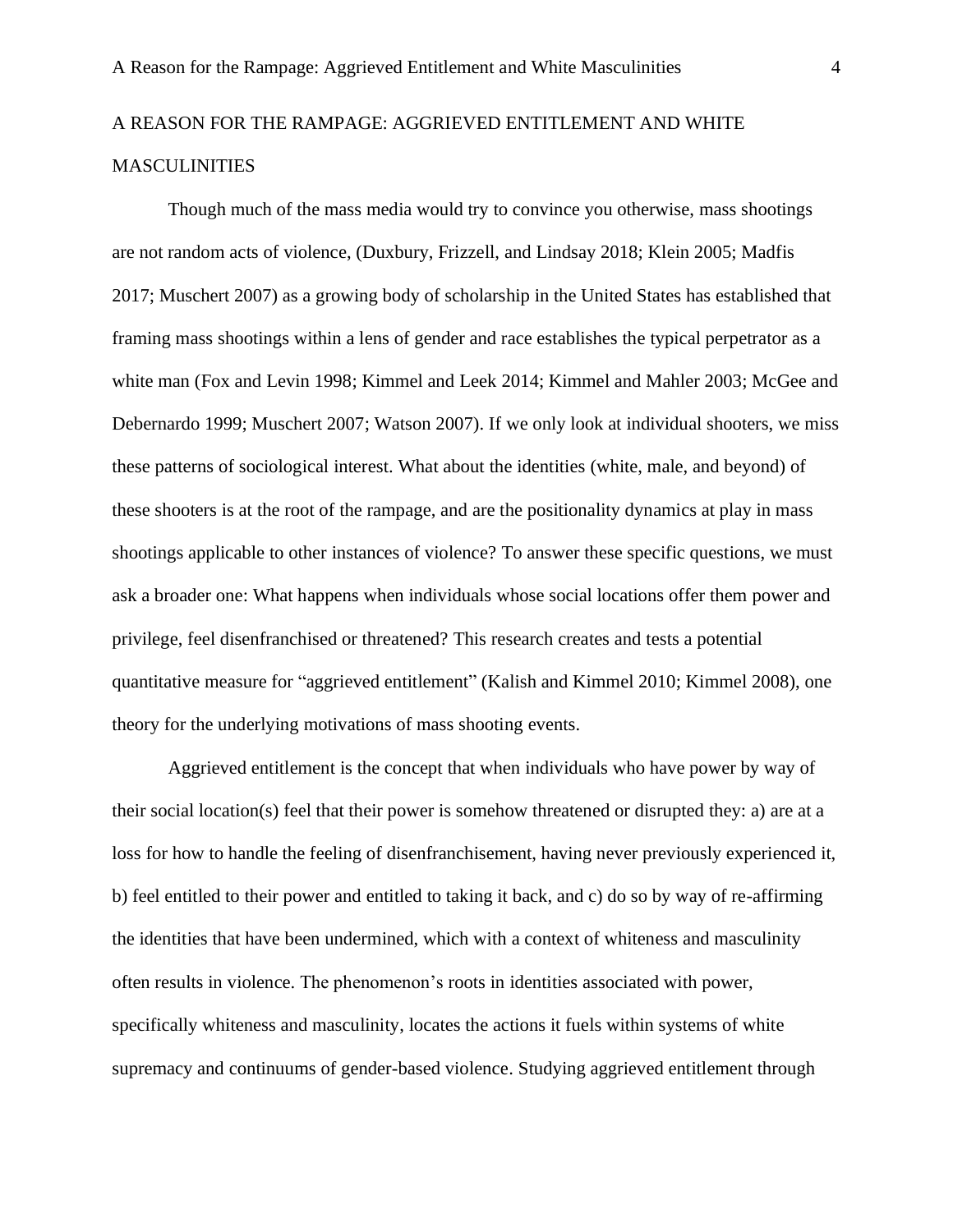# A REASON FOR THE RAMPAGE: AGGRIEVED ENTITLEMENT AND WHITE MASCULINITIES

Though much of the mass media would try to convince you otherwise, mass shootings are not random acts of violence, (Duxbury, Frizzell, and Lindsay 2018; Klein 2005; Madfis 2017; Muschert 2007) as a growing body of scholarship in the United States has established that framing mass shootings within a lens of gender and race establishes the typical perpetrator as a white man (Fox and Levin 1998; Kimmel and Leek 2014; Kimmel and Mahler 2003; McGee and Debernardo 1999; Muschert 2007; Watson 2007). If we only look at individual shooters, we miss these patterns of sociological interest. What about the identities (white, male, and beyond) of these shooters is at the root of the rampage, and are the positionality dynamics at play in mass shootings applicable to other instances of violence? To answer these specific questions, we must ask a broader one: What happens when individuals whose social locations offer them power and privilege, feel disenfranchised or threatened? This research creates and tests a potential quantitative measure for "aggrieved entitlement" (Kalish and Kimmel 2010; Kimmel 2008), one theory for the underlying motivations of mass shooting events.

Aggrieved entitlement is the concept that when individuals who have power by way of their social location(s) feel that their power is somehow threatened or disrupted they: a) are at a loss for how to handle the feeling of disenfranchisement, having never previously experienced it, b) feel entitled to their power and entitled to taking it back, and c) do so by way of re-affirming the identities that have been undermined, which with a context of whiteness and masculinity often results in violence. The phenomenon's roots in identities associated with power, specifically whiteness and masculinity, locates the actions it fuels within systems of white supremacy and continuums of gender-based violence. Studying aggrieved entitlement through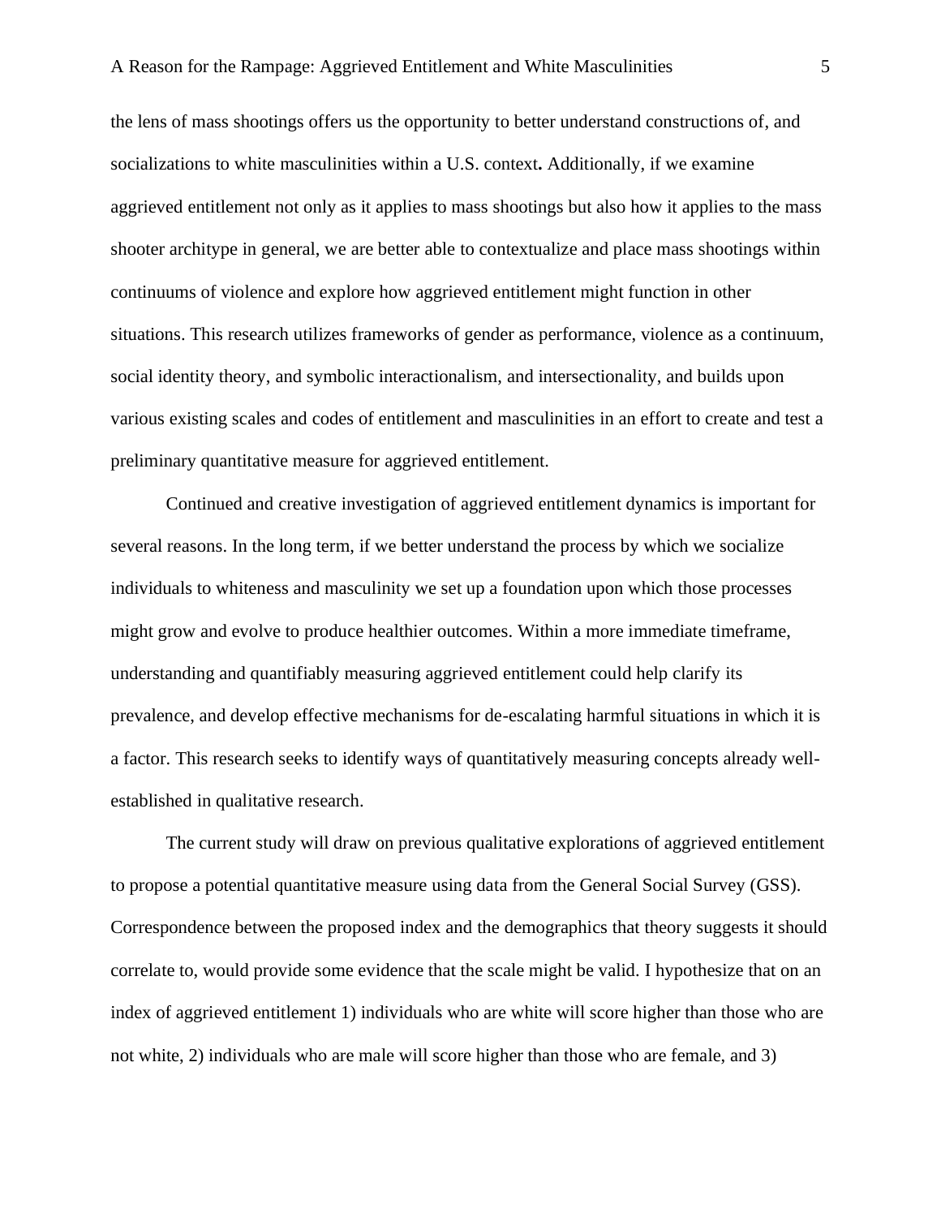the lens of mass shootings offers us the opportunity to better understand constructions of, and socializations to white masculinities within a U.S. context**.** Additionally, if we examine aggrieved entitlement not only as it applies to mass shootings but also how it applies to the mass shooter architype in general, we are better able to contextualize and place mass shootings within continuums of violence and explore how aggrieved entitlement might function in other situations. This research utilizes frameworks of gender as performance, violence as a continuum, social identity theory, and symbolic interactionalism, and intersectionality, and builds upon various existing scales and codes of entitlement and masculinities in an effort to create and test a preliminary quantitative measure for aggrieved entitlement.

Continued and creative investigation of aggrieved entitlement dynamics is important for several reasons. In the long term, if we better understand the process by which we socialize individuals to whiteness and masculinity we set up a foundation upon which those processes might grow and evolve to produce healthier outcomes. Within a more immediate timeframe, understanding and quantifiably measuring aggrieved entitlement could help clarify its prevalence, and develop effective mechanisms for de-escalating harmful situations in which it is a factor. This research seeks to identify ways of quantitatively measuring concepts already well-established in qualitative research.

The current study will draw on previous qualitative explorations of aggrieved entitlement to propose a potential quantitative measure using data from the General Social Survey (GSS). Correspondence between the proposed index and the demographics that theory suggests it should correlate to, would provide some evidence that the scale might be valid. I hypothesize that on an index of aggrieved entitlement 1) individuals who are white will score higher than those who are not white, 2) individuals who are male will score higher than those who are female, and 3)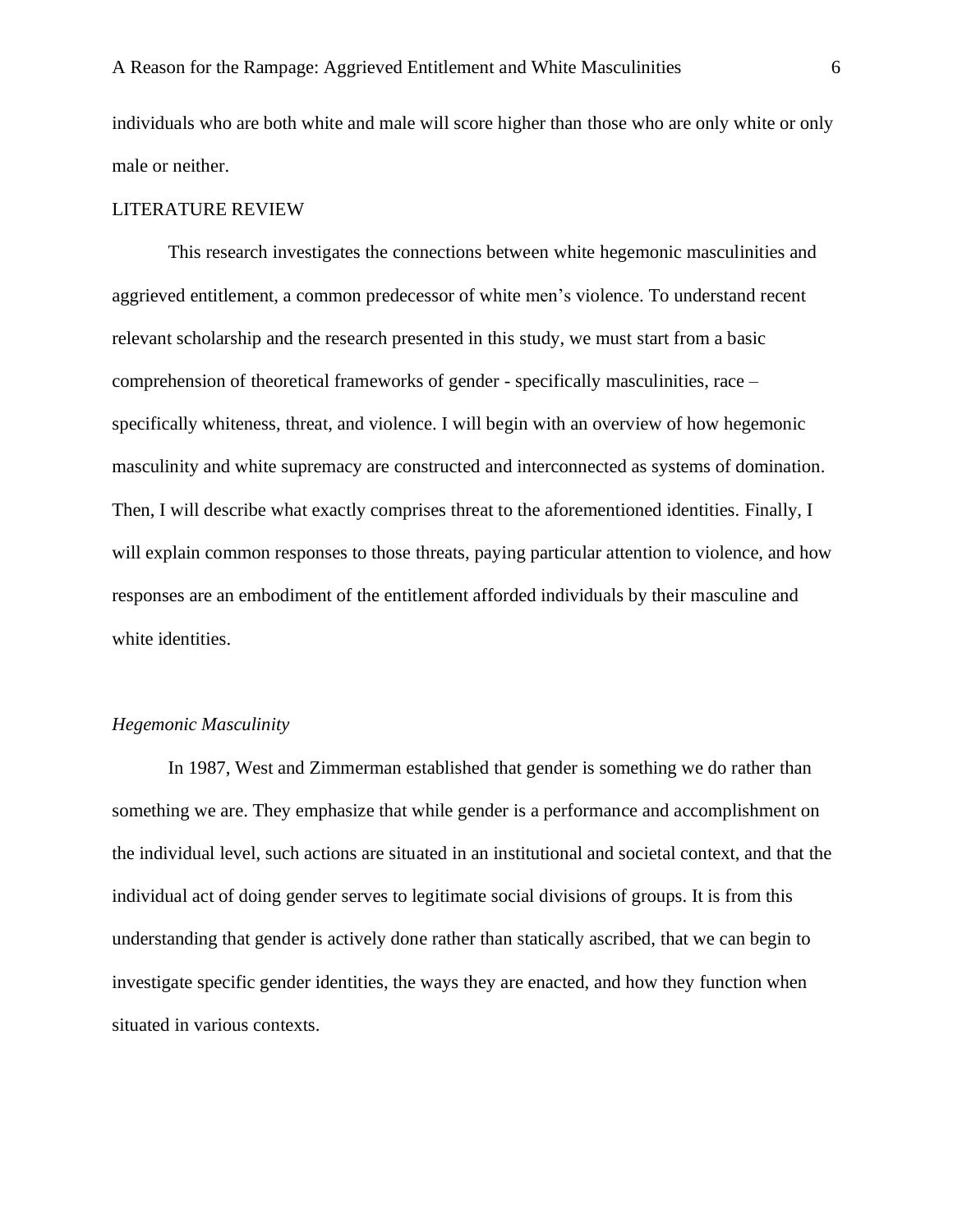individuals who are both white and male will score higher than those who are only white or only male or neither.

## LITERATURE REVIEW

This research investigates the connections between white hegemonic masculinities and aggrieved entitlement, a common predecessor of white men's violence. To understand recent relevant scholarship and the research presented in this study, we must start from a basic comprehension of theoretical frameworks of gender - specifically masculinities, race – specifically whiteness, threat, and violence. I will begin with an overview of how hegemonic masculinity and white supremacy are constructed and interconnected as systems of domination. Then, I will describe what exactly comprises threat to the aforementioned identities. Finally, I will explain common responses to those threats, paying particular attention to violence, and how responses are an embodiment of the entitlement afforded individuals by their masculine and white identities.

### *Hegemonic Masculinity*

In 1987, West and Zimmerman established that gender is something we do rather than something we are. They emphasize that while gender is a performance and accomplishment on the individual level, such actions are situated in an institutional and societal context, and that the individual act of doing gender serves to legitimate social divisions of groups. It is from this understanding that gender is actively done rather than statically ascribed, that we can begin to investigate specific gender identities, the ways they are enacted, and how they function when situated in various contexts.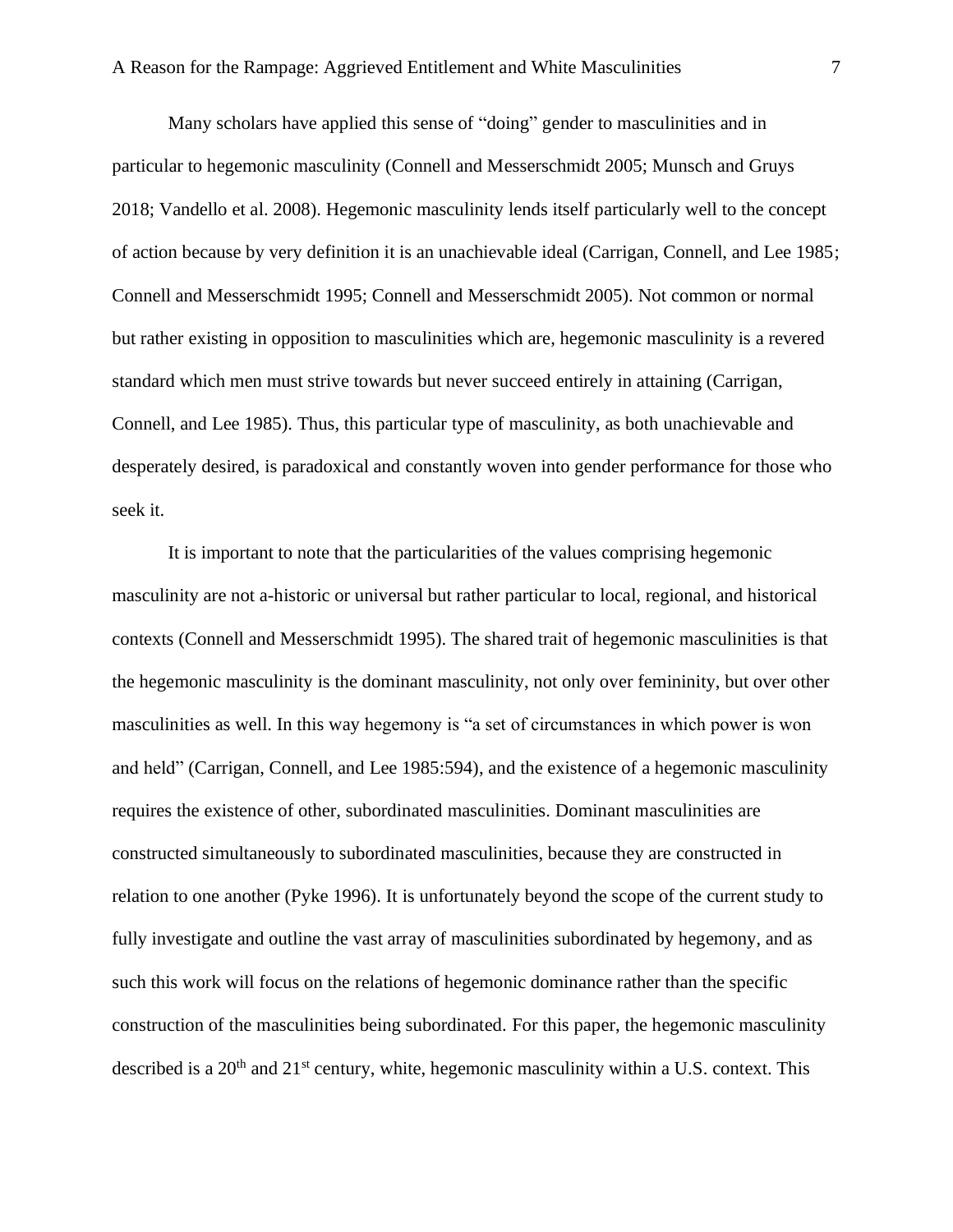Many scholars have applied this sense of "doing" gender to masculinities and in particular to hegemonic masculinity (Connell and Messerschmidt 2005; Munsch and Gruys 2018; Vandello et al. 2008). Hegemonic masculinity lends itself particularly well to the concept of action because by very definition it is an unachievable ideal (Carrigan, Connell, and Lee 1985; Connell and Messerschmidt 1995; Connell and Messerschmidt 2005). Not common or normal but rather existing in opposition to masculinities which are, hegemonic masculinity is a revered standard which men must strive towards but never succeed entirely in attaining (Carrigan, Connell, and Lee 1985). Thus, this particular type of masculinity, as both unachievable and desperately desired, is paradoxical and constantly woven into gender performance for those who seek it.

It is important to note that the particularities of the values comprising hegemonic masculinity are not a-historic or universal but rather particular to local, regional, and historical contexts (Connell and Messerschmidt 1995). The shared trait of hegemonic masculinities is that the hegemonic masculinity is the dominant masculinity, not only over femininity, but over other masculinities as well. In this way hegemony is "a set of circumstances in which power is won and held" (Carrigan, Connell, and Lee 1985:594), and the existence of a hegemonic masculinity requires the existence of other, subordinated masculinities. Dominant masculinities are constructed simultaneously to subordinated masculinities, because they are constructed in relation to one another (Pyke 1996). It is unfortunately beyond the scope of the current study to fully investigate and outline the vast array of masculinities subordinated by hegemony, and as such this work will focus on the relations of hegemonic dominance rather than the specific construction of the masculinities being subordinated. For this paper, the hegemonic masculinity described is a 20th and 21st century, white, hegemonic masculinity within a U.S. context. This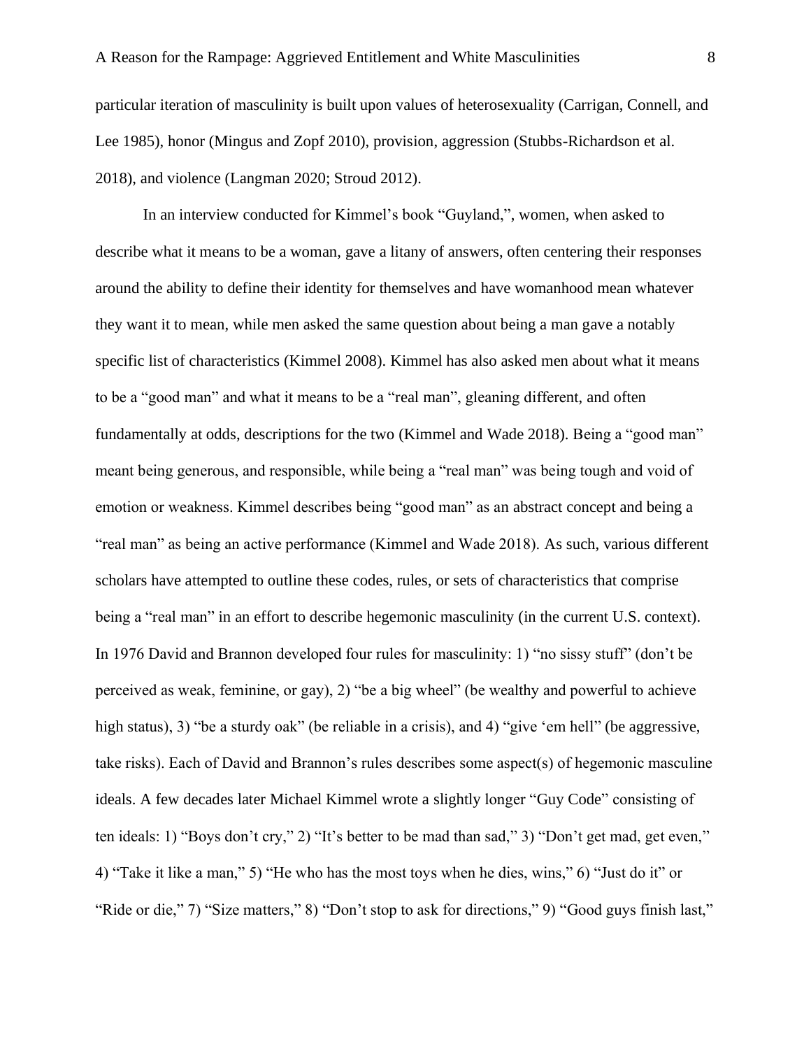particular iteration of masculinity is built upon values of heterosexuality (Carrigan, Connell, and Lee 1985), honor (Mingus and Zopf 2010), provision, aggression (Stubbs-Richardson et al. 2018), and violence (Langman 2020; Stroud 2012).

In an interview conducted for Kimmel's book "Guyland,", women, when asked to describe what it means to be a woman, gave a litany of answers, often centering their responses around the ability to define their identity for themselves and have womanhood mean whatever they want it to mean, while men asked the same question about being a man gave a notably specific list of characteristics (Kimmel 2008). Kimmel has also asked men about what it means to be a "good man" and what it means to be a "real man", gleaning different, and often fundamentally at odds, descriptions for the two (Kimmel and Wade 2018). Being a "good man" meant being generous, and responsible, while being a "real man" was being tough and void of emotion or weakness. Kimmel describes being "good man" as an abstract concept and being a "real man" as being an active performance (Kimmel and Wade 2018). As such, various different scholars have attempted to outline these codes, rules, or sets of characteristics that comprise being a "real man" in an effort to describe hegemonic masculinity (in the current U.S. context). In 1976 David and Brannon developed four rules for masculinity: 1) "no sissy stuff" (don't be perceived as weak, feminine, or gay), 2) "be a big wheel" (be wealthy and powerful to achieve high status), 3) "be a sturdy oak" (be reliable in a crisis), and 4) "give 'em hell" (be aggressive, take risks). Each of David and Brannon's rules describes some aspect(s) of hegemonic masculine ideals. A few decades later Michael Kimmel wrote a slightly longer "Guy Code" consisting of ten ideals: 1) "Boys don't cry," 2) "It's better to be mad than sad," 3) "Don't get mad, get even," 4) "Take it like a man," 5) "He who has the most toys when he dies, wins," 6) "Just do it" or "Ride or die," 7) "Size matters," 8) "Don't stop to ask for directions," 9) "Good guys finish last,"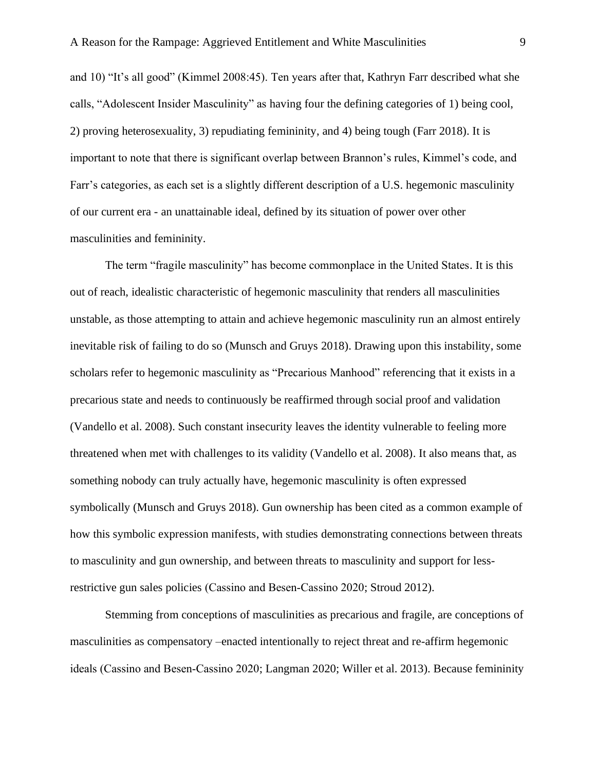and 10) "It's all good" (Kimmel 2008:45). Ten years after that, Kathryn Farr described what she calls, "Adolescent Insider Masculinity" as having four the defining categories of 1) being cool, 2) proving heterosexuality, 3) repudiating femininity, and 4) being tough (Farr 2018). It is important to note that there is significant overlap between Brannon's rules, Kimmel's code, and Farr's categories, as each set is a slightly different description of a U.S. hegemonic masculinity of our current era - an unattainable ideal, defined by its situation of power over other masculinities and femininity.

The term "fragile masculinity" has become commonplace in the United States. It is this out of reach, idealistic characteristic of hegemonic masculinity that renders all masculinities unstable, as those attempting to attain and achieve hegemonic masculinity run an almost entirely inevitable risk of failing to do so (Munsch and Gruys 2018). Drawing upon this instability, some scholars refer to hegemonic masculinity as "Precarious Manhood" referencing that it exists in a precarious state and needs to continuously be reaffirmed through social proof and validation (Vandello et al. 2008). Such constant insecurity leaves the identity vulnerable to feeling more threatened when met with challenges to its validity (Vandello et al. 2008). It also means that, as something nobody can truly actually have, hegemonic masculinity is often expressed symbolically (Munsch and Gruys 2018). Gun ownership has been cited as a common example of how this symbolic expression manifests, with studies demonstrating connections between threats to masculinity and gun ownership, and between threats to masculinity and support for less-restrictive gun sales policies (Cassino and Besen-Cassino 2020; Stroud 2012).

Stemming from conceptions of masculinities as precarious and fragile, are conceptions of masculinities as compensatory –enacted intentionally to reject threat and re-affirm hegemonic ideals (Cassino and Besen-Cassino 2020; Langman 2020; Willer et al. 2013). Because femininity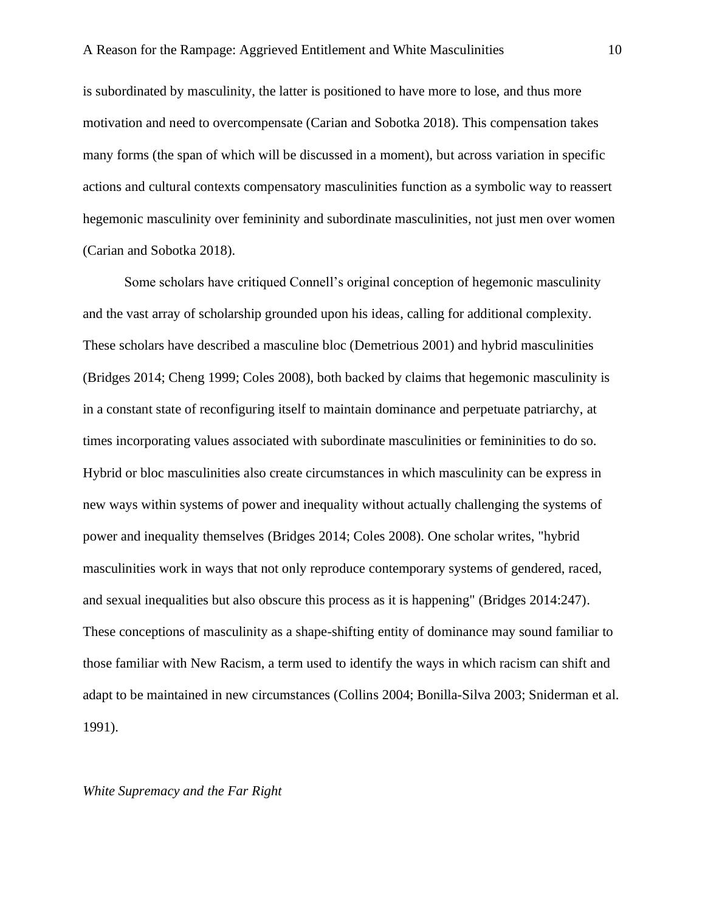is subordinated by masculinity, the latter is positioned to have more to lose, and thus more motivation and need to overcompensate (Carian and Sobotka 2018). This compensation takes many forms (the span of which will be discussed in a moment), but across variation in specific actions and cultural contexts compensatory masculinities function as a symbolic way to reassert hegemonic masculinity over femininity and subordinate masculinities, not just men over women (Carian and Sobotka 2018).

Some scholars have critiqued Connell's original conception of hegemonic masculinity and the vast array of scholarship grounded upon his ideas, calling for additional complexity. These scholars have described a masculine bloc (Demetrious 2001) and hybrid masculinities (Bridges 2014; Cheng 1999; Coles 2008), both backed by claims that hegemonic masculinity is in a constant state of reconfiguring itself to maintain dominance and perpetuate patriarchy, at times incorporating values associated with subordinate masculinities or femininities to do so. Hybrid or bloc masculinities also create circumstances in which masculinity can be express in new ways within systems of power and inequality without actually challenging the systems of power and inequality themselves (Bridges 2014; Coles 2008). One scholar writes, "hybrid masculinities work in ways that not only reproduce contemporary systems of gendered, raced, and sexual inequalities but also obscure this process as it is happening" (Bridges 2014:247). These conceptions of masculinity as a shape-shifting entity of dominance may sound familiar to those familiar with New Racism, a term used to identify the ways in which racism can shift and adapt to be maintained in new circumstances (Collins 2004; Bonilla-Silva 2003; Sniderman et al. 1991).

### *White Supremacy and the Far Right*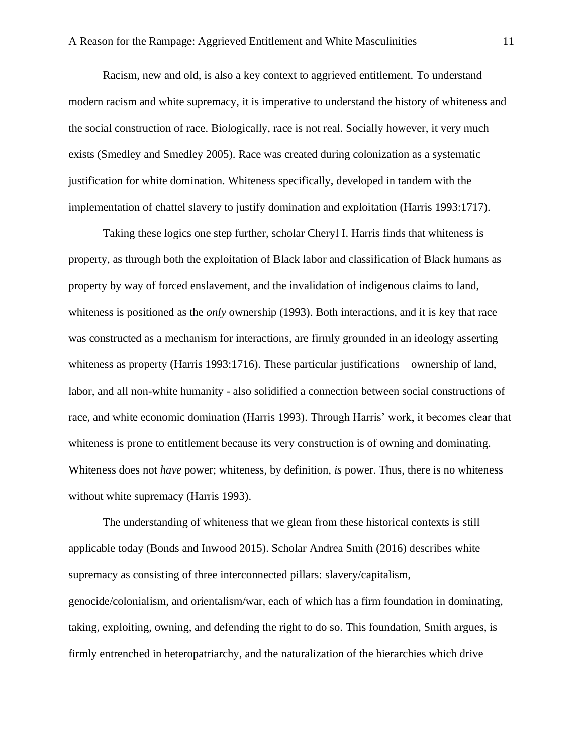Racism, new and old, is also a key context to aggrieved entitlement. To understand modern racism and white supremacy, it is imperative to understand the history of whiteness and the social construction of race. Biologically, race is not real. Socially however, it very much exists (Smedley and Smedley 2005). Race was created during colonization as a systematic justification for white domination. Whiteness specifically, developed in tandem with the implementation of chattel slavery to justify domination and exploitation (Harris 1993:1717).

Taking these logics one step further, scholar Cheryl I. Harris finds that whiteness is property, as through both the exploitation of Black labor and classification of Black humans as property by way of forced enslavement, and the invalidation of indigenous claims to land, whiteness is positioned as the *only* ownership (1993). Both interactions, and it is key that race was constructed as a mechanism for interactions, are firmly grounded in an ideology asserting whiteness as property (Harris 1993:1716). These particular justifications – ownership of land, labor, and all non-white humanity - also solidified a connection between social constructions of race, and white economic domination (Harris 1993). Through Harris' work, it becomes clear that whiteness is prone to entitlement because its very construction is of owning and dominating. Whiteness does not *have* power; whiteness, by definition, *is* power. Thus, there is no whiteness without white supremacy (Harris 1993).

The understanding of whiteness that we glean from these historical contexts is still applicable today (Bonds and Inwood 2015). Scholar Andrea Smith (2016) describes white supremacy as consisting of three interconnected pillars: slavery/capitalism, genocide/colonialism, and orientalism/war, each of which has a firm foundation in dominating, taking, exploiting, owning, and defending the right to do so. This foundation, Smith argues, is firmly entrenched in heteropatriarchy, and the naturalization of the hierarchies which drive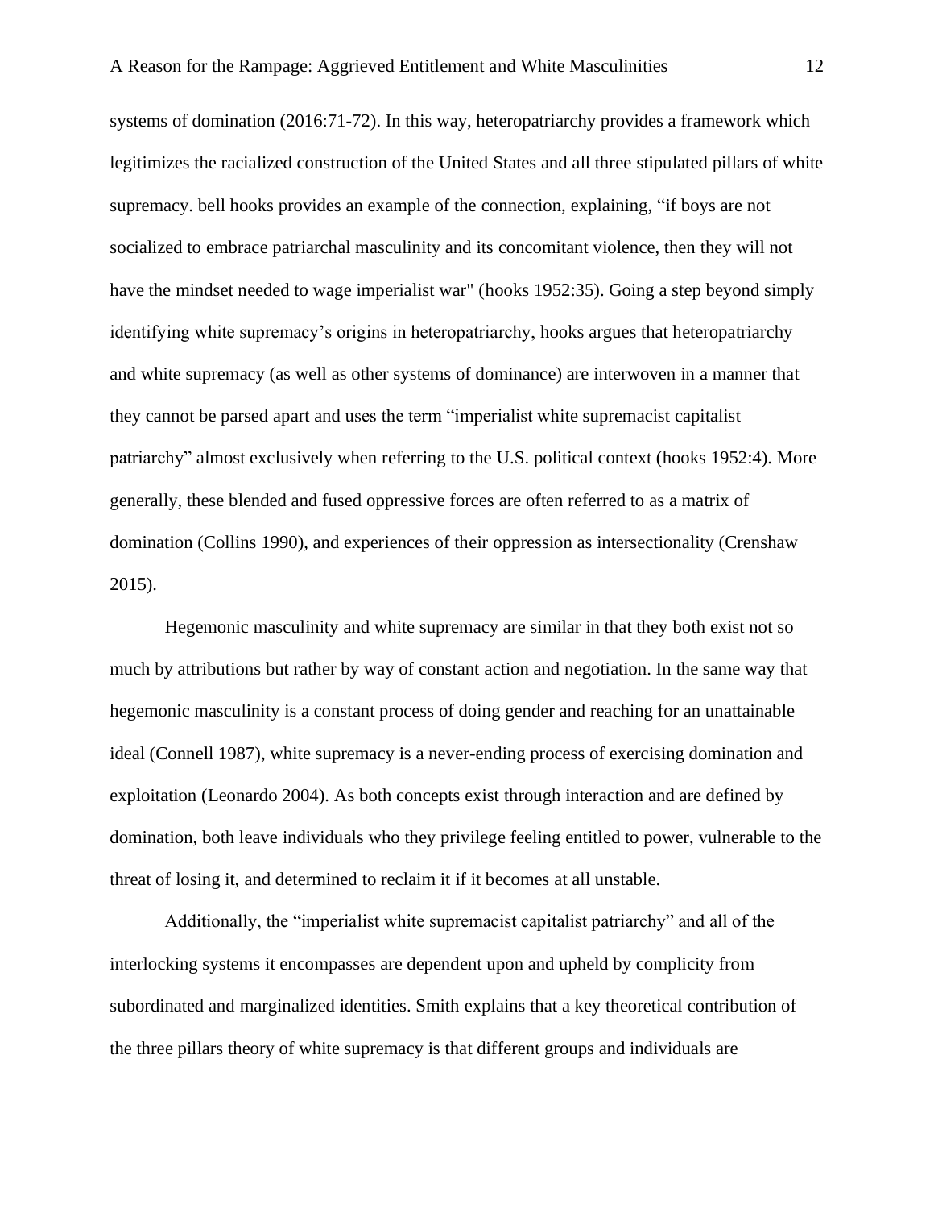systems of domination (2016:71-72). In this way, heteropatriarchy provides a framework which legitimizes the racialized construction of the United States and all three stipulated pillars of white supremacy. bell hooks provides an example of the connection, explaining, "if boys are not socialized to embrace patriarchal masculinity and its concomitant violence, then they will not have the mindset needed to wage imperialist war" (hooks 1952:35). Going a step beyond simply identifying white supremacy's origins in heteropatriarchy, hooks argues that heteropatriarchy and white supremacy (as well as other systems of dominance) are interwoven in a manner that they cannot be parsed apart and uses the term "imperialist white supremacist capitalist patriarchy" almost exclusively when referring to the U.S. political context (hooks 1952:4). More generally, these blended and fused oppressive forces are often referred to as a matrix of domination (Collins 1990), and experiences of their oppression as intersectionality (Crenshaw 2015).

Hegemonic masculinity and white supremacy are similar in that they both exist not so much by attributions but rather by way of constant action and negotiation. In the same way that hegemonic masculinity is a constant process of doing gender and reaching for an unattainable ideal (Connell 1987), white supremacy is a never-ending process of exercising domination and exploitation (Leonardo 2004). As both concepts exist through interaction and are defined by domination, both leave individuals who they privilege feeling entitled to power, vulnerable to the threat of losing it, and determined to reclaim it if it becomes at all unstable.

Additionally, the "imperialist white supremacist capitalist patriarchy" and all of the interlocking systems it encompasses are dependent upon and upheld by complicity from subordinated and marginalized identities. Smith explains that a key theoretical contribution of the three pillars theory of white supremacy is that different groups and individuals are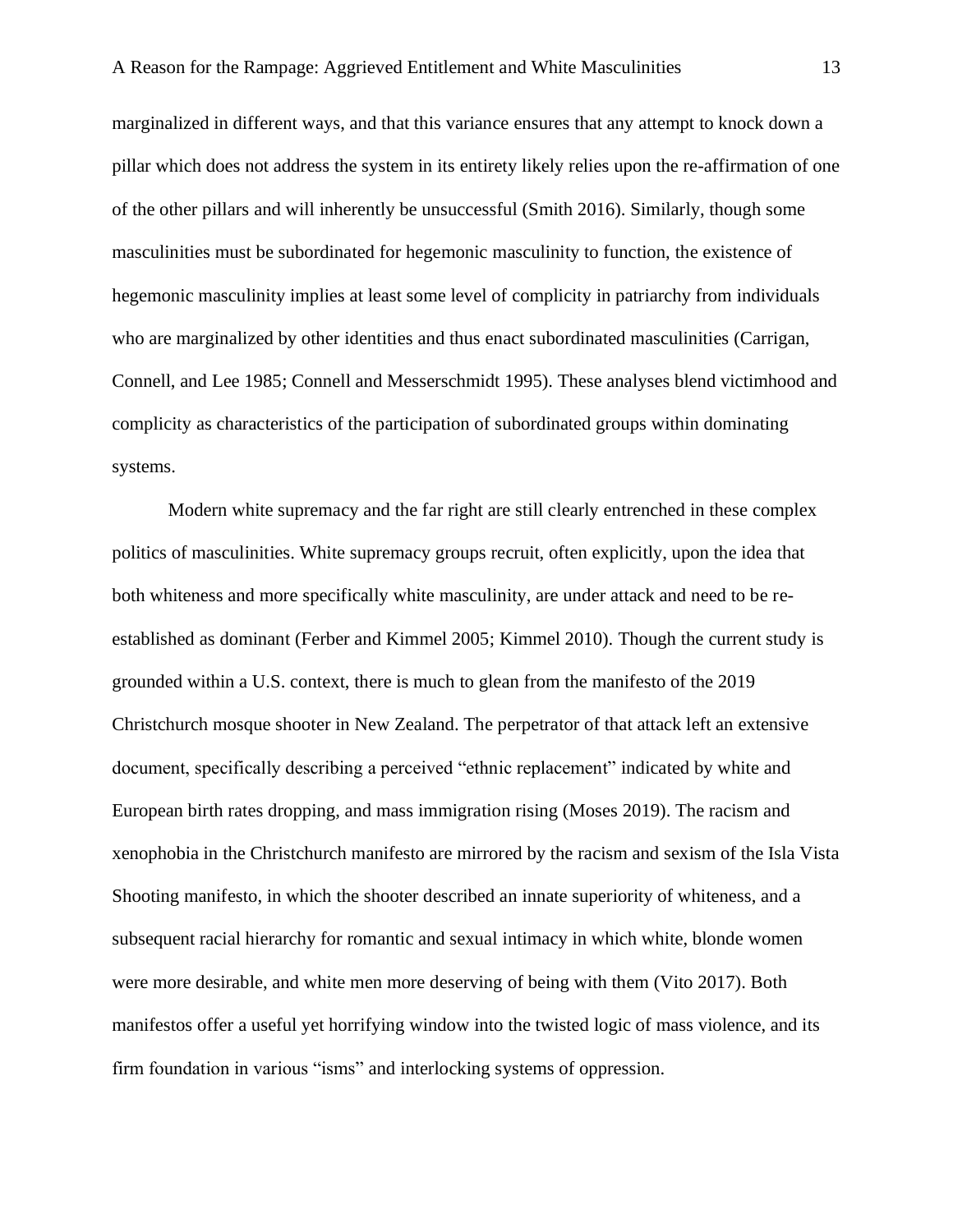marginalized in different ways, and that this variance ensures that any attempt to knock down a pillar which does not address the system in its entirety likely relies upon the re-affirmation of one of the other pillars and will inherently be unsuccessful (Smith 2016). Similarly, though some masculinities must be subordinated for hegemonic masculinity to function, the existence of hegemonic masculinity implies at least some level of complicity in patriarchy from individuals who are marginalized by other identities and thus enact subordinated masculinities (Carrigan, Connell, and Lee 1985; Connell and Messerschmidt 1995). These analyses blend victimhood and complicity as characteristics of the participation of subordinated groups within dominating systems.

Modern white supremacy and the far right are still clearly entrenched in these complex politics of masculinities. White supremacy groups recruit, often explicitly, upon the idea that both whiteness and more specifically white masculinity, are under attack and need to be re-established as dominant (Ferber and Kimmel 2005; Kimmel 2010). Though the current study is grounded within a U.S. context, there is much to glean from the manifesto of the 2019 Christchurch mosque shooter in New Zealand. The perpetrator of that attack left an extensive document, specifically describing a perceived "ethnic replacement" indicated by white and European birth rates dropping, and mass immigration rising (Moses 2019). The racism and xenophobia in the Christchurch manifesto are mirrored by the racism and sexism of the Isla Vista Shooting manifesto, in which the shooter described an innate superiority of whiteness, and a subsequent racial hierarchy for romantic and sexual intimacy in which white, blonde women were more desirable, and white men more deserving of being with them (Vito 2017). Both manifestos offer a useful yet horrifying window into the twisted logic of mass violence, and its firm foundation in various "isms" and interlocking systems of oppression.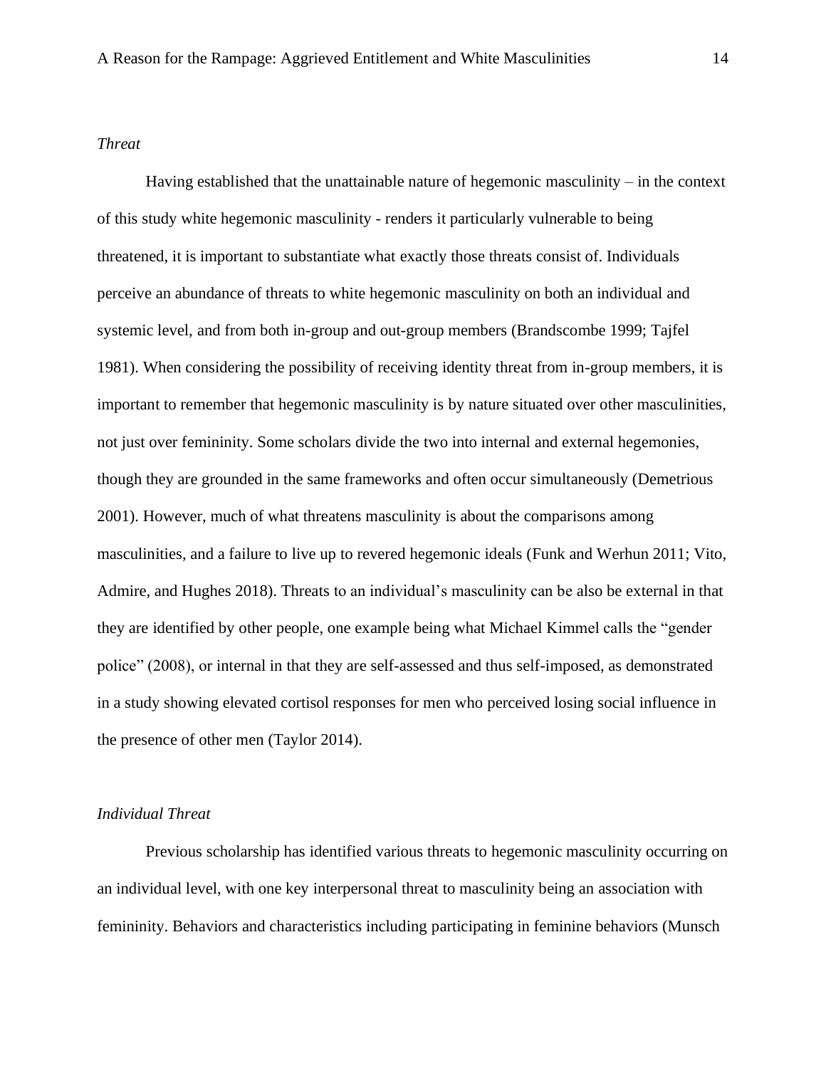*Threat*

Having established that the unattainable nature of hegemonic masculinity – in the context of this study white hegemonic masculinity - renders it particularly vulnerable to being threatened, it is important to substantiate what exactly those threats consist of. Individuals perceive an abundance of threats to white hegemonic masculinity on both an individual and systemic level, and from both in-group and out-group members (Brandscombe 1999; Tajfel 1981). When considering the possibility of receiving identity threat from in-group members, it is important to remember that hegemonic masculinity is by nature situated over other masculinities, not just over femininity. Some scholars divide the two into internal and external hegemonies, though they are grounded in the same frameworks and often occur simultaneously (Demetriou 2001). However, much of what threatens masculinity is about the comparisons among masculinities, and a failure to live up to revered hegemonic ideals (Funk and Werhun 2011; Vito, Admire, and Hughes 2018). Threats to an individual's masculinity can be also be external in that they are identified by other people, one example being what Michael Kimmel calls the "gender police" (2008), or internal in that they are self-assessed and thus self-imposed, as demonstrated in a study showing elevated cortisol responses for men who perceived losing social influence in the presence of other men (Taylor 2014).

*Individual Threat*

Previous scholarship has identified various threats to hegemonic masculinity occurring on an individual level, with one key interpersonal threat to masculinity being an association with femininity. Behaviors and characteristics including participating in feminine behaviors (Munsch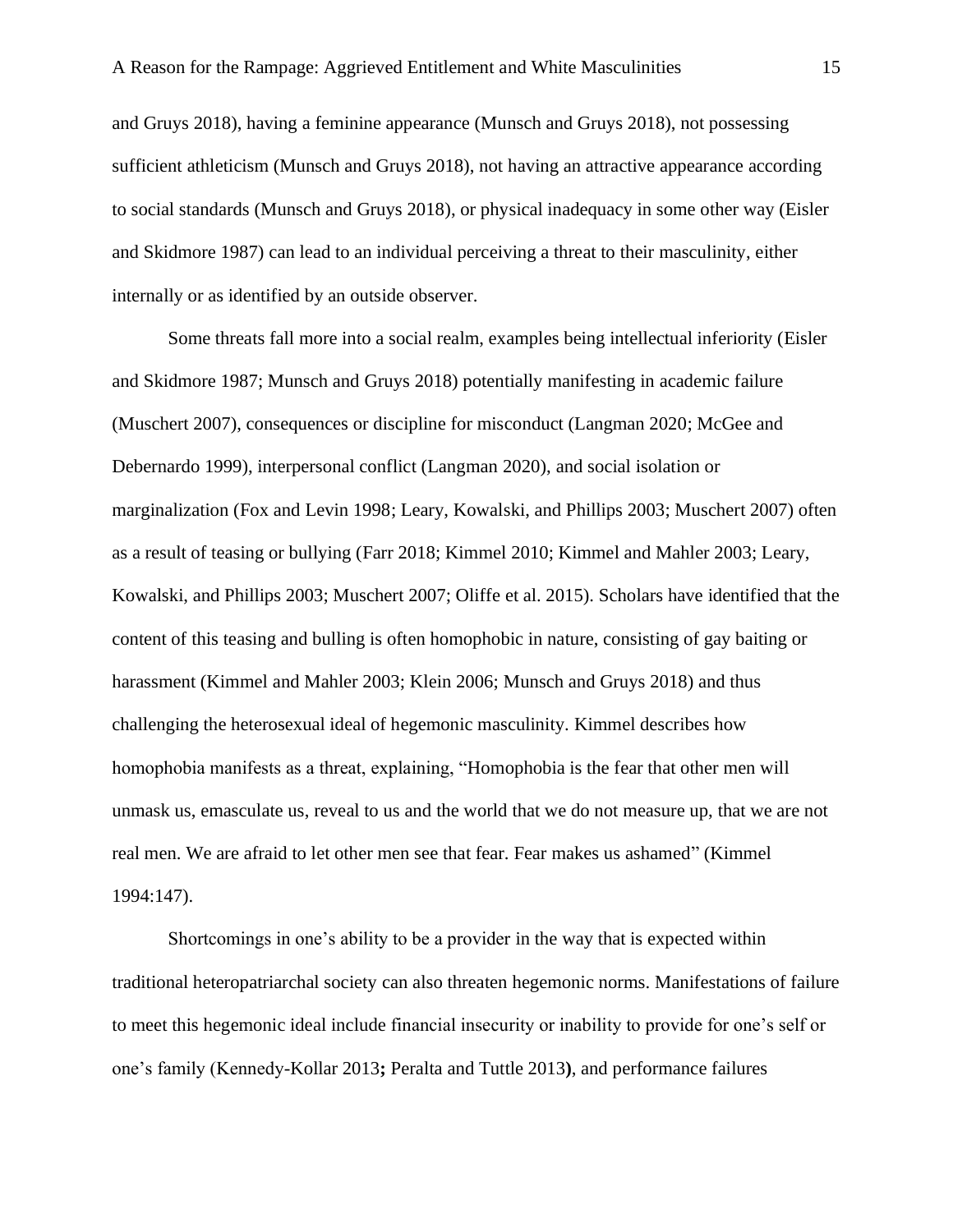and Gruys 2018), having a feminine appearance (Munsch and Gruys 2018), not possessing sufficient athleticism (Munsch and Gruys 2018), not having an attractive appearance according to social standards (Munsch and Gruys 2018), or physical inadequacy in some other way (Eisler and Skidmore 1987) can lead to an individual perceiving a threat to their masculinity, either internally or as identified by an outside observer.

Some threats fall more into a social realm, examples being intellectual inferiority (Eisler and Skidmore 1987; Munsch and Gruys 2018) potentially manifesting in academic failure (Muschert 2007), consequences or discipline for misconduct (Langman 2020; McGee and Debernardo 1999), interpersonal conflict (Langman 2020), and social isolation or marginalization (Fox and Levin 1998; Leary, Kowalski, and Phillips 2003; Muschert 2007) often as a result of teasing or bullying (Farr 2018; Kimmel 2010; Kimmel and Mahler 2003; Leary, Kowalski, and Phillips 2003; Muschert 2007; Oliffe et al. 2015). Scholars have identified that the content of this teasing and bulling is often homophobic in nature, consisting of gay baiting or harassment (Kimmel and Mahler 2003; Klein 2006; Munsch and Gruys 2018) and thus challenging the heterosexual ideal of hegemonic masculinity. Kimmel describes how homophobia manifests as a threat, explaining, "Homophobia is the fear that other men will unmask us, emasculate us, reveal to us and the world that we do not measure up, that we are not real men. We are afraid to let other men see that fear. Fear makes us ashamed" (Kimmel 1994:147).

Shortcomings in one's ability to be a provider in the way that is expected within traditional heteropatriarchal society can also threaten hegemonic norms. Manifestations of failure to meet this hegemonic ideal include financial insecurity or inability to provide for one's self or one's family (Kennedy-Kollar 2013**;** Peralta and Tuttle 2013**)**, and performance failures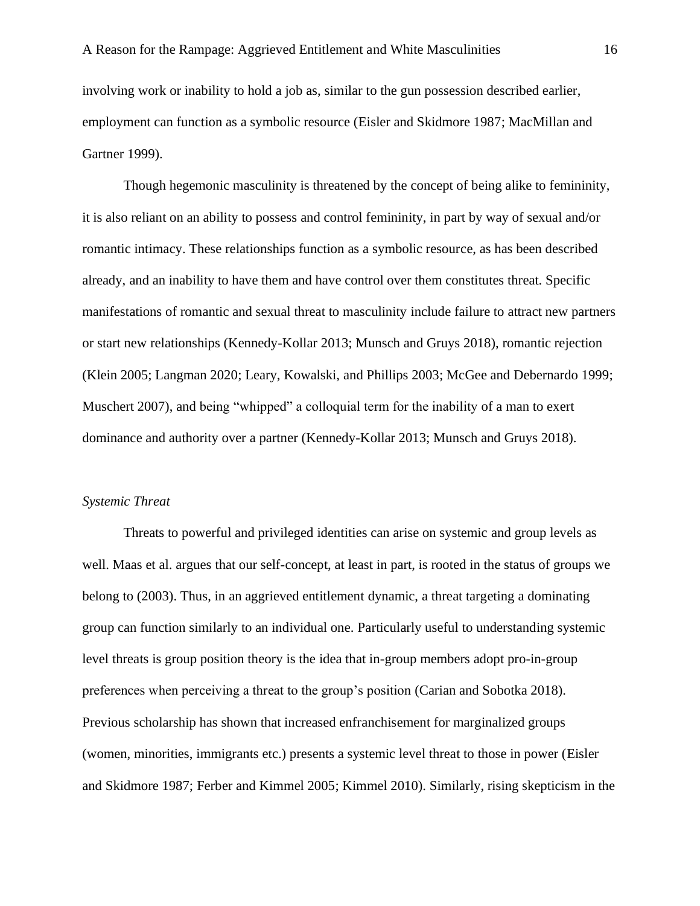involving work or inability to hold a job as, similar to the gun possession described earlier, employment can function as a symbolic resource (Eisler and Skidmore 1987; MacMillan and Gartner 1999).

Though hegemonic masculinity is threatened by the concept of being alike to femininity, it is also reliant on an ability to possess and control femininity, in part by way of sexual and/or romantic intimacy. These relationships function as a symbolic resource, as has been described already, and an inability to have them and have control over them constitutes threat. Specific manifestations of romantic and sexual threat to masculinity include failure to attract new partners or start new relationships (Kennedy-Kollar 2013; Munsch and Gruys 2018), romantic rejection (Klein 2005; Langman 2020; Leary, Kowalski, and Phillips 2003; McGee and Debernardo 1999; Muschert 2007), and being "whipped" a colloquial term for the inability of a man to exert dominance and authority over a partner (Kennedy-Kollar 2013; Munsch and Gruys 2018).

*Systemic Threat*

Threats to powerful and privileged identities can arise on systemic and group levels as well. Maas et al. argues that our self-concept, at least in part, is rooted in the status of groups we belong to (2003). Thus, in an aggrieved entitlement dynamic, a threat targeting a dominating group can function similarly to an individual one. Particularly useful to understanding systemic level threats is group position theory is the idea that in-group members adopt pro-in-group preferences when perceiving a threat to the group's position (Carian and Sobotka 2018). Previous scholarship has shown that increased enfranchisement for marginalized groups (women, minorities, immigrants etc.) presents a systemic level threat to those in power (Eisler and Skidmore 1987; Ferber and Kimmel 2005; Kimmel 2010). Similarly, rising skepticism in the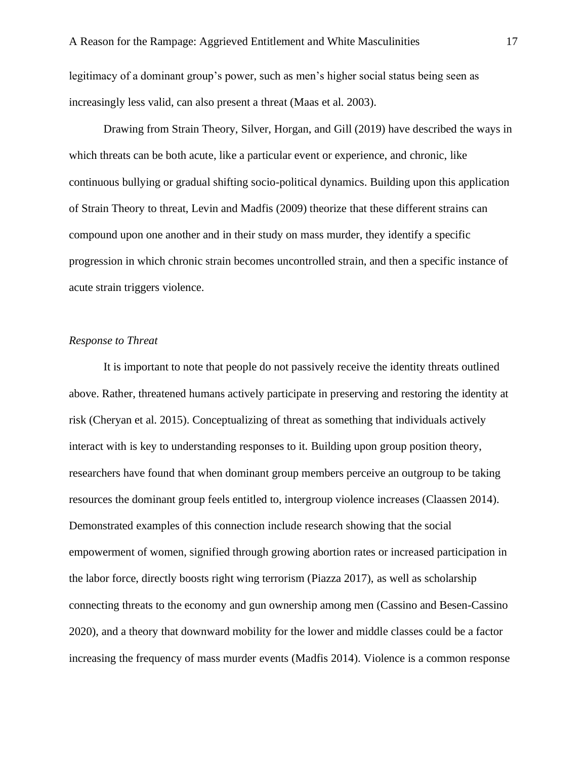legitimacy of a dominant group's power, such as men's higher social status being seen as increasingly less valid, can also present a threat (Maas et al. 2003).

Drawing from Strain Theory, Silver, Horgan, and Gill (2019) have described the ways in which threats can be both acute, like a particular event or experience, and chronic, like continuous bullying or gradual shifting socio-political dynamics. Building upon this application of Strain Theory to threat, Levin and Madfis (2009) theorize that these different strains can compound upon one another and in their study on mass murder, they identify a specific progression in which chronic strain becomes uncontrolled strain, and then a specific instance of acute strain triggers violence.

*Response to Threat*

It is important to note that people do not passively receive the identity threats outlined above. Rather, threatened humans actively participate in preserving and restoring the identity at risk (Cheryan et al. 2015). Conceptualizing of threat as something that individuals actively interact with is key to understanding responses to it. Building upon group position theory, researchers have found that when dominant group members perceive an outgroup to be taking resources the dominant group feels entitled to, intergroup violence increases (Claassen 2014). Demonstrated examples of this connection include research showing that the social empowerment of women, signified through growing abortion rates or increased participation in the labor force, directly boosts right wing terrorism (Piazza 2017), as well as scholarship connecting threats to the economy and gun ownership among men (Cassino and Besen-Cassino 2020), and a theory that downward mobility for the lower and middle classes could be a factor increasing the frequency of mass murder events (Madfis 2014). Violence is a common response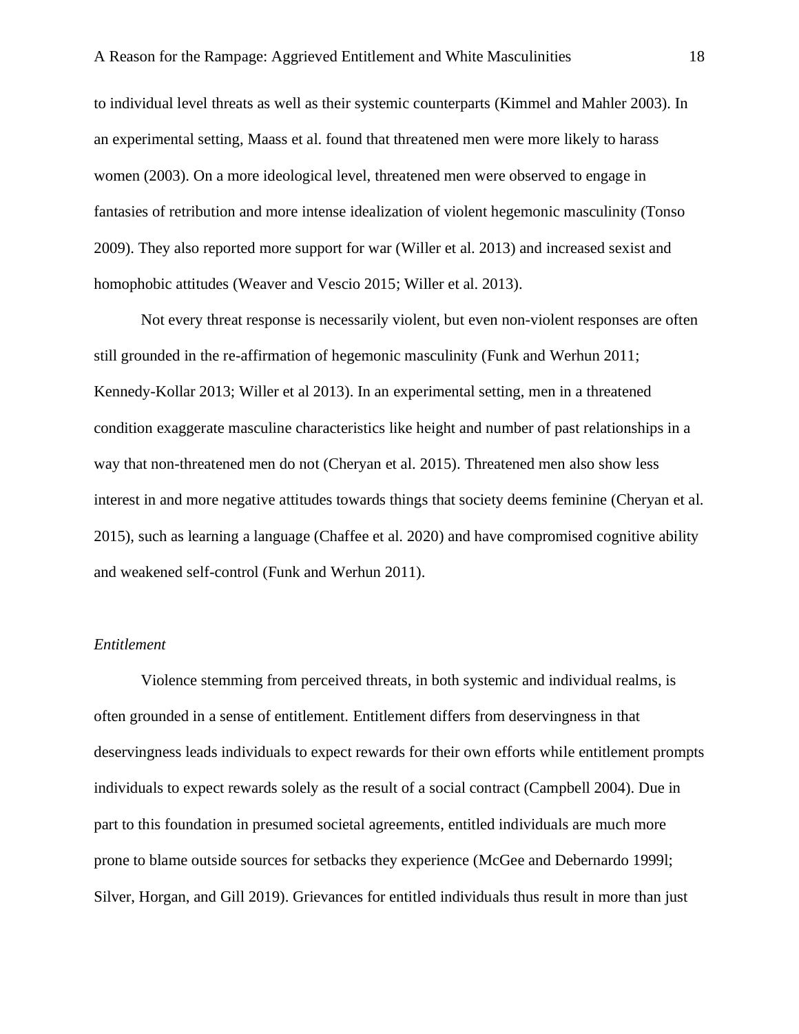to individual level threats as well as their systemic counterparts (Kimmel and Mahler 2003). In an experimental setting, Maass et al. found that threatened men were more likely to harass women (2003). On a more ideological level, threatened men were observed to engage in fantasies of retribution and more intense idealization of violent hegemonic masculinity (Tonso 2009). They also reported more support for war (Willer et al. 2013) and increased sexist and homophobic attitudes (Weaver and Vescio 2015; Willer et al. 2013).

Not every threat response is necessarily violent, but even non-violent responses are often still grounded in the re-affirmation of hegemonic masculinity (Funk and Werhun 2011; Kennedy-Kollar 2013; Willer et al 2013). In an experimental setting, men in a threatened condition exaggerate masculine characteristics like height and number of past relationships in a way that non-threatened men do not (Cheryan et al. 2015). Threatened men also show less interest in and more negative attitudes towards things that society deems feminine (Cheryan et al. 2015), such as learning a language (Chaffee et al. 2020) and have compromised cognitive ability and weakened self-control (Funk and Werhun 2011).

*Entitlement*

Violence stemming from perceived threats, in both systemic and individual realms, is often grounded in a sense of entitlement. Entitlement differs from deservingness in that deservingness leads individuals to expect rewards for their own efforts while entitlement prompts individuals to expect rewards solely as the result of a social contract (Campbell 2004). Due in part to this foundation in presumed societal agreements, entitled individuals are much more prone to blame outside sources for setbacks they experience (McGee and Debernardo 1999l; Silver, Horgan, and Gill 2019). Grievances for entitled individuals thus result in more than just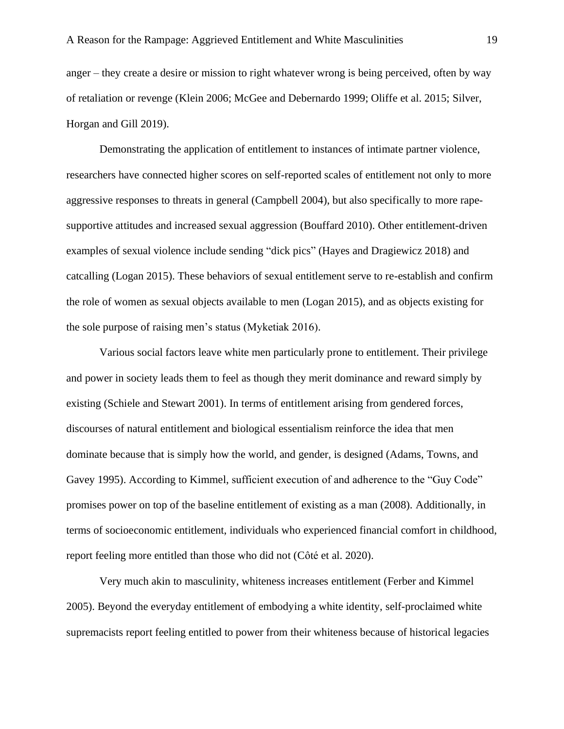anger – they create a desire or mission to right whatever wrong is being perceived, often by way of retaliation or revenge (Klein 2006; McGee and Debernardo 1999; Oliffe et al. 2015; Silver, Horgan and Gill 2019).

Demonstrating the application of entitlement to instances of intimate partner violence, researchers have connected higher scores on self-reported scales of entitlement not only to more aggressive responses to threats in general (Campbell 2004), but also specifically to more rape-supportive attitudes and increased sexual aggression (Bouffard 2010). Other entitlement-driven examples of sexual violence include sending "dick pics" (Hayes and Dragiewicz 2018) and catcalling (Logan 2015). These behaviors of sexual entitlement serve to re-establish and confirm the role of women as sexual objects available to men (Logan 2015), and as objects existing for the sole purpose of raising men's status (Myketiak 2016).

Various social factors leave white men particularly prone to entitlement. Their privilege and power in society leads them to feel as though they merit dominance and reward simply by existing (Schiele and Stewart 2001). In terms of entitlement arising from gendered forces, discourses of natural entitlement and biological essentialism reinforce the idea that men dominate because that is simply how the world, and gender, is designed (Adams, Towns, and Gavey 1995). According to Kimmel, sufficient execution of and adherence to the "Guy Code" promises power on top of the baseline entitlement of existing as a man (2008). Additionally, in terms of socioeconomic entitlement, individuals who experienced financial comfort in childhood, report feeling more entitled than those who did not (Côté et al. 2020).

Very much akin to masculinity, whiteness increases entitlement (Ferber and Kimmel 2005). Beyond the everyday entitlement of embodying a white identity, self-proclaimed white supremacists report feeling entitled to power from their whiteness because of historical legacies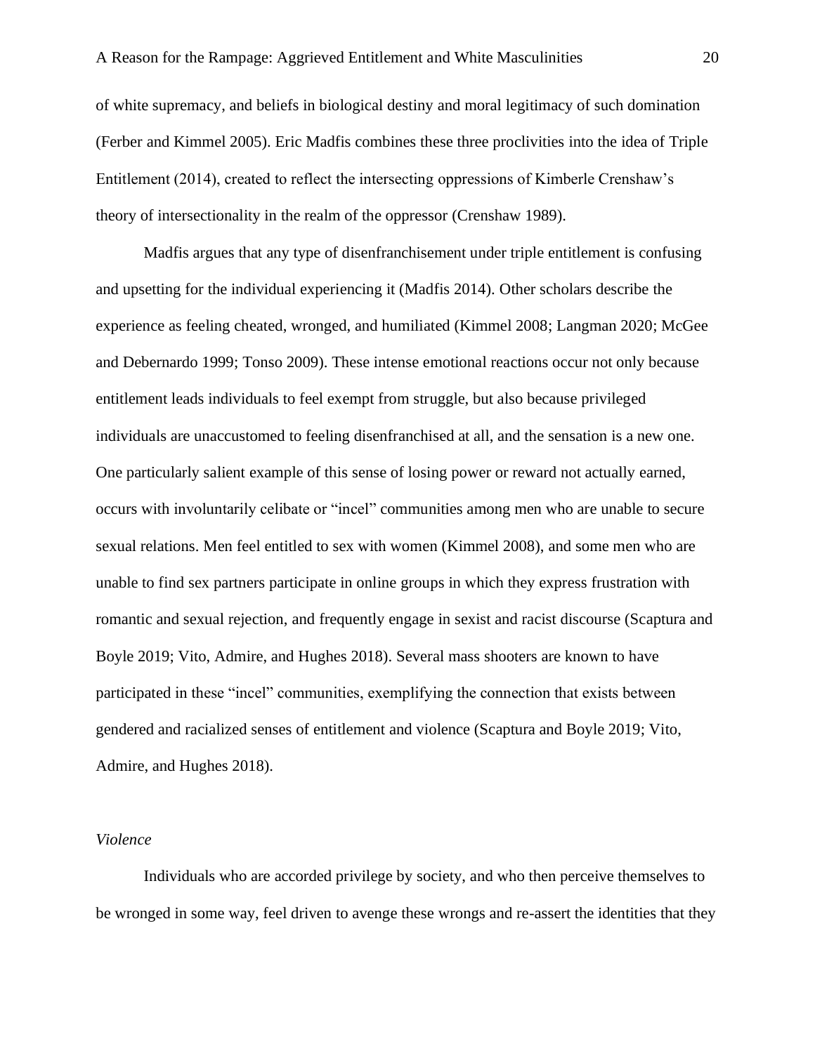of white supremacy, and beliefs in biological destiny and moral legitimacy of such domination (Ferber and Kimmel 2005). Eric Madfis combines these three proclivities into the idea of Triple Entitlement (2014), created to reflect the intersecting oppressions of Kimberle Crenshaw's theory of intersectionality in the realm of the oppressor (Crenshaw 1989).

Madfis argues that any type of disenfranchisement under triple entitlement is confusing and upsetting for the individual experiencing it (Madfis 2014). Other scholars describe the experience as feeling cheated, wronged, and humiliated (Kimmel 2008; Langman 2020; McGee and Debernardo 1999; Tonso 2009). These intense emotional reactions occur not only because entitlement leads individuals to feel exempt from struggle, but also because privileged individuals are unaccustomed to feeling disenfranchised at all, and the sensation is a new one. One particularly salient example of this sense of losing power or reward not actually earned, occurs with involuntarily celibate or "incel" communities among men who are unable to secure sexual relations. Men feel entitled to sex with women (Kimmel 2008), and some men who are unable to find sex partners participate in online groups in which they express frustration with romantic and sexual rejection, and frequently engage in sexist and racist discourse (Scaptura and Boyle 2019; Vito, Admire, and Hughes 2018). Several mass shooters are known to have participated in these "incel" communities, exemplifying the connection that exists between gendered and racialized senses of entitlement and violence (Scaptura and Boyle 2019; Vito, Admire, and Hughes 2018).

*Violence*

Individuals who are accorded privilege by society, and who then perceive themselves to be wronged in some way, feel driven to avenge these wrongs and re-assert the identities that they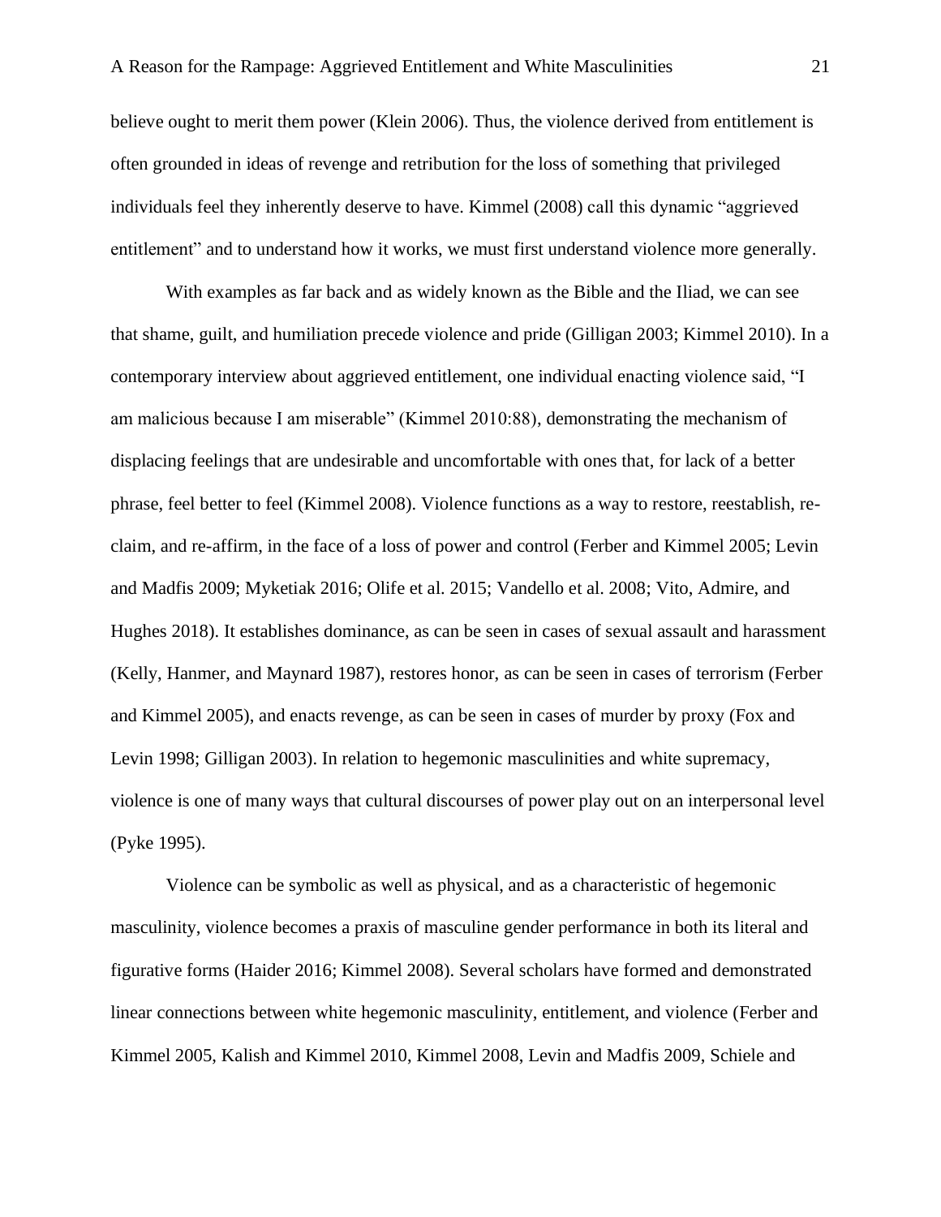believe ought to merit them power (Klein 2006). Thus, the violence derived from entitlement is often grounded in ideas of revenge and retribution for the loss of something that privileged individuals feel they inherently deserve to have. Kimmel (2008) call this dynamic "aggrieved entitlement" and to understand how it works, we must first understand violence more generally.

With examples as far back and as widely known as the Bible and the Iliad, we can see that shame, guilt, and humiliation precede violence and pride (Gilligan 2003; Kimmel 2010). In a contemporary interview about aggrieved entitlement, one individual enacting violence said, "I am malicious because I am miserable" (Kimmel 2010:88), demonstrating the mechanism of displacing feelings that are undesirable and uncomfortable with ones that, for lack of a better phrase, feel better to feel (Kimmel 2008). Violence functions as a way to restore, reestablish, re-claim, and re-affirm, in the face of a loss of power and control (Ferber and Kimmel 2005; Levin and Madfis 2009; Myketiak 2016; Olife et al. 2015; Vandello et al. 2008; Vito, Admire, and Hughes 2018). It establishes dominance, as can be seen in cases of sexual assault and harassment (Kelly, Hanmer, and Maynard 1987), restores honor, as can be seen in cases of terrorism (Ferber and Kimmel 2005), and enacts revenge, as can be seen in cases of murder by proxy (Fox and Levin 1998; Gilligan 2003). In relation to hegemonic masculinities and white supremacy, violence is one of many ways that cultural discourses of power play out on an interpersonal level (Pyke 1995).

Violence can be symbolic as well as physical, and as a characteristic of hegemonic masculinity, violence becomes a praxis of masculine gender performance in both its literal and figurative forms (Haider 2016; Kimmel 2008). Several scholars have formed and demonstrated linear connections between white hegemonic masculinity, entitlement, and violence (Ferber and Kimmel 2005, Kalish and Kimmel 2010, Kimmel 2008, Levin and Madfis 2009, Schiele and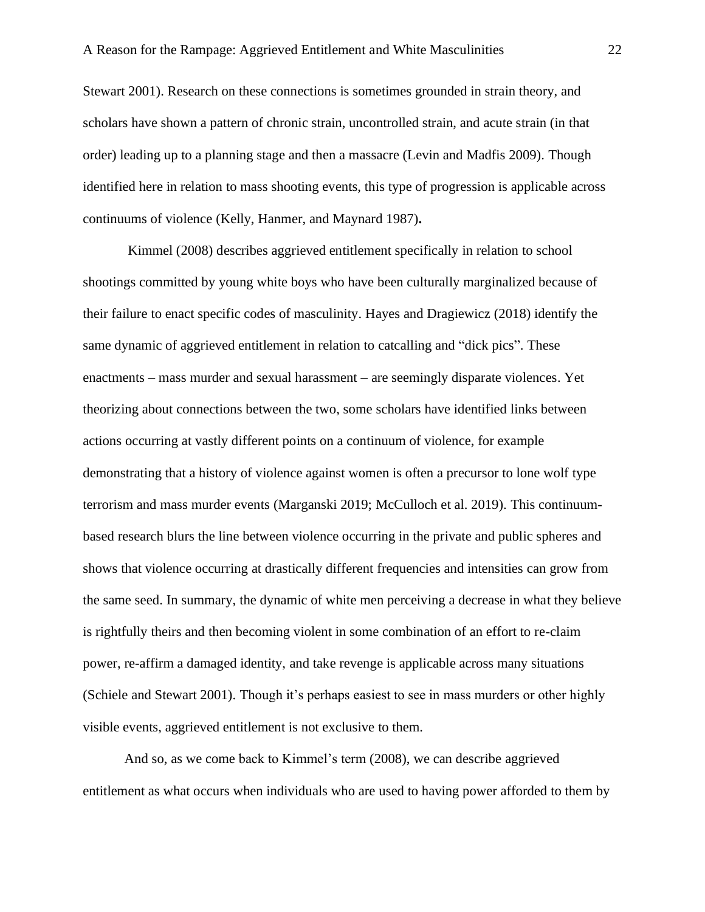Stewart 2001). Research on these connections is sometimes grounded in strain theory, and scholars have shown a pattern of chronic strain, uncontrolled strain, and acute strain (in that order) leading up to a planning stage and then a massacre (Levin and Madfis 2009). Though identified here in relation to mass shooting events, this type of progression is applicable across continuums of violence (Kelly, Hanmer, and Maynard 1987)**.**

Kimmel (2008) describes aggrieved entitlement specifically in relation to school shootings committed by young white boys who have been culturally marginalized because of their failure to enact specific codes of masculinity. Hayes and Dragiewicz (2018) identify the same dynamic of aggrieved entitlement in relation to catcalling and "dick pics". These enactments – mass murder and sexual harassment – are seemingly disparate violences. Yet theorizing about connections between the two, some scholars have identified links between actions occurring at vastly different points on a continuum of violence, for example demonstrating that a history of violence against women is often a precursor to lone wolf type terrorism and mass murder events (Marganski 2019; McCulloch et al. 2019). This continuum-based research blurs the line between violence occurring in the private and public spheres and shows that violence occurring at drastically different frequencies and intensities can grow from the same seed. In summary, the dynamic of white men perceiving a decrease in what they believe is rightfully theirs and then becoming violent in some combination of an effort to re-claim power, re-affirm a damaged identity, and take revenge is applicable across many situations (Schiele and Stewart 2001). Though it's perhaps easiest to see in mass murders or other highly visible events, aggrieved entitlement is not exclusive to them.

And so, as we come back to Kimmel's term (2008), we can describe aggrieved entitlement as what occurs when individuals who are used to having power afforded to them by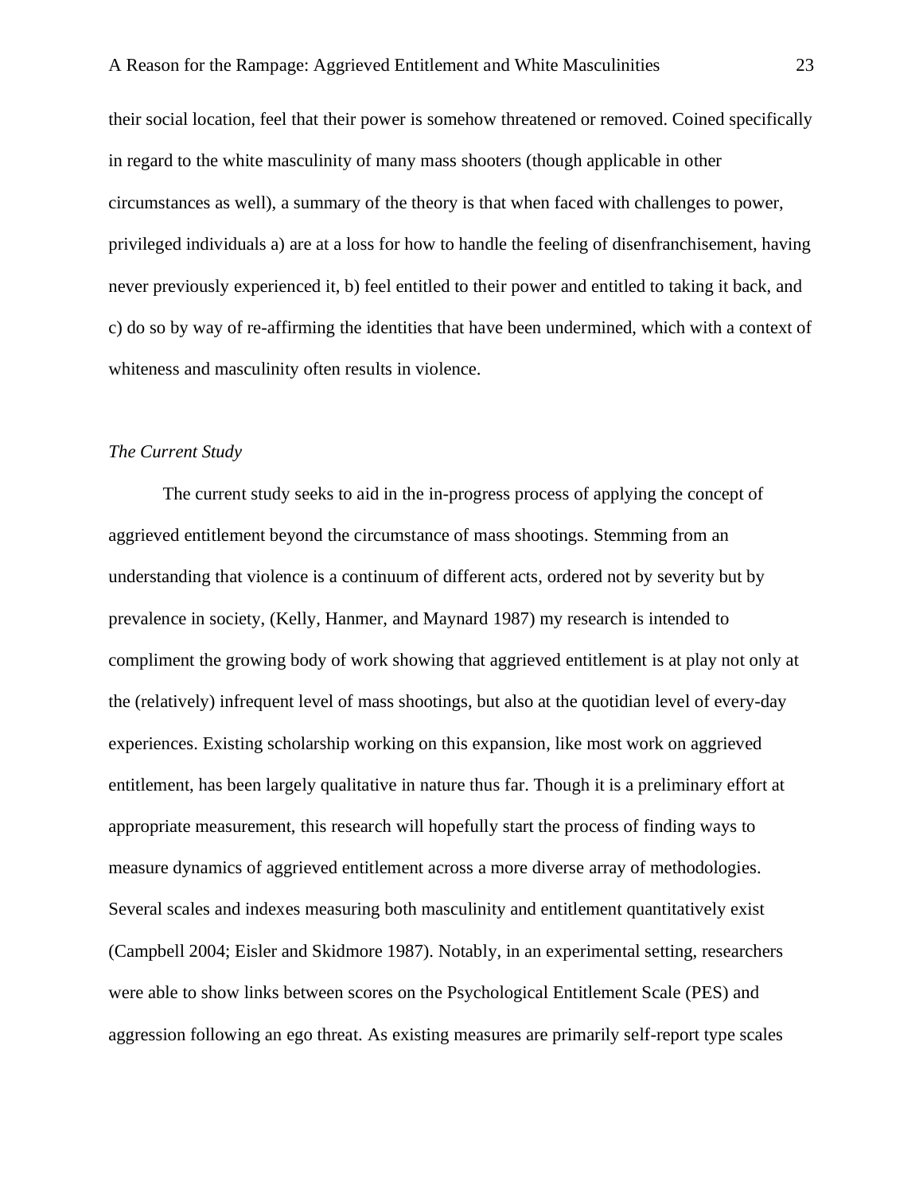their social location, feel that their power is somehow threatened or removed. Coined specifically in regard to the white masculinity of many mass shooters (though applicable in other circumstances as well), a summary of the theory is that when faced with challenges to power, privileged individuals a) are at a loss for how to handle the feeling of disenfranchisement, having never previously experienced it, b) feel entitled to their power and entitled to taking it back, and c) do so by way of re-affirming the identities that have been undermined, which with a context of whiteness and masculinity often results in violence.

### *The Current Study*

The current study seeks to aid in the in-progress process of applying the concept of aggrieved entitlement beyond the circumstance of mass shootings. Stemming from an understanding that violence is a continuum of different acts, ordered not by severity but by prevalence in society, (Kelly, Hanmer, and Maynard 1987) my research is intended to compliment the growing body of work showing that aggrieved entitlement is at play not only at the (relatively) infrequent level of mass shootings, but also at the quotidian level of every-day experiences. Existing scholarship working on this expansion, like most work on aggrieved entitlement, has been largely qualitative in nature thus far. Though it is a preliminary effort at appropriate measurement, this research will hopefully start the process of finding ways to measure dynamics of aggrieved entitlement across a more diverse array of methodologies. Several scales and indexes measuring both masculinity and entitlement quantitatively exist (Campbell 2004; Eisler and Skidmore 1987). Notably, in an experimental setting, researchers were able to show links between scores on the Psychological Entitlement Scale (PES) and aggression following an ego threat. As existing measures are primarily self-report type scales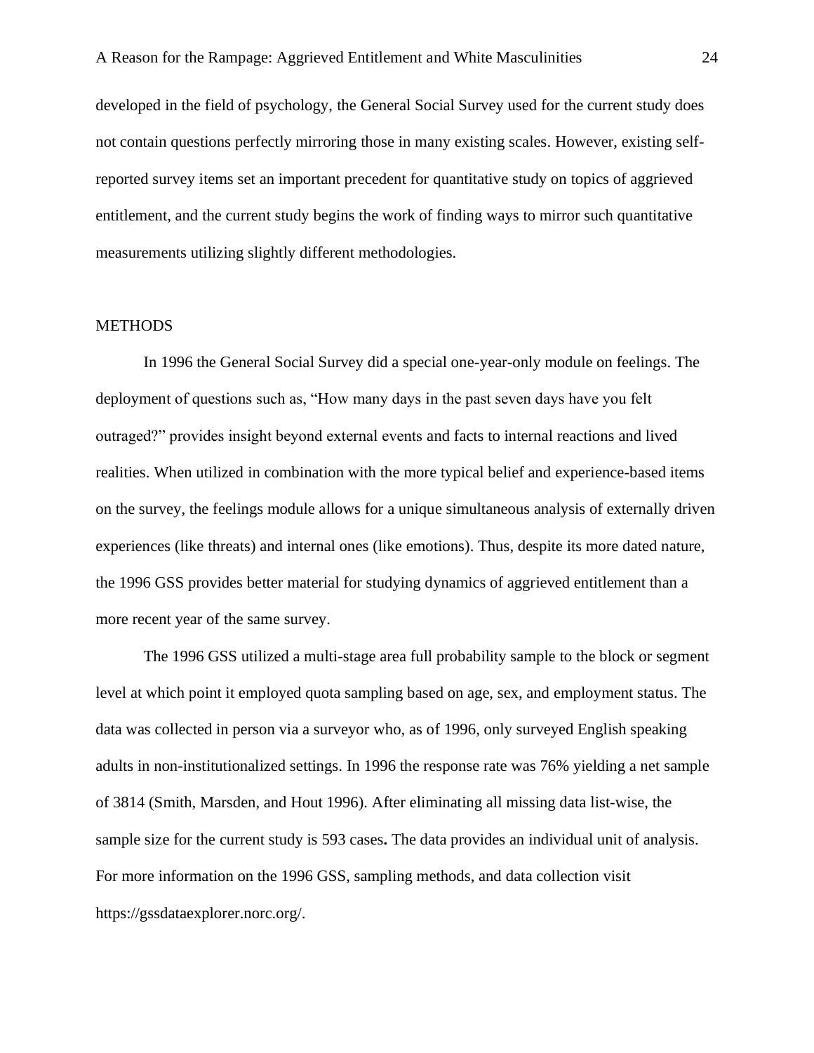developed in the field of psychology, the General Social Survey used for the current study does not contain questions perfectly mirroring those in many existing scales. However, existing self-reported survey items set an important precedent for quantitative study on topics of aggrieved entitlement, and the current study begins the work of finding ways to mirror such quantitative measurements utilizing slightly different methodologies.

## METHODS

In 1996 the General Social Survey did a special one-year-only module on feelings. The deployment of questions such as, "How many days in the past seven days have you felt outraged?" provides insight beyond external events and facts to internal reactions and lived realities. When utilized in combination with the more typical belief and experience-based items on the survey, the feelings module allows for a unique simultaneous analysis of externally driven experiences (like threats) and internal ones (like emotions). Thus, despite its more dated nature, the 1996 GSS provides better material for studying dynamics of aggrieved entitlement than a more recent year of the same survey.

The 1996 GSS utilized a multi-stage area full probability sample to the block or segment level at which point it employed quota sampling based on age, sex, and employment status. The data was collected in person via a surveyor who, as of 1996, only surveyed English speaking adults in non-institutionalized settings. In 1996 the response rate was 76% yielding a net sample of 3814 (Smith, Marsden, and Hout 1996). After eliminating all missing data list-wise, the sample size for the current study is 593 cases**.** The data provides an individual unit of analysis. For more information on the 1996 GSS, sampling methods, and data collection visit https://gssdataexplorer.norc.org/.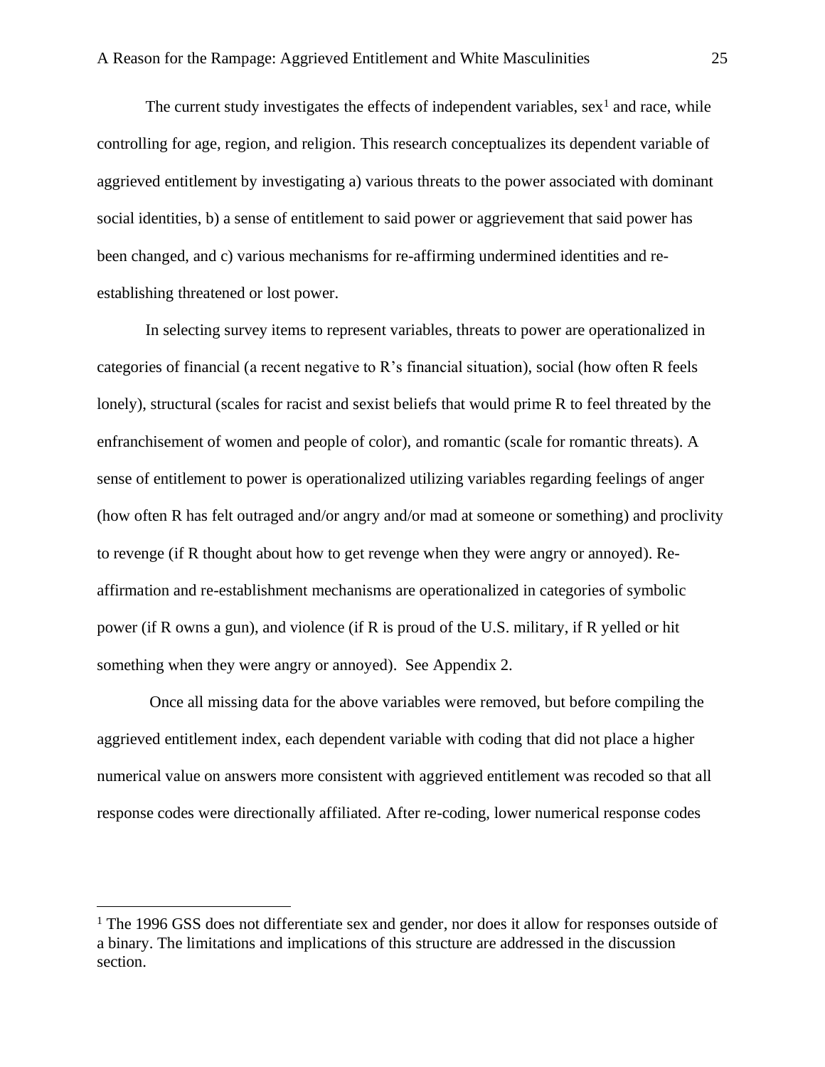The current study investigates the effects of independent variables, sex[1] and race, while controlling for age, region, and religion. This research conceptualizes its dependent variable of aggrieved entitlement by investigating a) various threats to the power associated with dominant social identities, b) a sense of entitlement to said power or aggrievement that said power has been changed, and c) various mechanisms for re-affirming undermined identities and re-establishing threatened or lost power.

In selecting survey items to represent variables, threats to power are operationalized in categories of financial (a recent negative to R's financial situation), social (how often R feels lonely), structural (scales for racist and sexist beliefs that would prime R to feel threated by the enfranchisement of women and people of color), and romantic (scale for romantic threats). A sense of entitlement to power is operationalized utilizing variables regarding feelings of anger (how often R has felt outraged and/or angry and/or mad at someone or something) and proclivity to revenge (if R thought about how to get revenge when they were angry or annoyed). Re-affirmation and re-establishment mechanisms are operationalized in categories of symbolic power (if R owns a gun), and violence (if R is proud of the U.S. military, if R yelled or hit something when they were angry or annoyed). See Appendix 2.

Once all missing data for the above variables were removed, but before compiling the aggrieved entitlement index, each dependent variable with coding that did not place a higher numerical value on answers more consistent with aggrieved entitlement was recoded so that all response codes were directionally affiliated. After re-coding, lower numerical response codes

[1] The 1996 GSS does not differentiate sex and gender, nor does it allow for responses outside of a binary. The limitations and implications of this structure are addressed in the discussion section.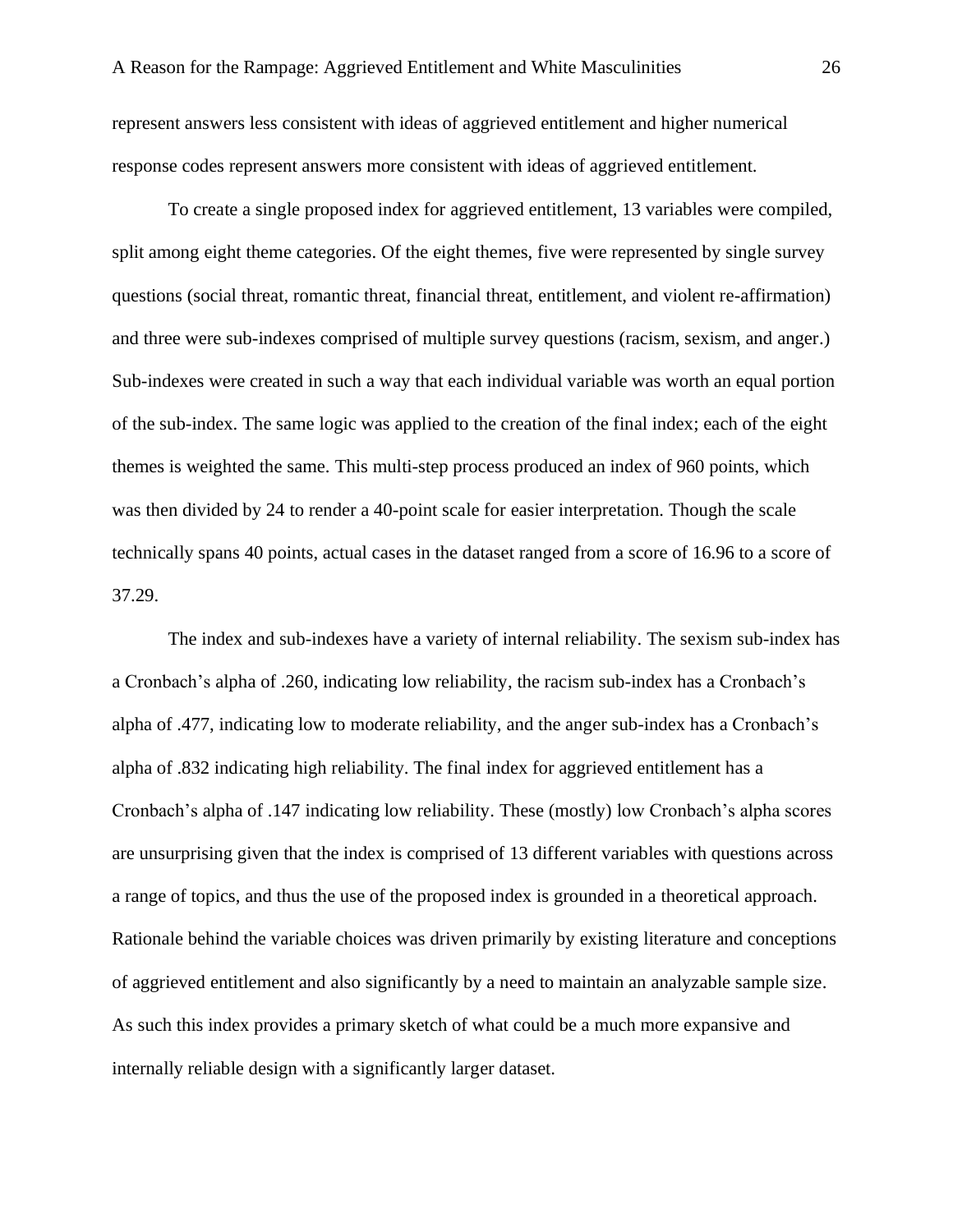represent answers less consistent with ideas of aggrieved entitlement and higher numerical response codes represent answers more consistent with ideas of aggrieved entitlement.

To create a single proposed index for aggrieved entitlement, 13 variables were compiled, split among eight theme categories. Of the eight themes, five were represented by single survey questions (social threat, romantic threat, financial threat, entitlement, and violent re-affirmation) and three were sub-indexes comprised of multiple survey questions (racism, sexism, and anger.) Sub-indexes were created in such a way that each individual variable was worth an equal portion of the sub-index. The same logic was applied to the creation of the final index; each of the eight themes is weighted the same. This multi-step process produced an index of 960 points, which was then divided by 24 to render a 40-point scale for easier interpretation. Though the scale technically spans 40 points, actual cases in the dataset ranged from a score of 16.96 to a score of 37.29.

The index and sub-indexes have a variety of internal reliability. The sexism sub-index has a Cronbach's alpha of .260, indicating low reliability, the racism sub-index has a Cronbach's alpha of .477, indicating low to moderate reliability, and the anger sub-index has a Cronbach's alpha of .832 indicating high reliability. The final index for aggrieved entitlement has a Cronbach's alpha of .147 indicating low reliability. These (mostly) low Cronbach's alpha scores are unsurprising given that the index is comprised of 13 different variables with questions across a range of topics, and thus the use of the proposed index is grounded in a theoretical approach. Rationale behind the variable choices was driven primarily by existing literature and conceptions of aggrieved entitlement and also significantly by a need to maintain an analyzable sample size. As such this index provides a primary sketch of what could be a much more expansive and internally reliable design with a significantly larger dataset.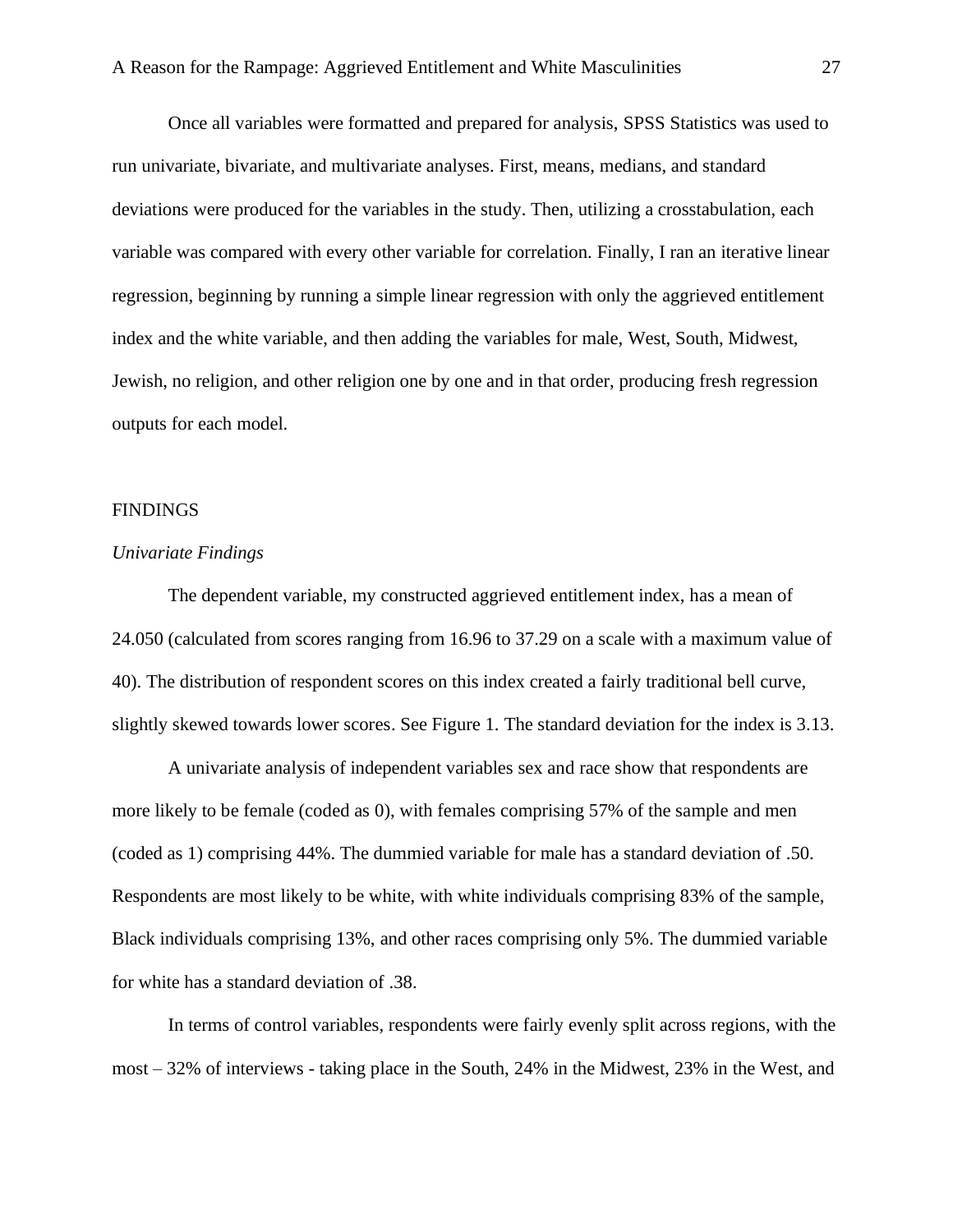Once all variables were formatted and prepared for analysis, SPSS Statistics was used to run univariate, bivariate, and multivariate analyses. First, means, medians, and standard deviations were produced for the variables in the study. Then, utilizing a crosstabulation, each variable was compared with every other variable for correlation. Finally, I ran an iterative linear regression, beginning by running a simple linear regression with only the aggrieved entitlement index and the white variable, and then adding the variables for male, West, South, Midwest, Jewish, no religion, and other religion one by one and in that order, producing fresh regression outputs for each model.

## FINDINGS

### *Univariate Findings*

The dependent variable, my constructed aggrieved entitlement index, has a mean of 24.050 (calculated from scores ranging from 16.96 to 37.29 on a scale with a maximum value of 40). The distribution of respondent scores on this index created a fairly traditional bell curve, slightly skewed towards lower scores. See Figure 1. The standard deviation for the index is 3.13.

A univariate analysis of independent variables sex and race show that respondents are more likely to be female (coded as 0), with females comprising 57% of the sample and men (coded as 1) comprising 44%. The dummied variable for male has a standard deviation of .50. Respondents are most likely to be white, with white individuals comprising 83% of the sample, Black individuals comprising 13%, and other races comprising only 5%. The dummied variable for white has a standard deviation of .38.

In terms of control variables, respondents were fairly evenly split across regions, with the most – 32% of interviews - taking place in the South, 24% in the Midwest, 23% in the West, and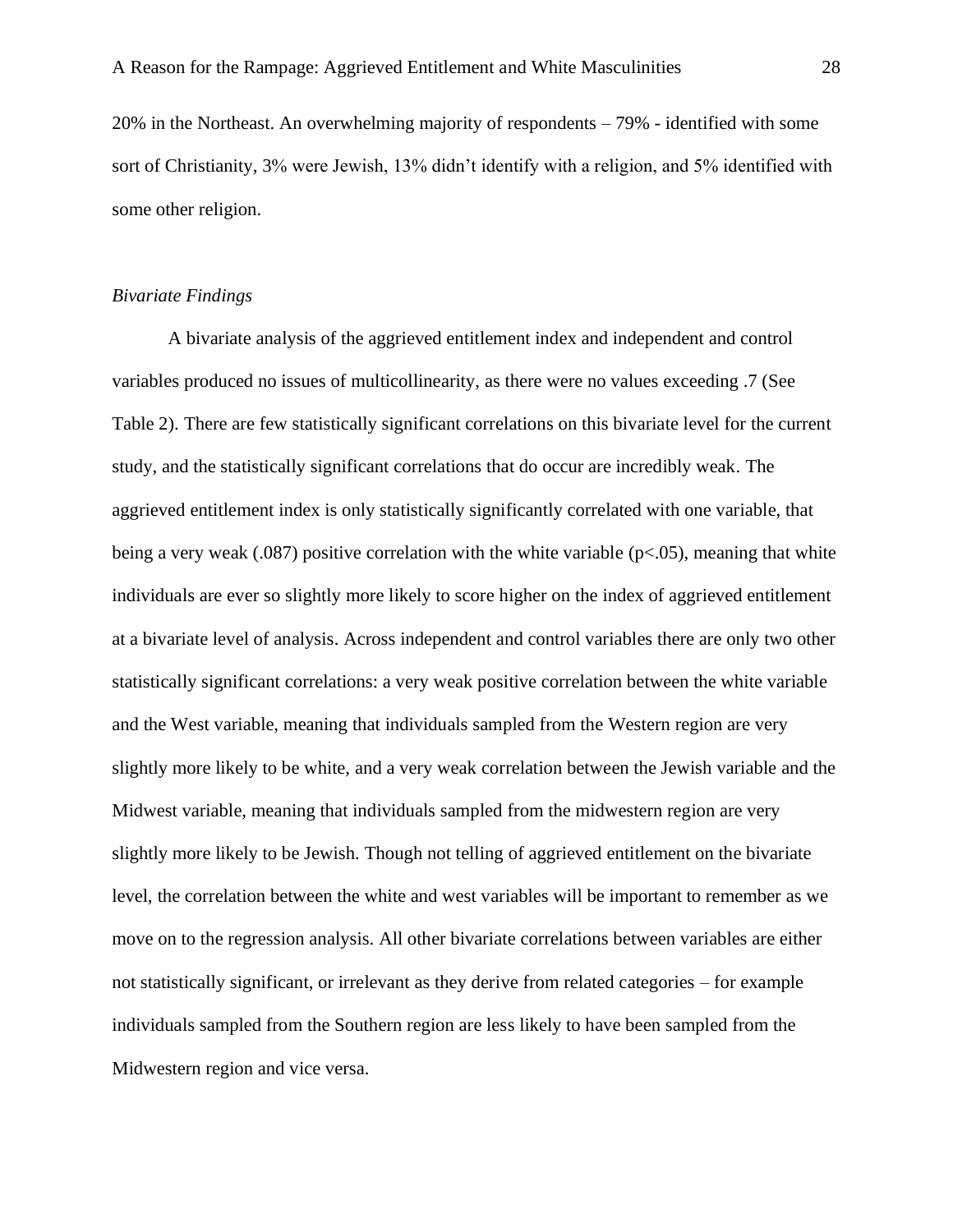20% in the Northeast. An overwhelming majority of respondents – 79% - identified with some sort of Christianity, 3% were Jewish, 13% didn't identify with a religion, and 5% identified with some other religion.

*Bivariate Findings*

A bivariate analysis of the aggrieved entitlement index and independent and control variables produced no issues of multicollinearity, as there were no values exceeding .7 (See Table 2). There are few statistically significant correlations on this bivariate level for the current study, and the statistically significant correlations that do occur are incredibly weak. The aggrieved entitlement index is only statistically significantly correlated with one variable, that being a very weak (.087) positive correlation with the white variable ($p<.05$), meaning that white individuals are ever so slightly more likely to score higher on the index of aggrieved entitlement at a bivariate level of analysis. Across independent and control variables there are only two other statistically significant correlations: a very weak positive correlation between the white variable and the West variable, meaning that individuals sampled from the Western region are very slightly more likely to be white, and a very weak correlation between the Jewish variable and the Midwest variable, meaning that individuals sampled from the midwestern region are very slightly more likely to be Jewish. Though not telling of aggrieved entitlement on the bivariate level, the correlation between the white and west variables will be important to remember as we move on to the regression analysis. All other bivariate correlations between variables are either not statistically significant, or irrelevant as they derive from related categories – for example individuals sampled from the Southern region are less likely to have been sampled from the Midwestern region and vice versa.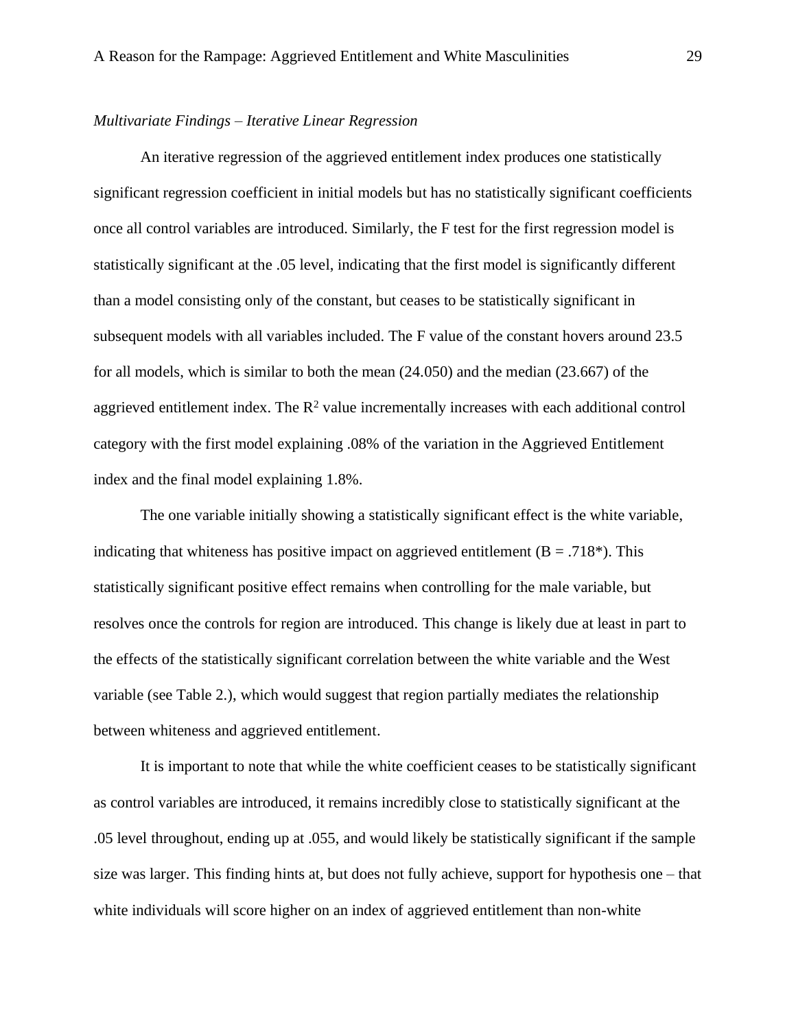*Multivariate Findings – Iterative Linear Regression*

An iterative regression of the aggrieved entitlement index produces one statistically significant regression coefficient in initial models but has no statistically significant coefficients once all control variables are introduced. Similarly, the F test for the first regression model is statistically significant at the .05 level, indicating that the first model is significantly different than a model consisting only of the constant, but ceases to be statistically significant in subsequent models with all variables included. The F value of the constant hovers around 23.5 for all models, which is similar to both the mean (24.050) and the median (23.667) of the aggrieved entitlement index. The $R^2$ value incrementally increases with each additional control category with the first model explaining .08% of the variation in the Aggrieved Entitlement index and the final model explaining 1.8%.

The one variable initially showing a statistically significant effect is the white variable, indicating that whiteness has positive impact on aggrieved entitlement (B = .718*). This statistically significant positive effect remains when controlling for the male variable, but resolves once the controls for region are introduced. This change is likely due at least in part to the effects of the statistically significant correlation between the white variable and the West variable (see Table 2.), which would suggest that region partially mediates the relationship between whiteness and aggrieved entitlement.

It is important to note that while the white coefficient ceases to be statistically significant as control variables are introduced, it remains incredibly close to statistically significant at the .05 level throughout, ending up at .055, and would likely be statistically significant if the sample size was larger. This finding hints at, but does not fully achieve, support for hypothesis one – that white individuals will score higher on an index of aggrieved entitlement than non-white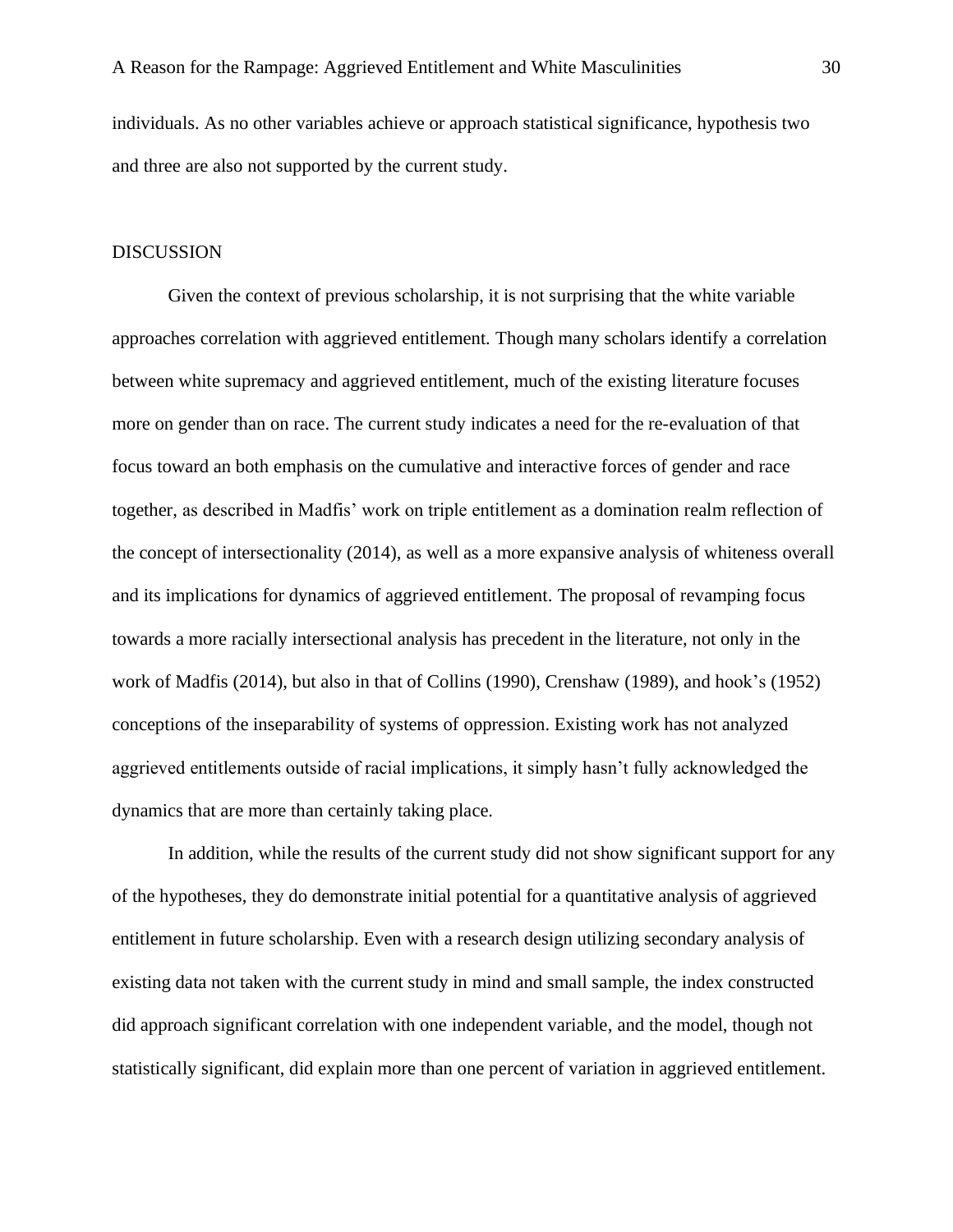individuals. As no other variables achieve or approach statistical significance, hypothesis two and three are also not supported by the current study.

## DISCUSSION

Given the context of previous scholarship, it is not surprising that the white variable approaches correlation with aggrieved entitlement. Though many scholars identify a correlation between white supremacy and aggrieved entitlement, much of the existing literature focuses more on gender than on race. The current study indicates a need for the re-evaluation of that focus toward an both emphasis on the cumulative and interactive forces of gender and race together, as described in Madfis' work on triple entitlement as a domination realm reflection of the concept of intersectionality (2014), as well as a more expansive analysis of whiteness overall and its implications for dynamics of aggrieved entitlement. The proposal of revamping focus towards a more racially intersectional analysis has precedent in the literature, not only in the work of Madfis (2014), but also in that of Collins (1990), Crenshaw (1989), and hook's (1952) conceptions of the inseparability of systems of oppression. Existing work has not analyzed aggrieved entitlements outside of racial implications, it simply hasn't fully acknowledged the dynamics that are more than certainly taking place.

In addition, while the results of the current study did not show significant support for any of the hypotheses, they do demonstrate initial potential for a quantitative analysis of aggrieved entitlement in future scholarship. Even with a research design utilizing secondary analysis of existing data not taken with the current study in mind and small sample, the index constructed did approach significant correlation with one independent variable, and the model, though not statistically significant, did explain more than one percent of variation in aggrieved entitlement.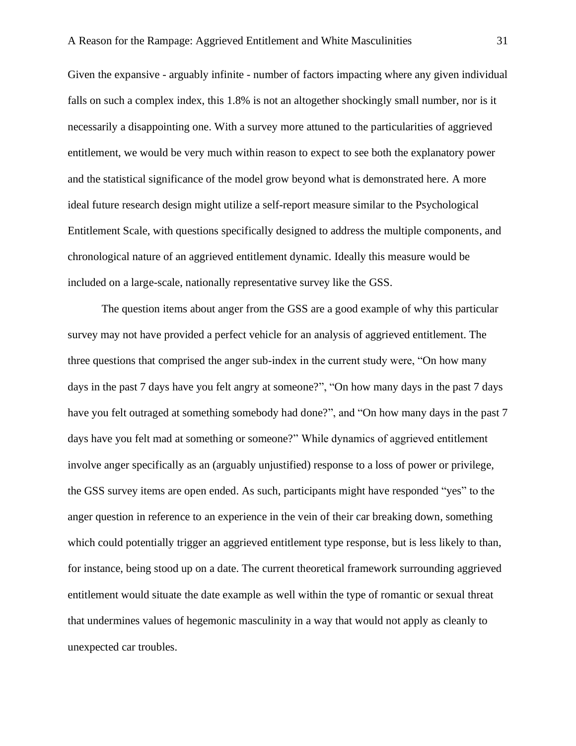Given the expansive - arguably infinite - number of factors impacting where any given individual falls on such a complex index, this 1.8% is not an altogether shockingly small number, nor is it necessarily a disappointing one. With a survey more attuned to the particularities of aggrieved entitlement, we would be very much within reason to expect to see both the explanatory power and the statistical significance of the model grow beyond what is demonstrated here. A more ideal future research design might utilize a self-report measure similar to the Psychological Entitlement Scale, with questions specifically designed to address the multiple components, and chronological nature of an aggrieved entitlement dynamic. Ideally this measure would be included on a large-scale, nationally representative survey like the GSS.

The question items about anger from the GSS are a good example of why this particular survey may not have provided a perfect vehicle for an analysis of aggrieved entitlement. The three questions that comprised the anger sub-index in the current study were, "On how many days in the past 7 days have you felt angry at someone?", "On how many days in the past 7 days have you felt outraged at something somebody had done?", and "On how many days in the past 7 days have you felt mad at something or someone?" While dynamics of aggrieved entitlement involve anger specifically as an (arguably unjustified) response to a loss of power or privilege, the GSS survey items are open ended. As such, participants might have responded "yes" to the anger question in reference to an experience in the vein of their car breaking down, something which could potentially trigger an aggrieved entitlement type response, but is less likely to than, for instance, being stood up on a date. The current theoretical framework surrounding aggrieved entitlement would situate the date example as well within the type of romantic or sexual threat that undermines values of hegemonic masculinity in a way that would not apply as cleanly to unexpected car troubles.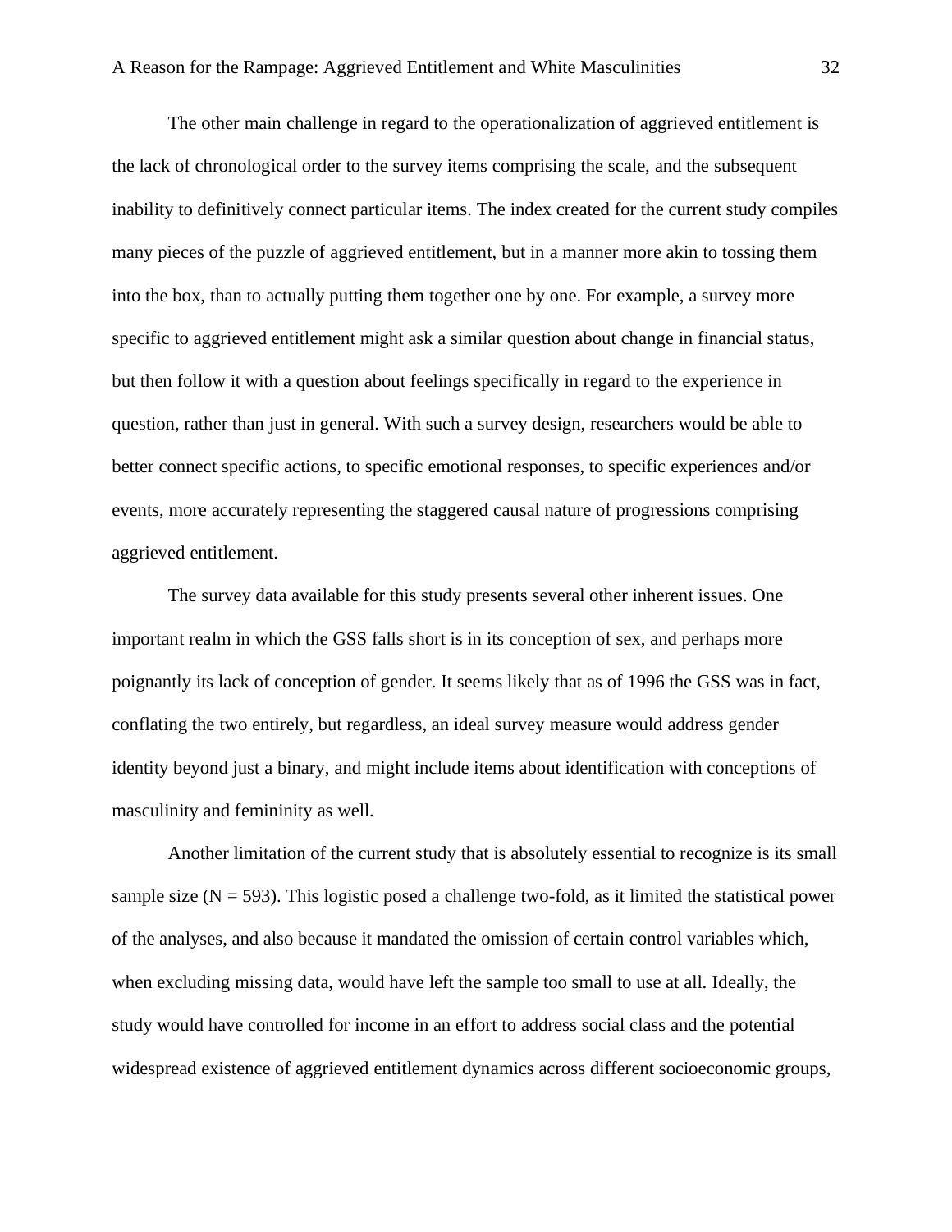The other main challenge in regard to the operationalization of aggrieved entitlement is the lack of chronological order to the survey items comprising the scale, and the subsequent inability to definitively connect particular items. The index created for the current study compiles many pieces of the puzzle of aggrieved entitlement, but in a manner more akin to tossing them into the box, than to actually putting them together one by one. For example, a survey more specific to aggrieved entitlement might ask a similar question about change in financial status, but then follow it with a question about feelings specifically in regard to the experience in question, rather than just in general. With such a survey design, researchers would be able to better connect specific actions, to specific emotional responses, to specific experiences and/or events, more accurately representing the staggered causal nature of progressions comprising aggrieved entitlement.

The survey data available for this study presents several other inherent issues. One important realm in which the GSS falls short is in its conception of sex, and perhaps more poignantly its lack of conception of gender. It seems likely that as of 1996 the GSS was in fact, conflating the two entirely, but regardless, an ideal survey measure would address gender identity beyond just a binary, and might include items about identification with conceptions of masculinity and femininity as well.

Another limitation of the current study that is absolutely essential to recognize is its small sample size (N = 593). This logistic posed a challenge two-fold, as it limited the statistical power of the analyses, and also because it mandated the omission of certain control variables which, when excluding missing data, would have left the sample too small to use at all. Ideally, the study would have controlled for income in an effort to address social class and the potential widespread existence of aggrieved entitlement dynamics across different socioeconomic groups,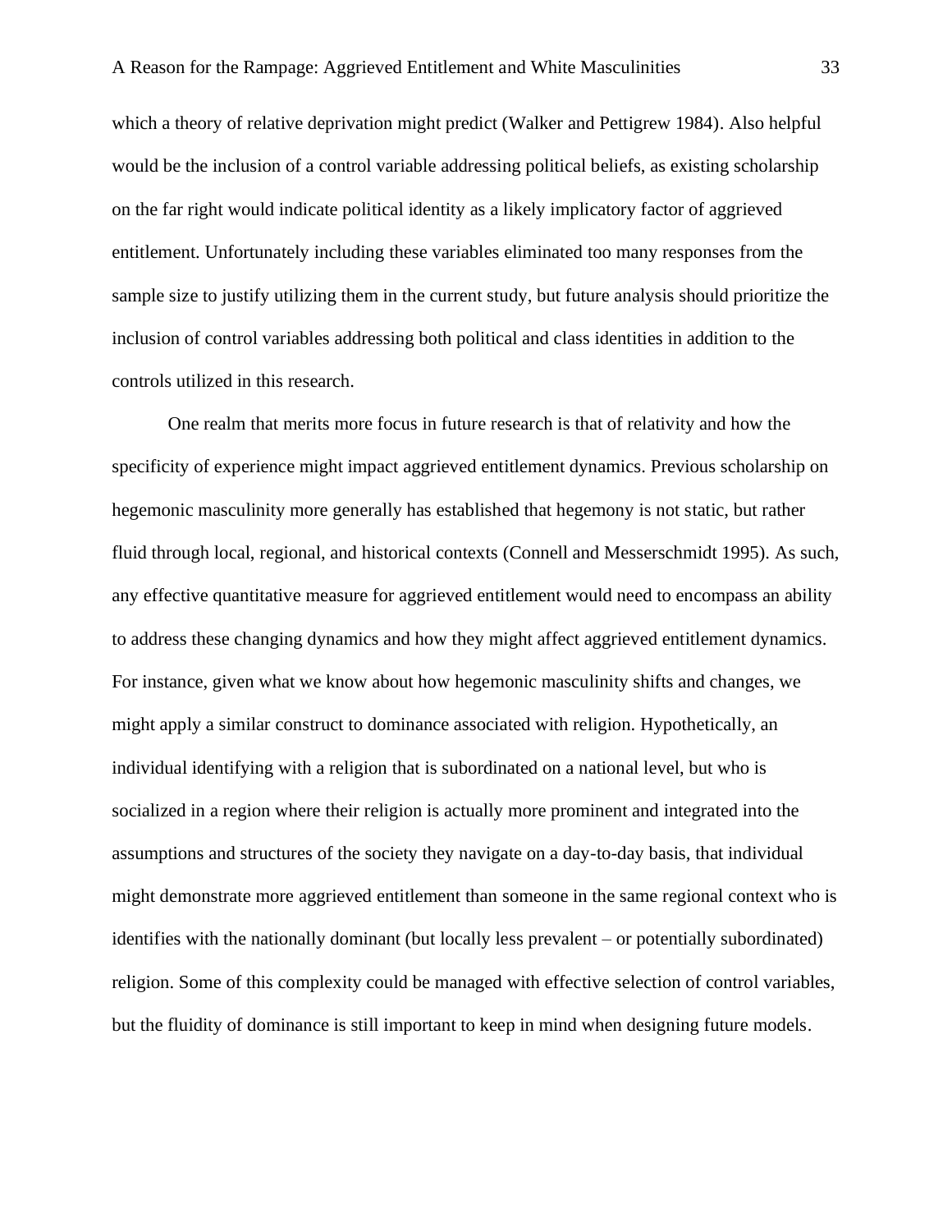which a theory of relative deprivation might predict (Walker and Pettigrew 1984). Also helpful would be the inclusion of a control variable addressing political beliefs, as existing scholarship on the far right would indicate political identity as a likely implicatory factor of aggrieved entitlement. Unfortunately including these variables eliminated too many responses from the sample size to justify utilizing them in the current study, but future analysis should prioritize the inclusion of control variables addressing both political and class identities in addition to the controls utilized in this research.

One realm that merits more focus in future research is that of relativity and how the specificity of experience might impact aggrieved entitlement dynamics. Previous scholarship on hegemonic masculinity more generally has established that hegemony is not static, but rather fluid through local, regional, and historical contexts (Connell and Messerschmidt 1995). As such, any effective quantitative measure for aggrieved entitlement would need to encompass an ability to address these changing dynamics and how they might affect aggrieved entitlement dynamics. For instance, given what we know about how hegemonic masculinity shifts and changes, we might apply a similar construct to dominance associated with religion. Hypothetically, an individual identifying with a religion that is subordinated on a national level, but who is socialized in a region where their religion is actually more prominent and integrated into the assumptions and structures of the society they navigate on a day-to-day basis, that individual might demonstrate more aggrieved entitlement than someone in the same regional context who is identifies with the nationally dominant (but locally less prevalent – or potentially subordinated) religion. Some of this complexity could be managed with effective selection of control variables, but the fluidity of dominance is still important to keep in mind when designing future models.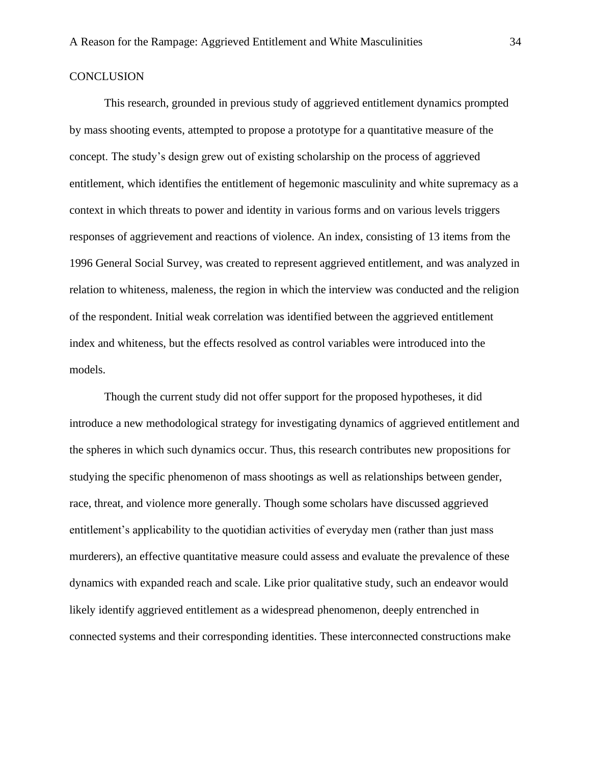# CONCLUSION

This research, grounded in previous study of aggrieved entitlement dynamics prompted by mass shooting events, attempted to propose a prototype for a quantitative measure of the concept. The study's design grew out of existing scholarship on the process of aggrieved entitlement, which identifies the entitlement of hegemonic masculinity and white supremacy as a context in which threats to power and identity in various forms and on various levels triggers responses of aggrievement and reactions of violence. An index, consisting of 13 items from the 1996 General Social Survey, was created to represent aggrieved entitlement, and was analyzed in relation to whiteness, maleness, the region in which the interview was conducted and the religion of the respondent. Initial weak correlation was identified between the aggrieved entitlement index and whiteness, but the effects resolved as control variables were introduced into the models.

Though the current study did not offer support for the proposed hypotheses, it did introduce a new methodological strategy for investigating dynamics of aggrieved entitlement and the spheres in which such dynamics occur. Thus, this research contributes new propositions for studying the specific phenomenon of mass shootings as well as relationships between gender, race, threat, and violence more generally. Though some scholars have discussed aggrieved entitlement's applicability to the quotidian activities of everyday men (rather than just mass murderers), an effective quantitative measure could assess and evaluate the prevalence of these dynamics with expanded reach and scale. Like prior qualitative study, such an endeavor would likely identify aggrieved entitlement as a widespread phenomenon, deeply entrenched in connected systems and their corresponding identities. These interconnected constructions make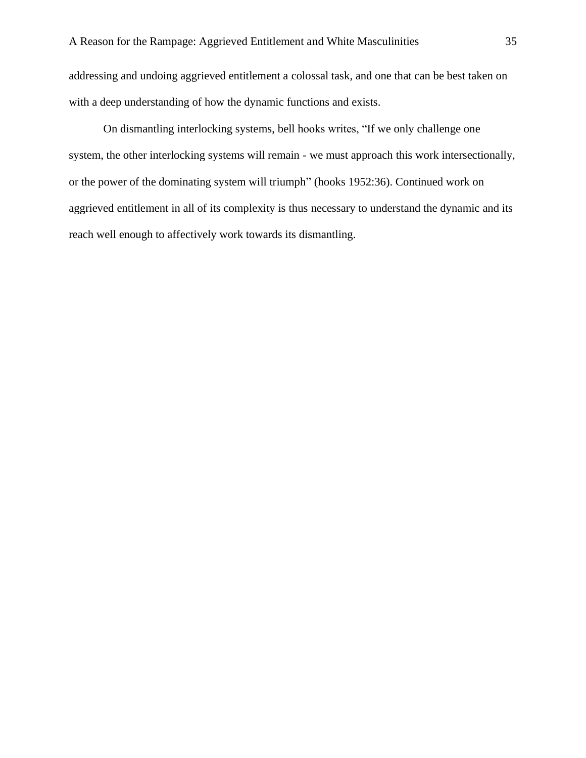addressing and undoing aggrieved entitlement a colossal task, and one that can be best taken on with a deep understanding of how the dynamic functions and exists.

On dismantling interlocking systems, bell hooks writes, "If we only challenge one system, the other interlocking systems will remain - we must approach this work intersectionally, or the power of the dominating system will triumph" (hooks 1952:36). Continued work on aggrieved entitlement in all of its complexity is thus necessary to understand the dynamic and its reach well enough to affectively work towards its dismantling.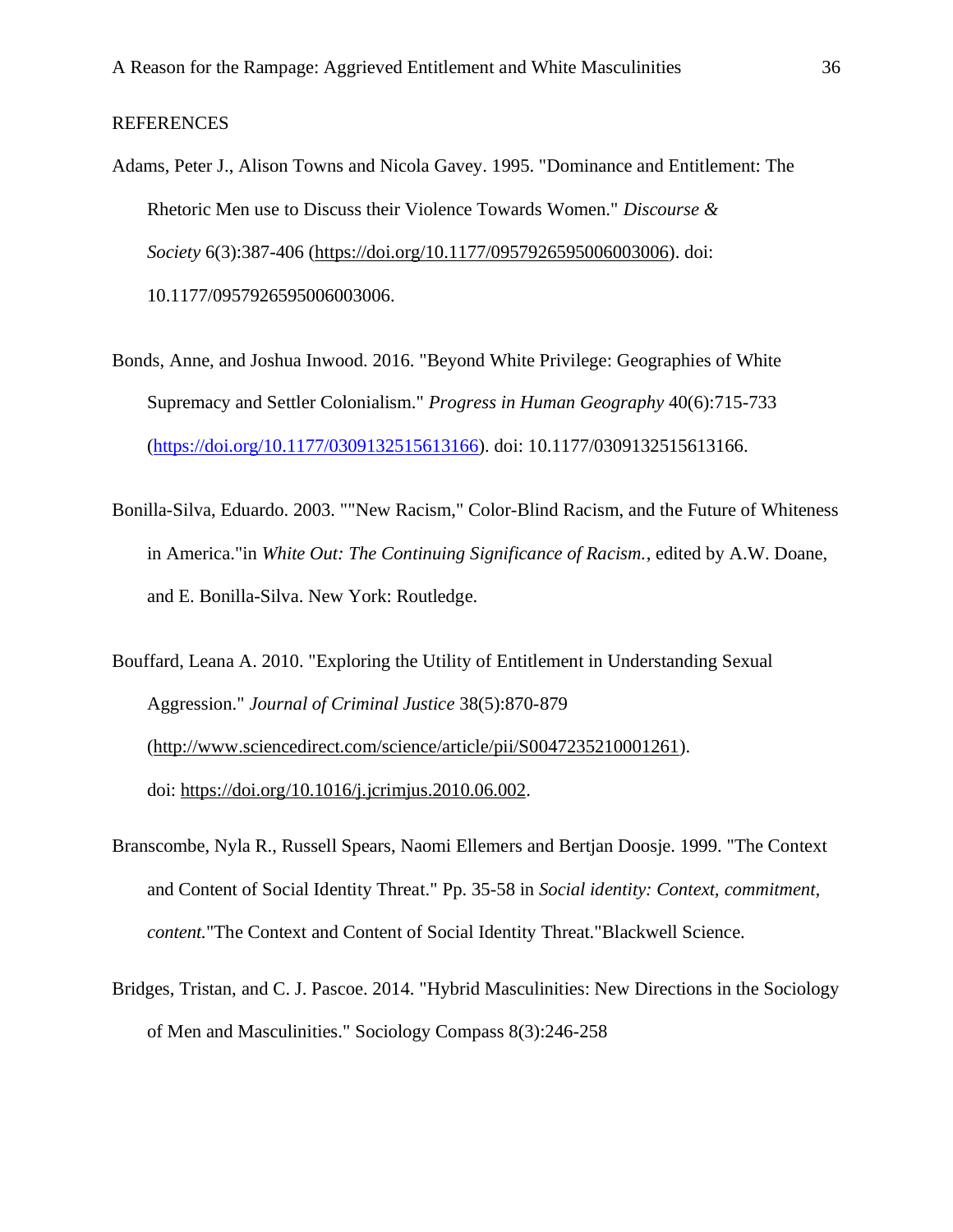REFERENCES

Adams, Peter J., Alison Towns and Nicola Gavey. 1995. "Dominance and Entitlement: The Rhetoric Men use to Discuss their Violence Towards Women." *Discourse & Society* 6(3):387-406 (https://doi.org/10.1177/0957926595006003006). doi: 10.1177/0957926595006003006.

Bonds, Anne, and Joshua Inwood. 2016. "Beyond White Privilege: Geographies of White Supremacy and Settler Colonialism." *Progress in Human Geography* 40(6):715-733 (https://doi.org/10.1177/0309132515613166). doi: 10.1177/0309132515613166.

Bonilla-Silva, Eduardo. 2003. ""New Racism," Color-Blind Racism, and the Future of Whiteness in America."in *White Out: The Continuing Significance of Racism.*, edited by A.W. Doane, and E. Bonilla-Silva. New York: Routledge.

Bouffard, Leana A. 2010. "Exploring the Utility of Entitlement in Understanding Sexual Aggression." *Journal of Criminal Justice* 38(5):870-879 (http://www.sciencedirect.com/science/article/pii/S0047235210001261). doi: https://doi.org/10.1016/j.jcrimjus.2010.06.002.

Branscombe, Nyla R., Russell Spears, Naomi Ellemers and Bertjan Doosje. 1999. "The Context and Content of Social Identity Threat." Pp. 35-58 in *Social identity: Context, commitment, content.*"The Context and Content of Social Identity Threat."Blackwell Science.

Bridges, Tristan, and C. J. Pascoe. 2014. "Hybrid Masculinities: New Directions in the Sociology of Men and Masculinities." Sociology Compass 8(3):246-258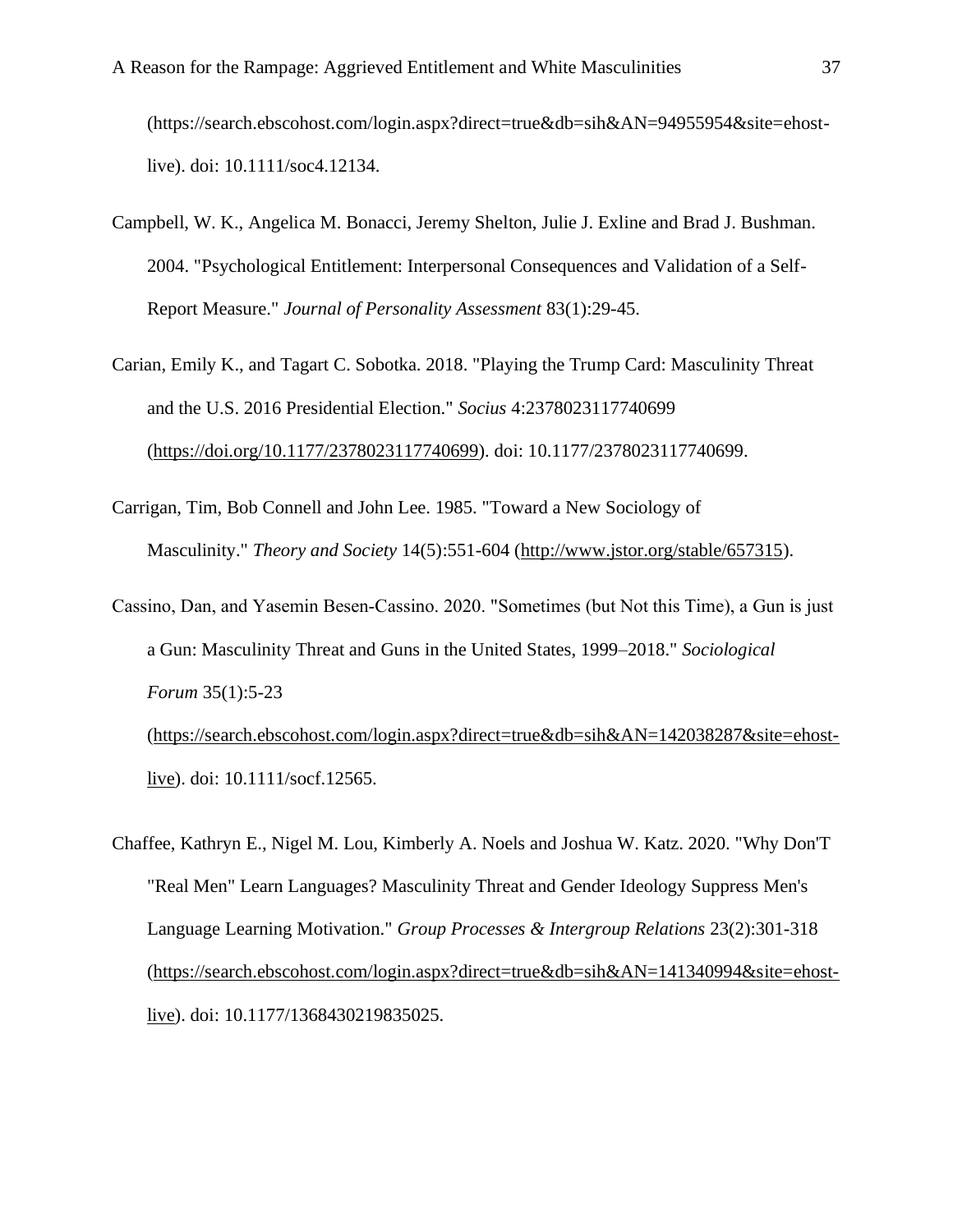(https://search.ebscohost.com/login.aspx?direct=true&db=sih&AN=94955954&site=ehost-live). doi: 10.1111/soc4.12134.

Campbell, W. K., Angelica M. Bonacci, Jeremy Shelton, Julie J. Exline and Brad J. Bushman. 2004. "Psychological Entitlement: Interpersonal Consequences and Validation of a Self-Report Measure." *Journal of Personality Assessment* 83(1):29-45.

Carian, Emily K., and Tagart C. Sobotka. 2018. "Playing the Trump Card: Masculinity Threat and the U.S. 2016 Presidential Election." *Socius* 4:2378023117740699 (https://doi.org/10.1177/2378023117740699). doi: 10.1177/2378023117740699.

Carrigan, Tim, Bob Connell and John Lee. 1985. "Toward a New Sociology of Masculinity." *Theory and Society* 14(5):551-604 (http://www.jstor.org/stable/657315).

Cassino, Dan, and Yasemin Besen-Cassino. 2020. "Sometimes (but Not this Time), a Gun is just a Gun: Masculinity Threat and Guns in the United States, 1999–2018." *Sociological Forum* 35(1):5-23 (https://search.ebscohost.com/login.aspx?direct=true&db=sih&AN=142038287&site=ehost-live). doi: 10.1111/socf.12565.

Chaffee, Kathryn E., Nigel M. Lou, Kimberly A. Noels and Joshua W. Katz. 2020. "Why Don'T "Real Men" Learn Languages? Masculinity Threat and Gender Ideology Suppress Men's Language Learning Motivation." *Group Processes & Intergroup Relations* 23(2):301-318 (https://search.ebscohost.com/login.aspx?direct=true&db=sih&AN=141340994&site=ehost-live). doi: 10.1177/1368430219835025.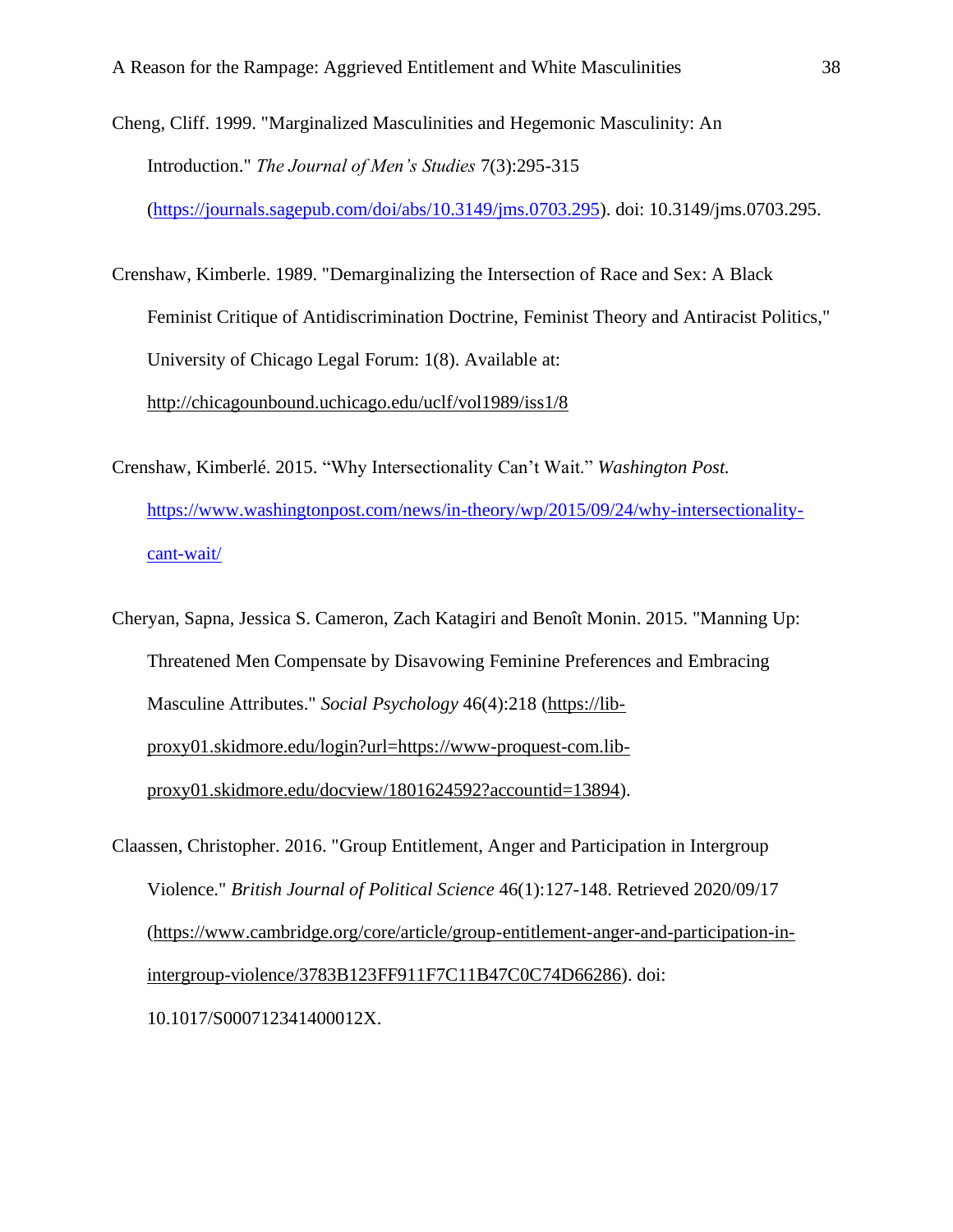Cheng, Cliff. 1999. "Marginalized Masculinities and Hegemonic Masculinity: An Introduction." *The Journal of Men's Studies* 7(3):295-315 (https://journals.sagepub.com/doi/abs/10.3149/jms.0703.295). doi: 10.3149/jms.0703.295.

Crenshaw, Kimberle. 1989. "Demarginalizing the Intersection of Race and Sex: A Black Feminist Critique of Antidiscrimination Doctrine, Feminist Theory and Antiracist Politics," University of Chicago Legal Forum: 1(8). Available at: http://chicagounbound.uchicago.edu/uclf/vol1989/iss1/8

Crenshaw, Kimberlé. 2015. "Why Intersectionality Can't Wait." *Washington Post.* https://www.washingtonpost.com/news/in-theory/wp/2015/09/24/why-intersectionality-cant-wait/

Cheryan, Sapna, Jessica S. Cameron, Zach Katagiri and Benoît Monin. 2015. "Manning Up: Threatened Men Compensate by Disavowing Feminine Preferences and Embracing Masculine Attributes." *Social Psychology* 46(4):218 (https://lib-proxy01.skidmore.edu/login?url=https://www-proquest-com.lib-proxy01.skidmore.edu/docview/1801624592?accountid=13894).

Claassen, Christopher. 2016. "Group Entitlement, Anger and Participation in Intergroup Violence." *British Journal of Political Science* 46(1):127-148. Retrieved 2020/09/17 (https://www.cambridge.org/core/article/group-entitlement-anger-and-participation-in-intergroup-violence/3783B123FF911F7C11B47C0C74D66286). doi: 10.1017/S000712341400012X.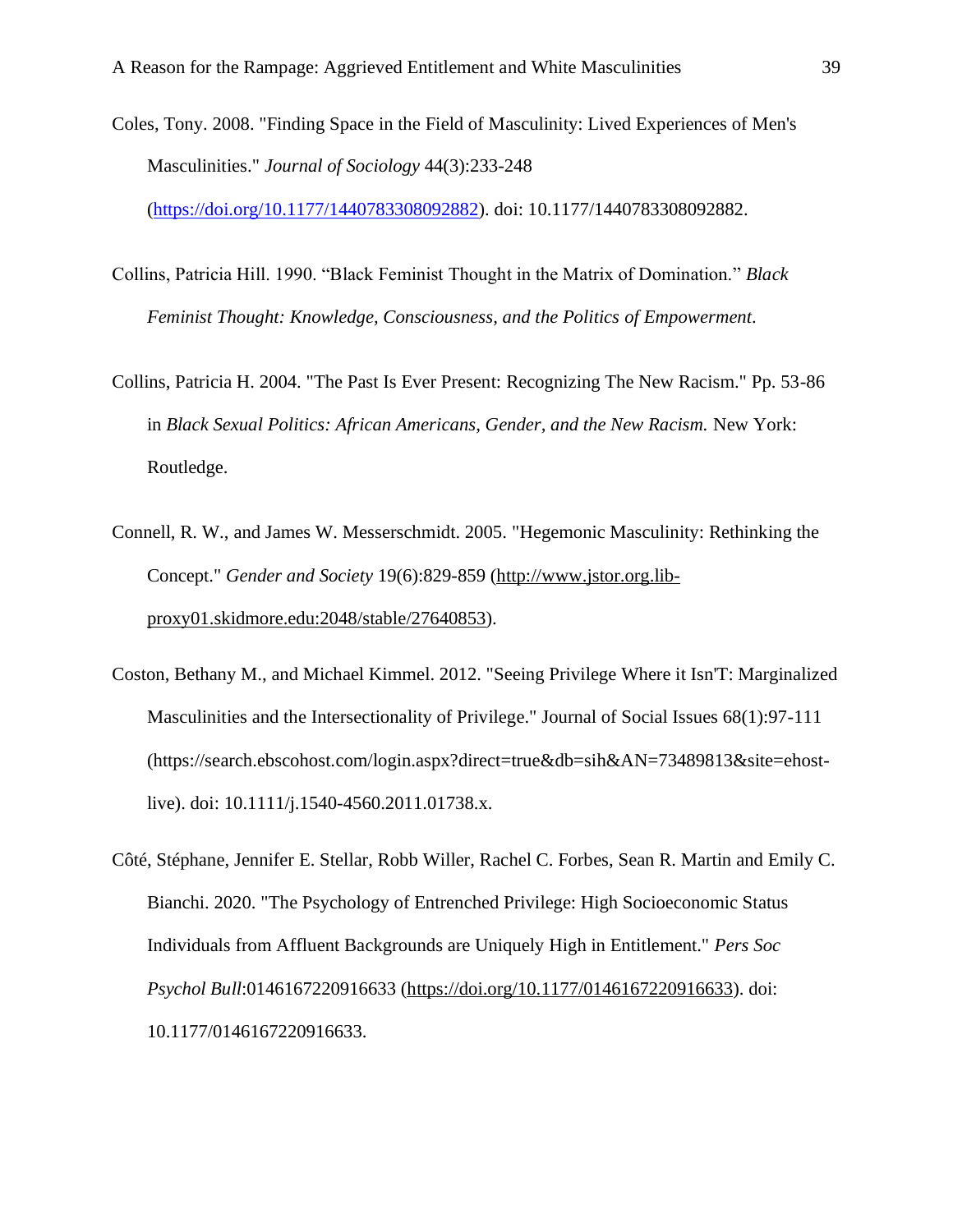Coles, Tony. 2008. "Finding Space in the Field of Masculinity: Lived Experiences of Men's Masculinities." *Journal of Sociology* 44(3):233-248 (https://doi.org/10.1177/1440783308092882). doi: 10.1177/1440783308092882.

Collins, Patricia Hill. 1990. "Black Feminist Thought in the Matrix of Domination." *Black Feminist Thought: Knowledge, Consciousness, and the Politics of Empowerment*.

Collins, Patricia H. 2004. "The Past Is Ever Present: Recognizing The New Racism." Pp. 53-86 in *Black Sexual Politics: African Americans, Gender, and the New Racism.* New York: Routledge.

Connell, R. W., and James W. Messerschmidt. 2005. "Hegemonic Masculinity: Rethinking the Concept." *Gender and Society* 19(6):829-859 (http://www.jstor.org.lib-proxy01.skidmore.edu:2048/stable/27640853).

Coston, Bethany M., and Michael Kimmel. 2012. "Seeing Privilege Where it Isn'T: Marginalized Masculinities and the Intersectionality of Privilege." Journal of Social Issues 68(1):97-111 (https://search.ebscohost.com/login.aspx?direct=true&db=sih&AN=73489813&site=ehost-live). doi: 10.1111/j.1540-4560.2011.01738.x.

Côté, Stéphane, Jennifer E. Stellar, Robb Willer, Rachel C. Forbes, Sean R. Martin and Emily C. Bianchi. 2020. "The Psychology of Entrenched Privilege: High Socioeconomic Status Individuals from Affluent Backgrounds are Uniquely High in Entitlement." *Pers Soc Psychol Bull*:0146167220916633 (https://doi.org/10.1177/0146167220916633). doi: 10.1177/0146167220916633.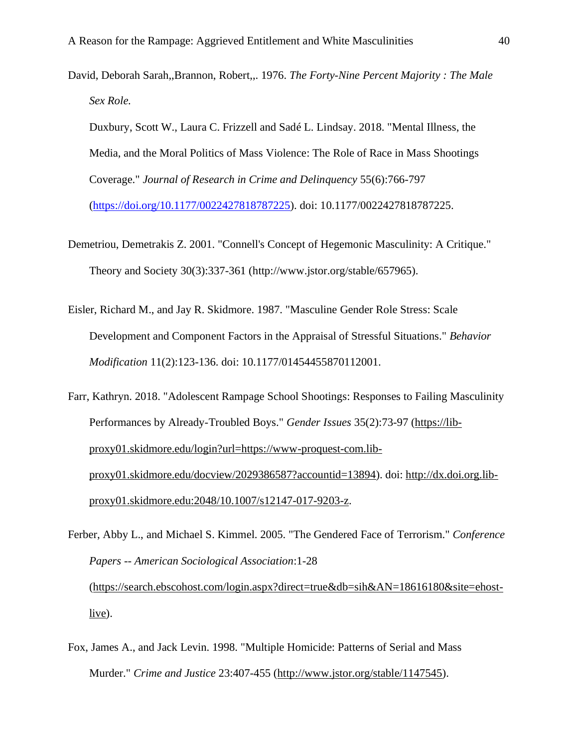David, Deborah Sarah,,Brannon, Robert,,. 1976. *The Forty-Nine Percent Majority : The Male Sex Role.*

Duxbury, Scott W., Laura C. Frizzell and Sadé L. Lindsay. 2018. "Mental Illness, the Media, and the Moral Politics of Mass Violence: The Role of Race in Mass Shootings Coverage." *Journal of Research in Crime and Delinquency* 55(6):766-797 (https://doi.org/10.1177/0022427818787225). doi: 10.1177/0022427818787225.

Demetriou, Demetrakis Z. 2001. "Connell's Concept of Hegemonic Masculinity: A Critique." Theory and Society 30(3):337-361 (http://www.jstor.org/stable/657965).

Eisler, Richard M., and Jay R. Skidmore. 1987. "Masculine Gender Role Stress: Scale Development and Component Factors in the Appraisal of Stressful Situations." *Behavior Modification* 11(2):123-136. doi: 10.1177/01454455870112001.

Farr, Kathryn. 2018. "Adolescent Rampage School Shootings: Responses to Failing Masculinity Performances by Already-Troubled Boys." *Gender Issues* 35(2):73-97 (https://lib-proxy01.skidmore.edu/login?url=https://www-proquest-com.lib-proxy01.skidmore.edu/docview/2029386587?accountid=13894). doi: http://dx.doi.org.lib-proxy01.skidmore.edu:2048/10.1007/s12147-017-9203-z.

Ferber, Abby L., and Michael S. Kimmel. 2005. "The Gendered Face of Terrorism." *Conference Papers -- American Sociological Association*:1-28 (https://search.ebscohost.com/login.aspx?direct=true&db=sih&AN=18616180&site=ehost-live).

Fox, James A., and Jack Levin. 1998. "Multiple Homicide: Patterns of Serial and Mass Murder." *Crime and Justice* 23:407-455 (http://www.jstor.org/stable/1147545).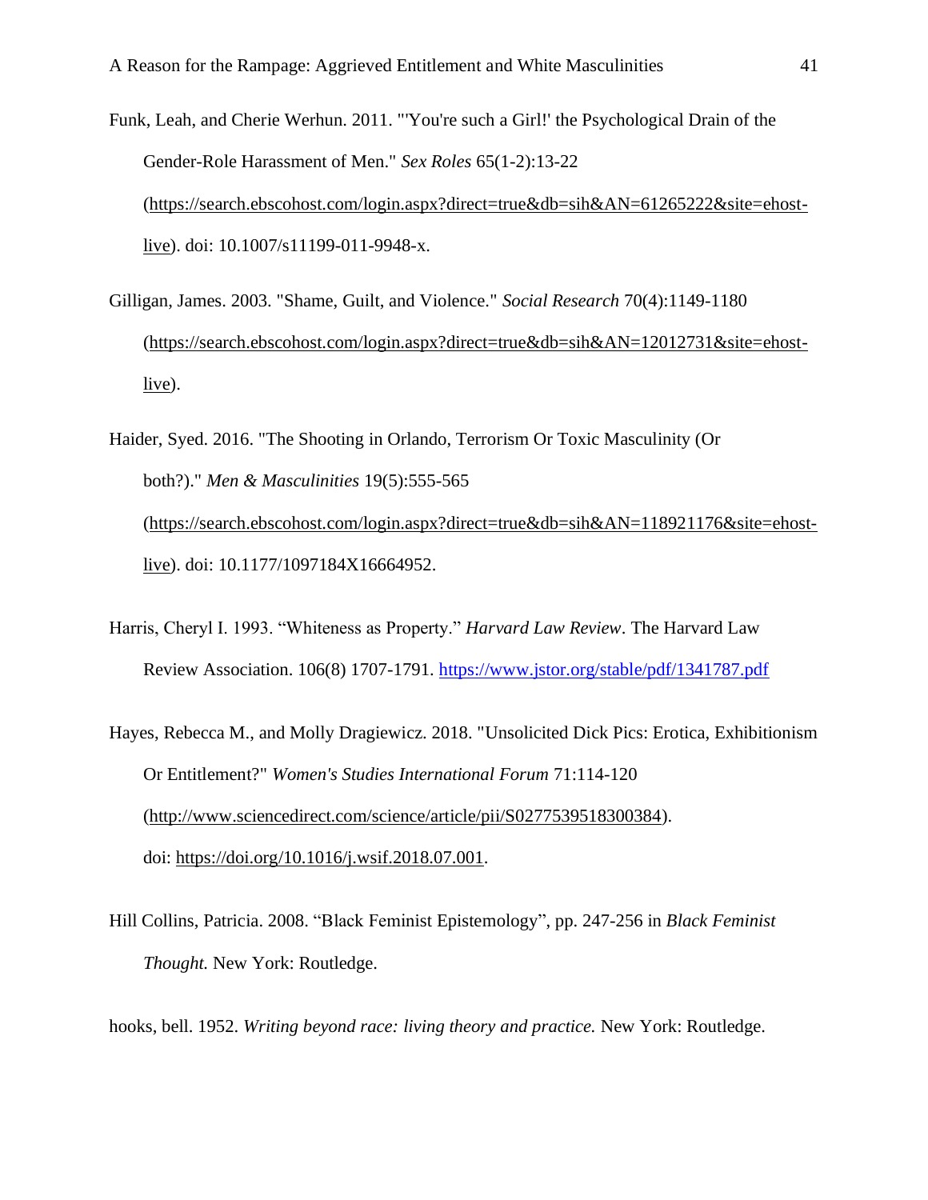Funk, Leah, and Cherie Werhun. 2011. "'You're such a Girl!' the Psychological Drain of the Gender-Role Harassment of Men." *Sex Roles* 65(1-2):13-22 (https://search.ebscohost.com/login.aspx?direct=true&db=sih&AN=61265222&site=ehost-live). doi: 10.1007/s11199-011-9948-x.

Gilligan, James. 2003. "Shame, Guilt, and Violence." *Social Research* 70(4):1149-1180 (https://search.ebscohost.com/login.aspx?direct=true&db=sih&AN=12012731&site=ehost-live).

Haider, Syed. 2016. "The Shooting in Orlando, Terrorism Or Toxic Masculinity (Or both?)." *Men & Masculinities* 19(5):555-565 (https://search.ebscohost.com/login.aspx?direct=true&db=sih&AN=118921176&site=ehost-live). doi: 10.1177/1097184X16664952.

Harris, Cheryl I. 1993. "Whiteness as Property." *Harvard Law Review*. The Harvard Law Review Association. 106(8) 1707-1791. https://www.jstor.org/stable/pdf/1341787.pdf

Hayes, Rebecca M., and Molly Dragiewicz. 2018. "Unsolicited Dick Pics: Erotica, Exhibitionism Or Entitlement?" *Women's Studies International Forum* 71:114-120 (http://www.sciencedirect.com/science/article/pii/S0277539518300384). doi: https://doi.org/10.1016/j.wsif.2018.07.001.

Hill Collins, Patricia. 2008. "Black Feminist Epistemology", pp. 247-256 in *Black Feminist Thought.* New York: Routledge.

hooks, bell. 1952. *Writing beyond race: living theory and practice.* New York: Routledge.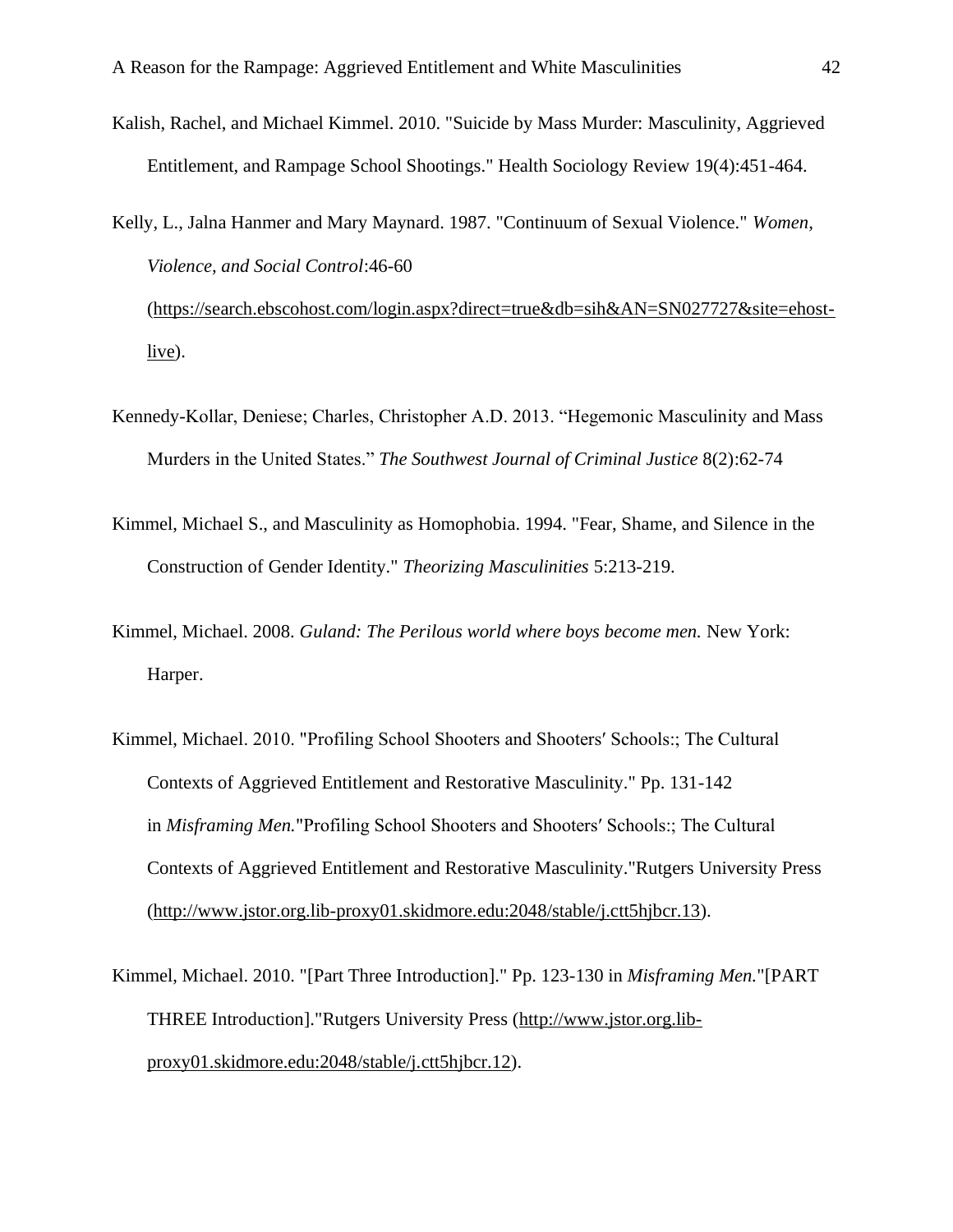Kalish, Rachel, and Michael Kimmel. 2010. "Suicide by Mass Murder: Masculinity, Aggrieved Entitlement, and Rampage School Shootings." Health Sociology Review 19(4):451-464.

Kelly, L., Jalna Hanmer and Mary Maynard. 1987. "Continuum of Sexual Violence." *Women, Violence, and Social Control*:46-60 (https://search.ebscohost.com/login.aspx?direct=true&db=sih&AN=SN027727&site=ehost-live).

Kennedy-Kollar, Deniese; Charles, Christopher A.D. 2013. "Hegemonic Masculinity and Mass Murders in the United States." *The Southwest Journal of Criminal Justice* 8(2):62-74

Kimmel, Michael S., and Masculinity as Homophobia. 1994. "Fear, Shame, and Silence in the Construction of Gender Identity." *Theorizing Masculinities* 5:213-219.

Kimmel, Michael. 2008. *Guland: The Perilous world where boys become men.* New York: Harper.

Kimmel, Michael. 2010. "Profiling School Shooters and Shooters′ Schools:; The Cultural Contexts of Aggrieved Entitlement and Restorative Masculinity." Pp. 131-142 in *Misframing Men.*"Profiling School Shooters and Shooters′ Schools:; The Cultural Contexts of Aggrieved Entitlement and Restorative Masculinity."Rutgers University Press (http://www.jstor.org.lib-proxy01.skidmore.edu:2048/stable/j.ctt5hjbcr.13).

Kimmel, Michael. 2010. "[Part Three Introduction]." Pp. 123-130 in *Misframing Men.*"[PART THREE Introduction]."Rutgers University Press (http://www.jstor.org.lib-proxy01.skidmore.edu:2048/stable/j.ctt5hjbcr.12).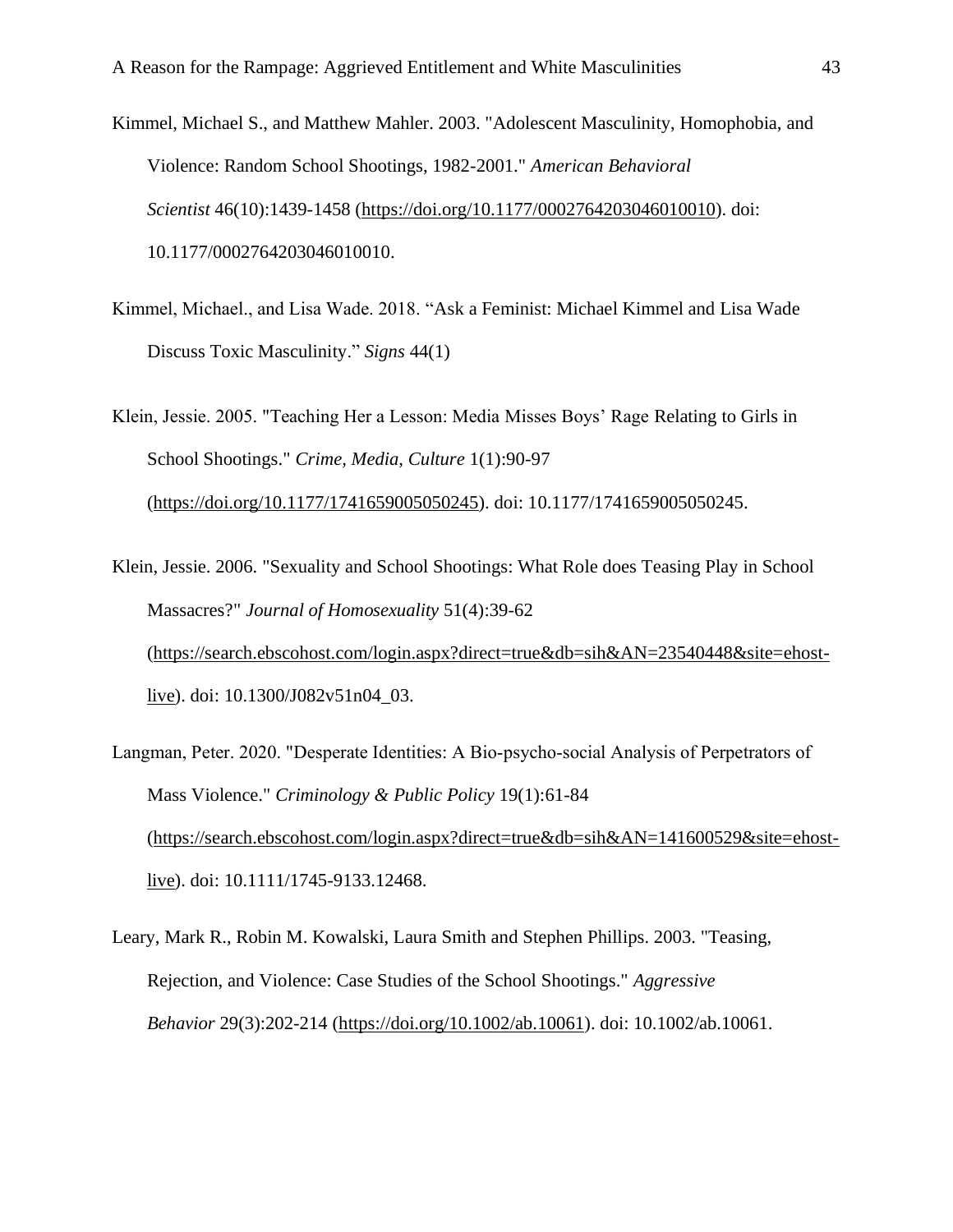Kimmel, Michael S., and Matthew Mahler. 2003. "Adolescent Masculinity, Homophobia, and Violence: Random School Shootings, 1982-2001." *American Behavioral Scientist* 46(10):1439-1458 (https://doi.org/10.1177/0002764203046010010). doi: 10.1177/0002764203046010010.

Kimmel, Michael., and Lisa Wade. 2018. "Ask a Feminist: Michael Kimmel and Lisa Wade Discuss Toxic Masculinity." *Signs* 44(1)

Klein, Jessie. 2005. "Teaching Her a Lesson: Media Misses Boys' Rage Relating to Girls in School Shootings." *Crime, Media, Culture* 1(1):90-97 (https://doi.org/10.1177/1741659005050245). doi: 10.1177/1741659005050245.

Klein, Jessie. 2006. "Sexuality and School Shootings: What Role does Teasing Play in School Massacres?" *Journal of Homosexuality* 51(4):39-62 (https://search.ebscohost.com/login.aspx?direct=true&db=sih&AN=23540448&site=ehost-live). doi: 10.1300/J082v51n04_03.

Langman, Peter. 2020. "Desperate Identities: A Bio-psycho-social Analysis of Perpetrators of Mass Violence." *Criminology & Public Policy* 19(1):61-84 (https://search.ebscohost.com/login.aspx?direct=true&db=sih&AN=141600529&site=ehost-live). doi: 10.1111/1745-9133.12468.

Leary, Mark R., Robin M. Kowalski, Laura Smith and Stephen Phillips. 2003. "Teasing, Rejection, and Violence: Case Studies of the School Shootings." *Aggressive Behavior* 29(3):202-214 (https://doi.org/10.1002/ab.10061). doi: 10.1002/ab.10061.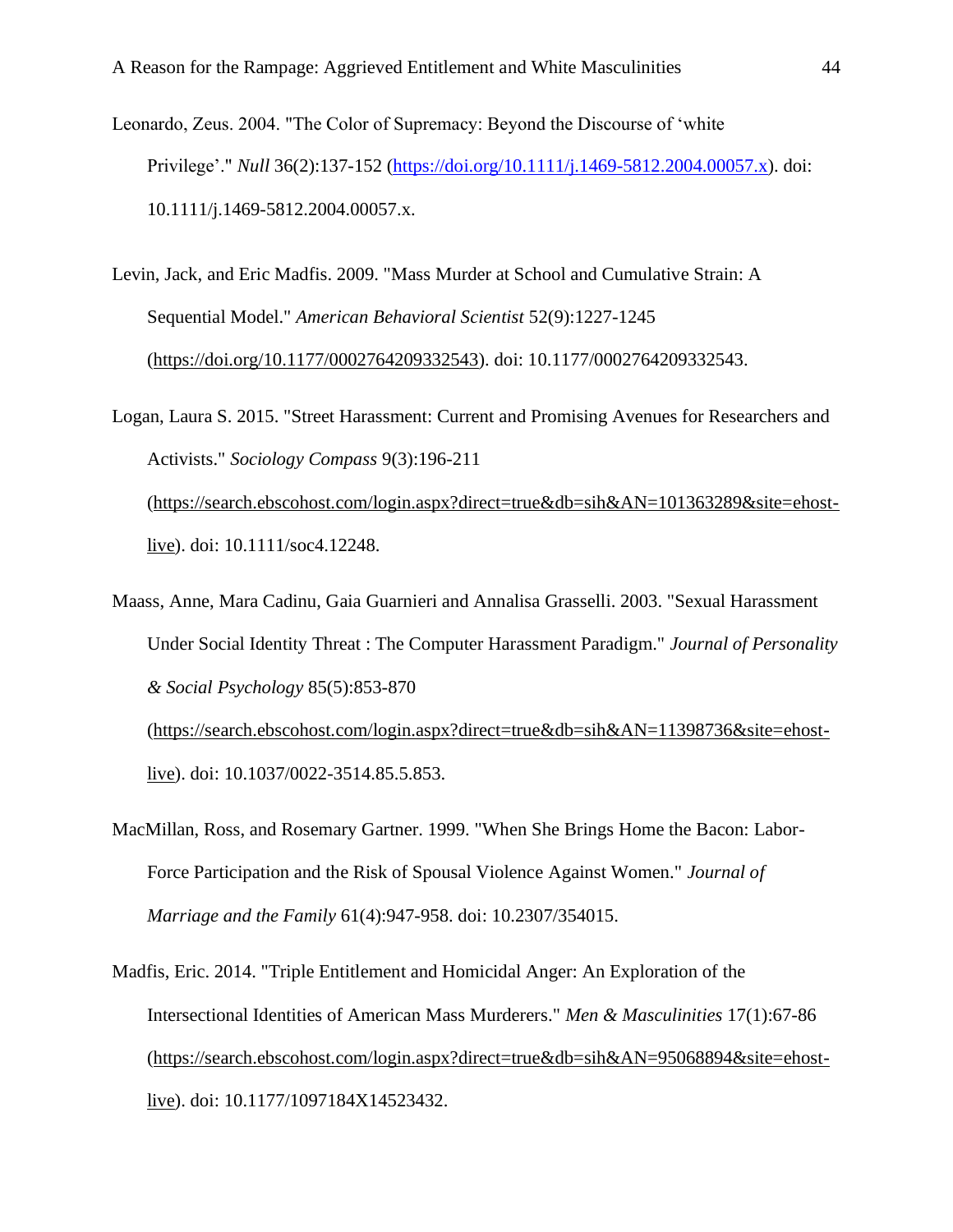Leonardo, Zeus. 2004. "The Color of Supremacy: Beyond the Discourse of 'white Privilege'." *Null* 36(2):137-152 (https://doi.org/10.1111/j.1469-5812.2004.00057.x). doi: 10.1111/j.1469-5812.2004.00057.x.

Levin, Jack, and Eric Madfis. 2009. "Mass Murder at School and Cumulative Strain: A Sequential Model." *American Behavioral Scientist* 52(9):1227-1245 (https://doi.org/10.1177/0002764209332543). doi: 10.1177/0002764209332543.

Logan, Laura S. 2015. "Street Harassment: Current and Promising Avenues for Researchers and Activists." *Sociology Compass* 9(3):196-211 (https://search.ebscohost.com/login.aspx?direct=true&db=sih&AN=101363289&site=ehost-live). doi: 10.1111/soc4.12248.

Maass, Anne, Mara Cadinu, Gaia Guarnieri and Annalisa Grasselli. 2003. "Sexual Harassment Under Social Identity Threat : The Computer Harassment Paradigm." *Journal of Personality & Social Psychology* 85(5):853-870 (https://search.ebscohost.com/login.aspx?direct=true&db=sih&AN=11398736&site=ehost-live). doi: 10.1037/0022-3514.85.5.853.

MacMillan, Ross, and Rosemary Gartner. 1999. "When She Brings Home the Bacon: Labor-Force Participation and the Risk of Spousal Violence Against Women." *Journal of Marriage and the Family* 61(4):947-958. doi: 10.2307/354015.

Madfis, Eric. 2014. "Triple Entitlement and Homicidal Anger: An Exploration of the Intersectional Identities of American Mass Murderers." *Men & Masculinities* 17(1):67-86 (https://search.ebscohost.com/login.aspx?direct=true&db=sih&AN=95068894&site=ehost-live). doi: 10.1177/1097184X14523432.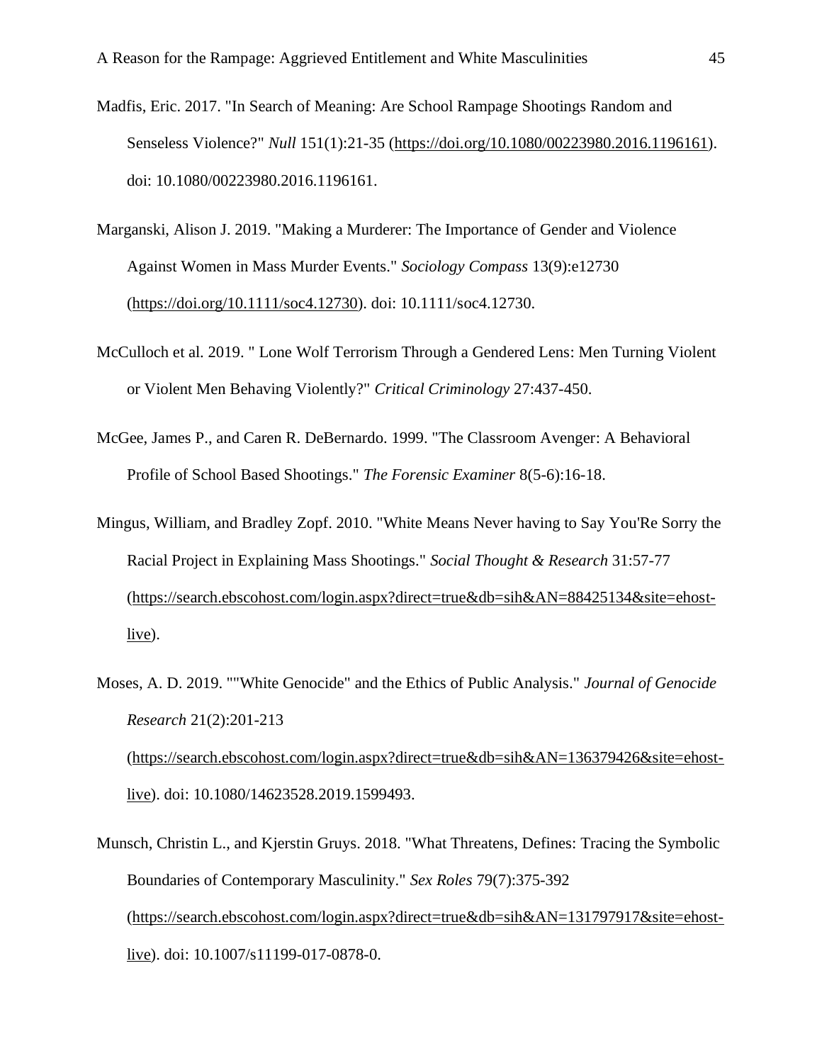Madfis, Eric. 2017. "In Search of Meaning: Are School Rampage Shootings Random and Senseless Violence?" *Null* 151(1):21-35 (https://doi.org/10.1080/00223980.2016.1196161). doi: 10.1080/00223980.2016.1196161.

Marganski, Alison J. 2019. "Making a Murderer: The Importance of Gender and Violence Against Women in Mass Murder Events." *Sociology Compass* 13(9):e12730 (https://doi.org/10.1111/soc4.12730). doi: 10.1111/soc4.12730.

McCulloch et al. 2019. " Lone Wolf Terrorism Through a Gendered Lens: Men Turning Violent or Violent Men Behaving Violently?" *Critical Criminology* 27:437-450.

McGee, James P., and Caren R. DeBernardo. 1999. "The Classroom Avenger: A Behavioral Profile of School Based Shootings." *The Forensic Examiner* 8(5-6):16-18.

Mingus, William, and Bradley Zopf. 2010. "White Means Never having to Say You'Re Sorry the Racial Project in Explaining Mass Shootings." *Social Thought & Research* 31:57-77 (https://search.ebscohost.com/login.aspx?direct=true&db=sih&AN=88425134&site=ehost-live).

Moses, A. D. 2019. ""White Genocide" and the Ethics of Public Analysis." *Journal of Genocide Research* 21(2):201-213 (https://search.ebscohost.com/login.aspx?direct=true&db=sih&AN=136379426&site=ehost-live). doi: 10.1080/14623528.2019.1599493.

Munsch, Christin L., and Kjerstin Gruys. 2018. "What Threatens, Defines: Tracing the Symbolic Boundaries of Contemporary Masculinity." *Sex Roles* 79(7):375-392 (https://search.ebscohost.com/login.aspx?direct=true&db=sih&AN=131797917&site=ehost-live). doi: 10.1007/s11199-017-0878-0.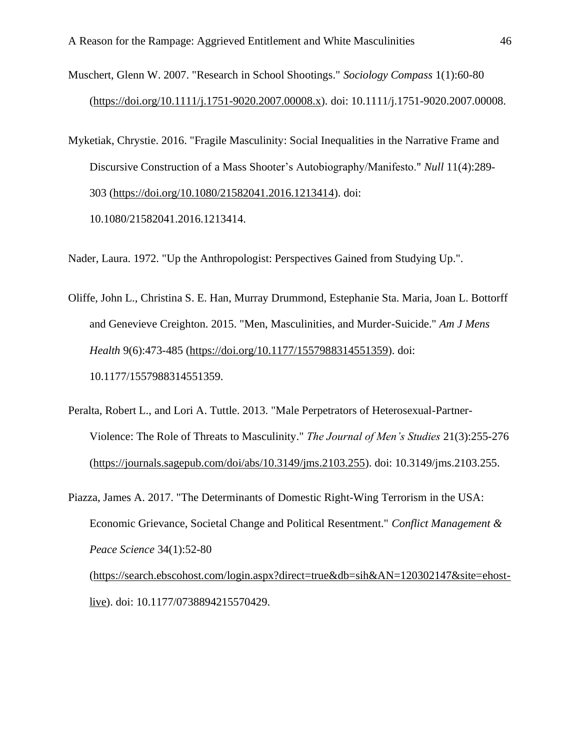Muschert, Glenn W. 2007. "Research in School Shootings." *Sociology Compass* 1(1):60-80 (https://doi.org/10.1111/j.1751-9020.2007.00008.x). doi: 10.1111/j.1751-9020.2007.00008.

Myketiak, Chrystie. 2016. "Fragile Masculinity: Social Inequalities in the Narrative Frame and Discursive Construction of a Mass Shooter's Autobiography/Manifesto." *Null* 11(4):289-303 (https://doi.org/10.1080/21582041.2016.1213414). doi: 10.1080/21582041.2016.1213414.

Nader, Laura. 1972. "Up the Anthropologist: Perspectives Gained from Studying Up.".

Oliffe, John L., Christina S. E. Han, Murray Drummond, Estephanie Sta. Maria, Joan L. Bottorff and Genevieve Creighton. 2015. "Men, Masculinities, and Murder-Suicide." *Am J Mens Health* 9(6):473-485 (https://doi.org/10.1177/1557988314551359). doi: 10.1177/1557988314551359.

Peralta, Robert L., and Lori A. Tuttle. 2013. "Male Perpetrators of Heterosexual-Partner-Violence: The Role of Threats to Masculinity." *The Journal of Men's Studies* 21(3):255-276 (https://journals.sagepub.com/doi/abs/10.3149/jms.2103.255). doi: 10.3149/jms.2103.255.

Piazza, James A. 2017. "The Determinants of Domestic Right-Wing Terrorism in the USA: Economic Grievance, Societal Change and Political Resentment." *Conflict Management & Peace Science* 34(1):52-80 (https://search.ebscohost.com/login.aspx?direct=true&db=sih&AN=120302147&site=ehost-live). doi: 10.1177/0738894215570429.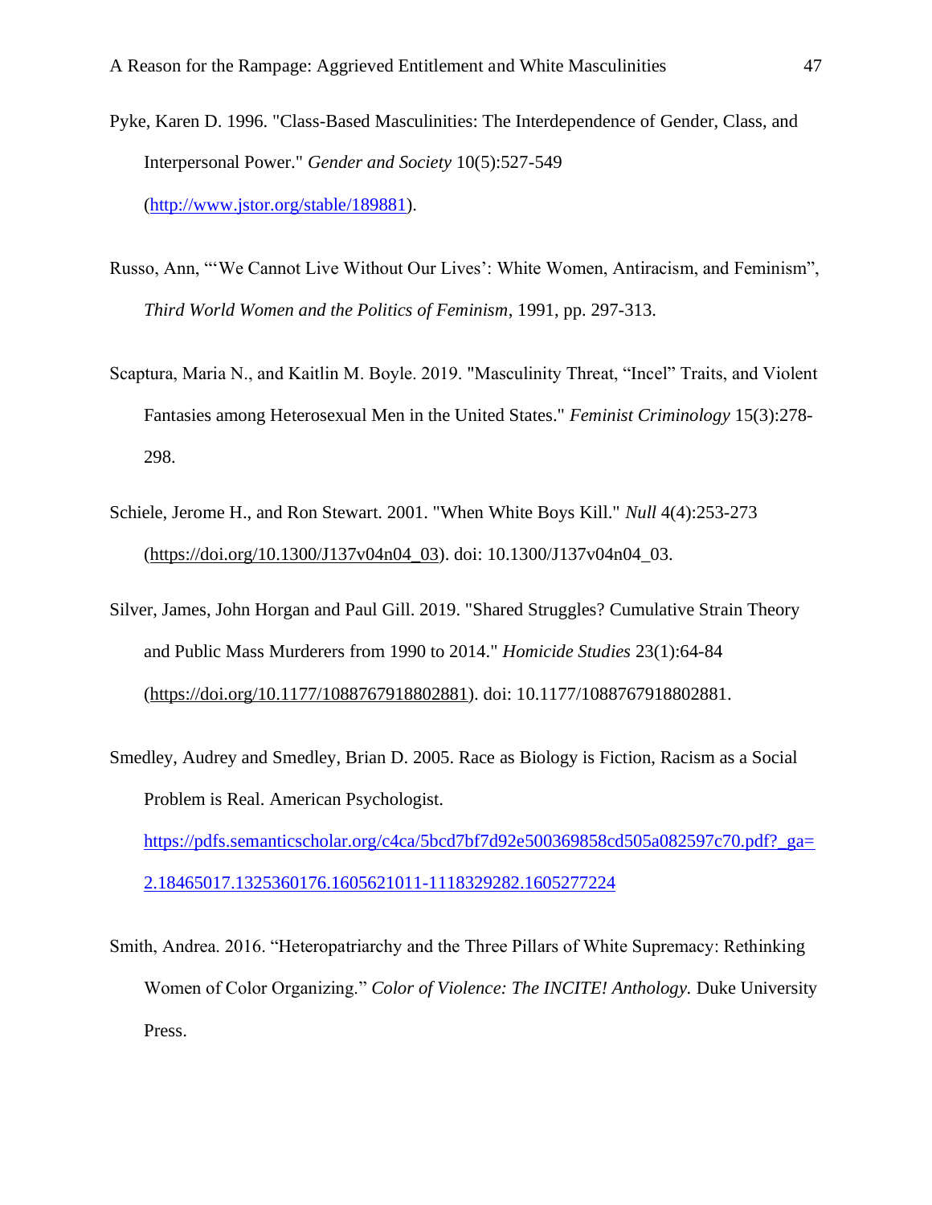Pyke, Karen D. 1996. "Class-Based Masculinities: The Interdependence of Gender, Class, and Interpersonal Power." *Gender and Society* 10(5):527-549 (http://www.jstor.org/stable/189881).

Russo, Ann, "'We Cannot Live Without Our Lives': White Women, Antiracism, and Feminism", *Third World Women and the Politics of Feminism*, 1991, pp. 297-313.

Scaptura, Maria N., and Kaitlin M. Boyle. 2019. "Masculinity Threat, "Incel" Traits, and Violent Fantasies among Heterosexual Men in the United States." *Feminist Criminology* 15(3):278-298.

Schiele, Jerome H., and Ron Stewart. 2001. "When White Boys Kill." *Null* 4(4):253-273 (https://doi.org/10.1300/J137v04n04_03). doi: 10.1300/J137v04n04_03.

Silver, James, John Horgan and Paul Gill. 2019. "Shared Struggles? Cumulative Strain Theory and Public Mass Murderers from 1990 to 2014." *Homicide Studies* 23(1):64-84 (https://doi.org/10.1177/1088767918802881). doi: 10.1177/1088767918802881.

Smedley, Audrey and Smedley, Brian D. 2005. Race as Biology is Fiction, Racism as a Social Problem is Real. American Psychologist. https://pdfs.semanticscholar.org/c4ca/5bcd7bf7d92e500369858cd505a082597c70.pdf?_ga=2.18465017.1325360176.1605621011-1118329282.1605277224

Smith, Andrea. 2016. "Heteropatriarchy and the Three Pillars of White Supremacy: Rethinking Women of Color Organizing." *Color of Violence: The INCITE! Anthology.* Duke University Press.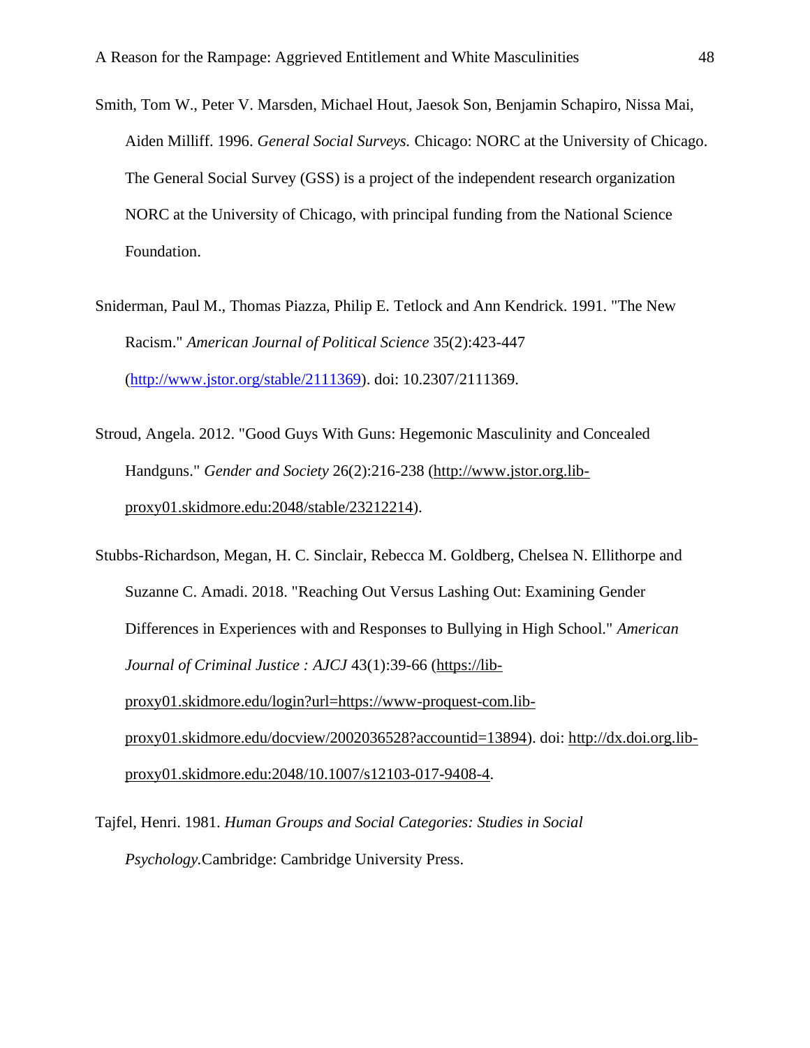Smith, Tom W., Peter V. Marsden, Michael Hout, Jaesok Son, Benjamin Schapiro, Nissa Mai, Aiden Milliff. 1996. *General Social Surveys.* Chicago: NORC at the University of Chicago. The General Social Survey (GSS) is a project of the independent research organization NORC at the University of Chicago, with principal funding from the National Science Foundation.

Sniderman, Paul M., Thomas Piazza, Philip E. Tetlock and Ann Kendrick. 1991. "The New Racism." *American Journal of Political Science* 35(2):423-447 (http://www.jstor.org/stable/2111369). doi: 10.2307/2111369.

Stroud, Angela. 2012. "Good Guys With Guns: Hegemonic Masculinity and Concealed Handguns." *Gender and Society* 26(2):216-238 (http://www.jstor.org.lib-proxy01.skidmore.edu:2048/stable/23212214).

Stubbs-Richardson, Megan, H. C. Sinclair, Rebecca M. Goldberg, Chelsea N. Ellithorpe and Suzanne C. Amadi. 2018. "Reaching Out Versus Lashing Out: Examining Gender Differences in Experiences with and Responses to Bullying in High School." *American Journal of Criminal Justice : AJCJ* 43(1):39-66 (https://lib-proxy01.skidmore.edu/login?url=https://www-proquest-com.lib-proxy01.skidmore.edu/docview/2002036528?accountid=13894). doi: http://dx.doi.org.lib-proxy01.skidmore.edu:2048/10.1007/s12103-017-9408-4.

Tajfel, Henri. 1981. *Human Groups and Social Categories: Studies in Social Psychology.*Cambridge: Cambridge University Press.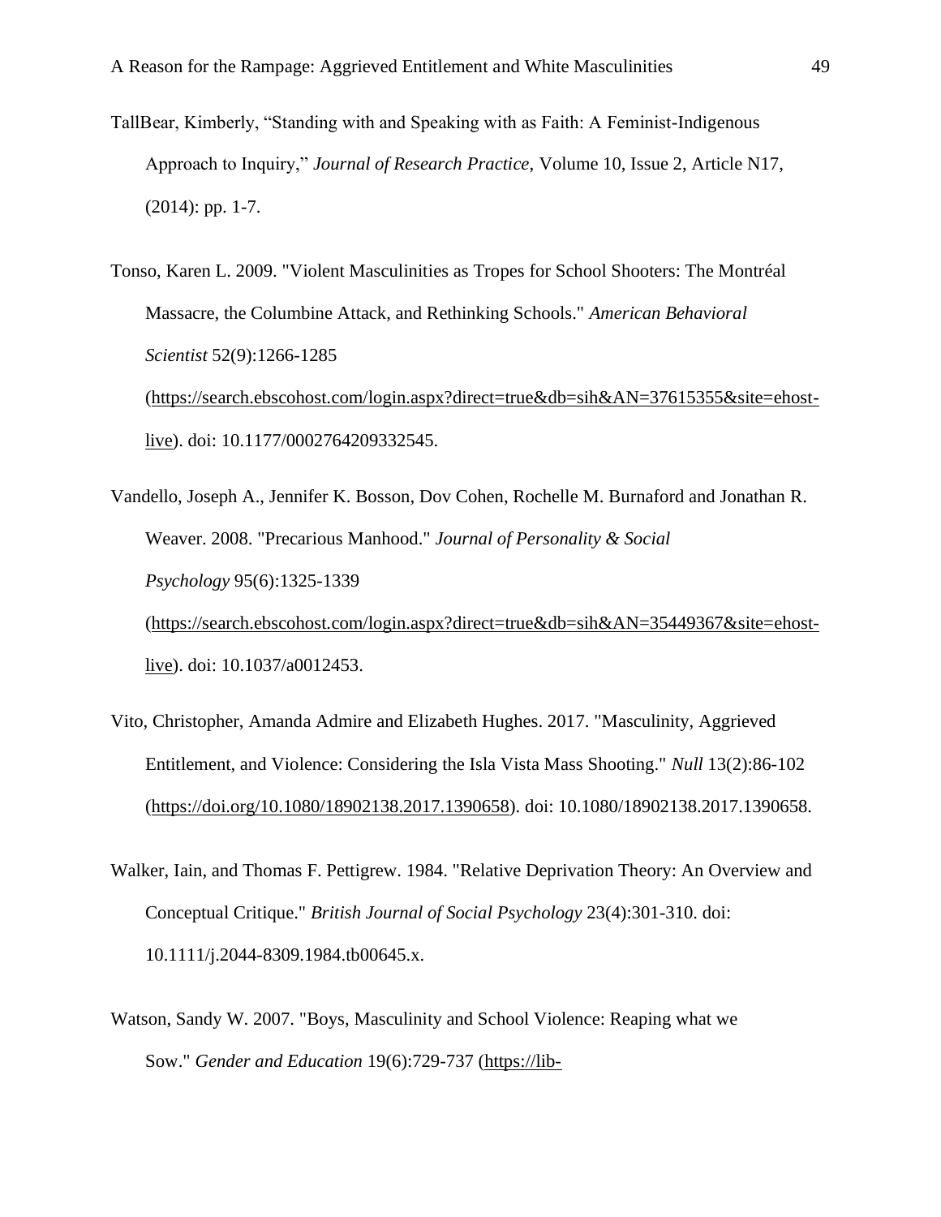TallBear, Kimberly, "Standing with and Speaking with as Faith: A Feminist-Indigenous Approach to Inquiry," *Journal of Research Practice,* Volume 10, Issue 2, Article N17, (2014): pp. 1-7.

Tonso, Karen L. 2009. "Violent Masculinities as Tropes for School Shooters: The Montréal Massacre, the Columbine Attack, and Rethinking Schools." *American Behavioral Scientist* 52(9):1266-1285 (https://search.ebscohost.com/login.aspx?direct=true&db=sih&AN=37615355&site=ehost-live). doi: 10.1177/0002764209332545.

Vandello, Joseph A., Jennifer K. Bosson, Dov Cohen, Rochelle M. Burnaford and Jonathan R. Weaver. 2008. "Precarious Manhood." *Journal of Personality & Social Psychology* 95(6):1325-1339 (https://search.ebscohost.com/login.aspx?direct=true&db=sih&AN=35449367&site=ehost-live). doi: 10.1037/a0012453.

Vito, Christopher, Amanda Admire and Elizabeth Hughes. 2017. "Masculinity, Aggrieved Entitlement, and Violence: Considering the Isla Vista Mass Shooting." *Null* 13(2):86-102 (https://doi.org/10.1080/18902138.2017.1390658). doi: 10.1080/18902138.2017.1390658.

Walker, Iain, and Thomas F. Pettigrew. 1984. "Relative Deprivation Theory: An Overview and Conceptual Critique." *British Journal of Social Psychology* 23(4):301-310. doi: 10.1111/j.2044-8309.1984.tb00645.x.

Watson, Sandy W. 2007. "Boys, Masculinity and School Violence: Reaping what we Sow." *Gender and Education* 19(6):729-737 (https://lib-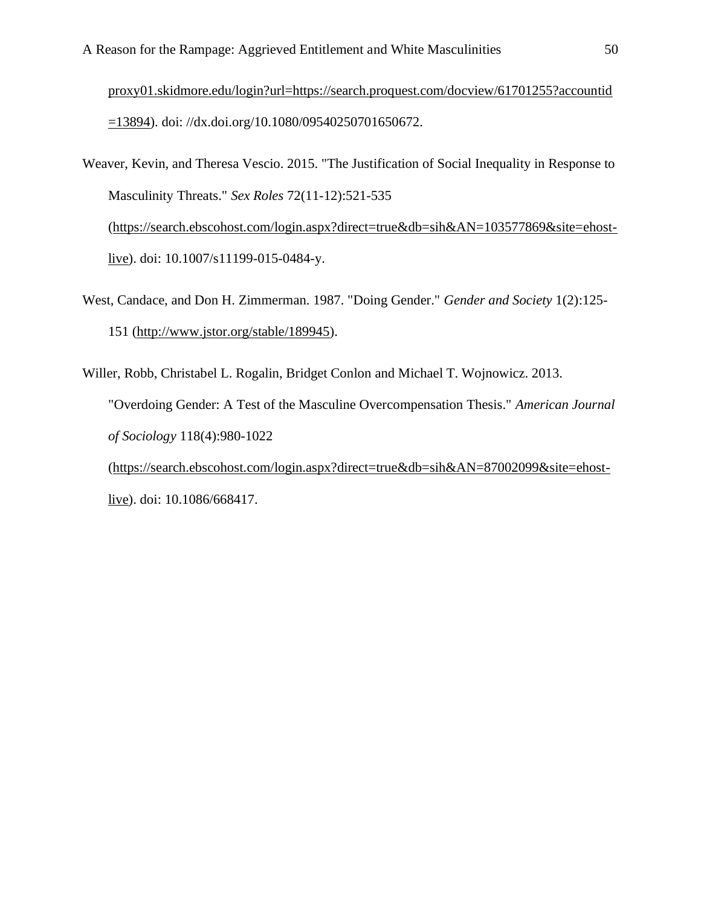proxy01.skidmore.edu/login?url=https://search.proquest.com/docview/61701255?accountid=13894). doi: //dx.doi.org/10.1080/09540250701650672.

Weaver, Kevin, and Theresa Vescio. 2015. "The Justification of Social Inequality in Response to Masculinity Threats." *Sex Roles* 72(11-12):521-535 (https://search.ebscohost.com/login.aspx?direct=true&db=sih&AN=103577869&site=ehost-live). doi: 10.1007/s11199-015-0484-y.

West, Candace, and Don H. Zimmerman. 1987. "Doing Gender." *Gender and Society* 1(2):125-151 (http://www.jstor.org/stable/189945).

Willer, Robb, Christabel L. Rogalin, Bridget Conlon and Michael T. Wojnowicz. 2013. "Overdoing Gender: A Test of the Masculine Overcompensation Thesis." *American Journal of Sociology* 118(4):980-1022 (https://search.ebscohost.com/login.aspx?direct=true&db=sih&AN=87002099&site=ehost-live). doi: 10.1086/668417.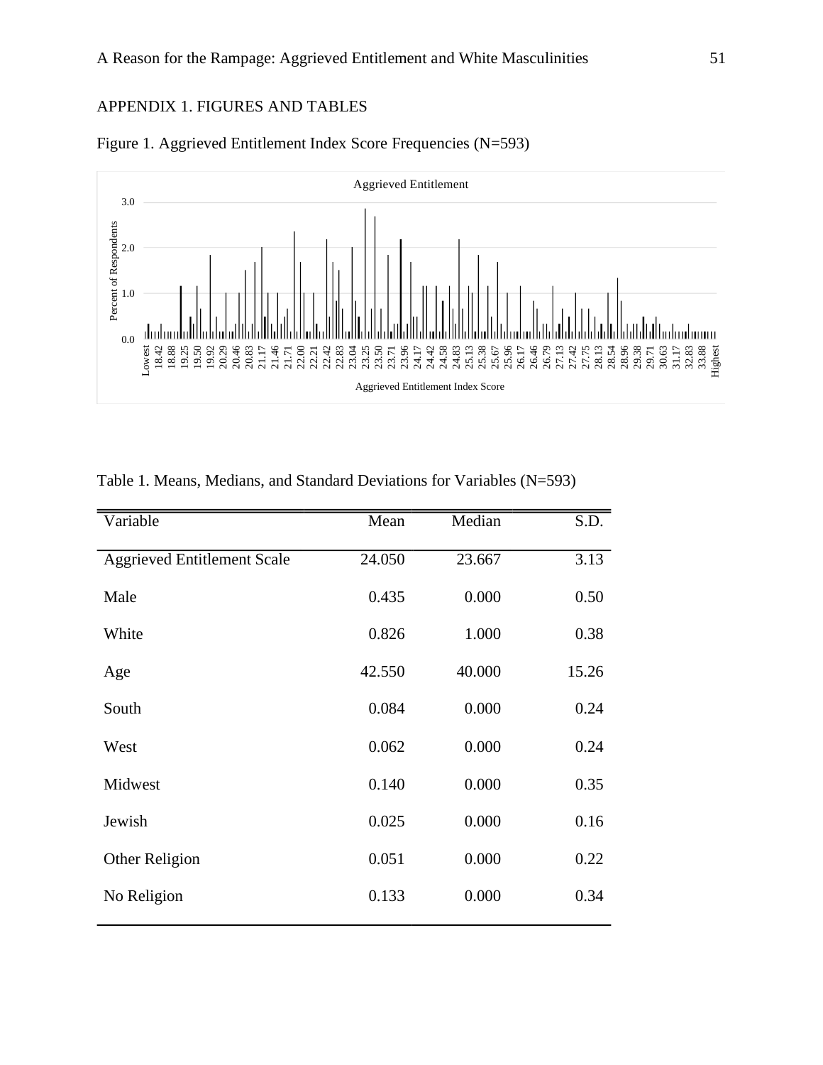## APPENDIX 1. FIGURES AND TABLES

Figure 1. Aggrieved Entitlement Index Score Frequencies (N=593)

Table 1. Means, Medians, and Standard Deviations for Variables (N=593)

| Variable | Mean | Median | S.D. |
|---|---|---|---|
| Aggrieved Entitlement Scale | 24.050 | 23.667 | 3.13 |
| Male | 0.435 | 0.000 | 0.50 |
| White | 0.826 | 1.000 | 0.38 |
| Age | 42.550 | 40.000 | 15.26 |
| South | 0.084 | 0.000 | 0.24 |
| West | 0.062 | 0.000 | 0.24 |
| Midwest | 0.140 | 0.000 | 0.35 |
| Jewish | 0.025 | 0.000 | 0.16 |
| Other Religion | 0.051 | 0.000 | 0.22 |
| No Religion | 0.133 | 0.000 | 0.34 |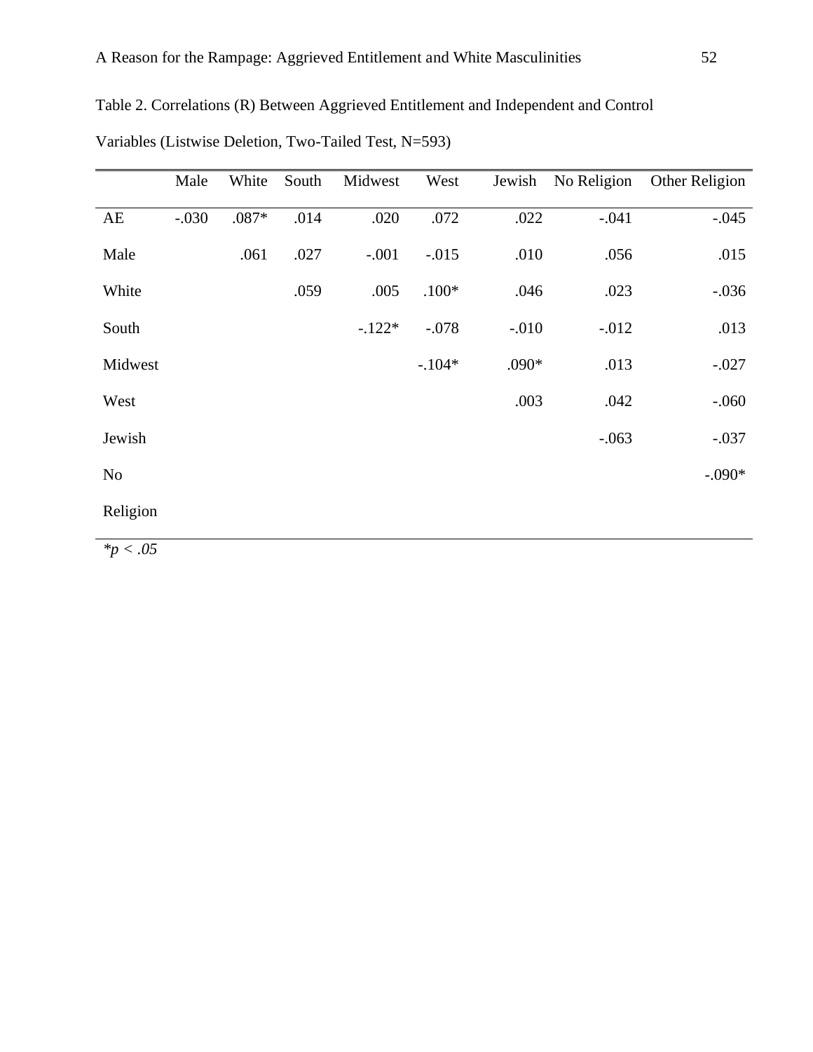Table 2. Correlations (R) Between Aggrieved Entitlement and Independent and Control Variables (Listwise Deletion, Two-Tailed Test, N=593)

| | Male | White | South | Midwest | West | Jewish | No Religion | Other Religion |
|---|---|---|---|---|---|---|---|---|
| AE | -.030 | .087* | .014 | .020 | .072 | .022 | -.041 | -.045 |
| Male | | .061 | .027 | -.001 | -.015 | .010 | .056 | .015 |
| White | | | .059 | .005 | .100* | .046 | .023 | -.036 |
| South | | | | -.122* | -.078 | -.010 | -.012 | .013 |
| Midwest | | | | | -.104* | .090* | .013 | -.027 |
| West | | | | | | .003 | .042 | -.060 |
| Jewish | | | | | | | -.063 | -.037 |
| No Religion | | | | | | | | -.090* |

*$*p < .05$*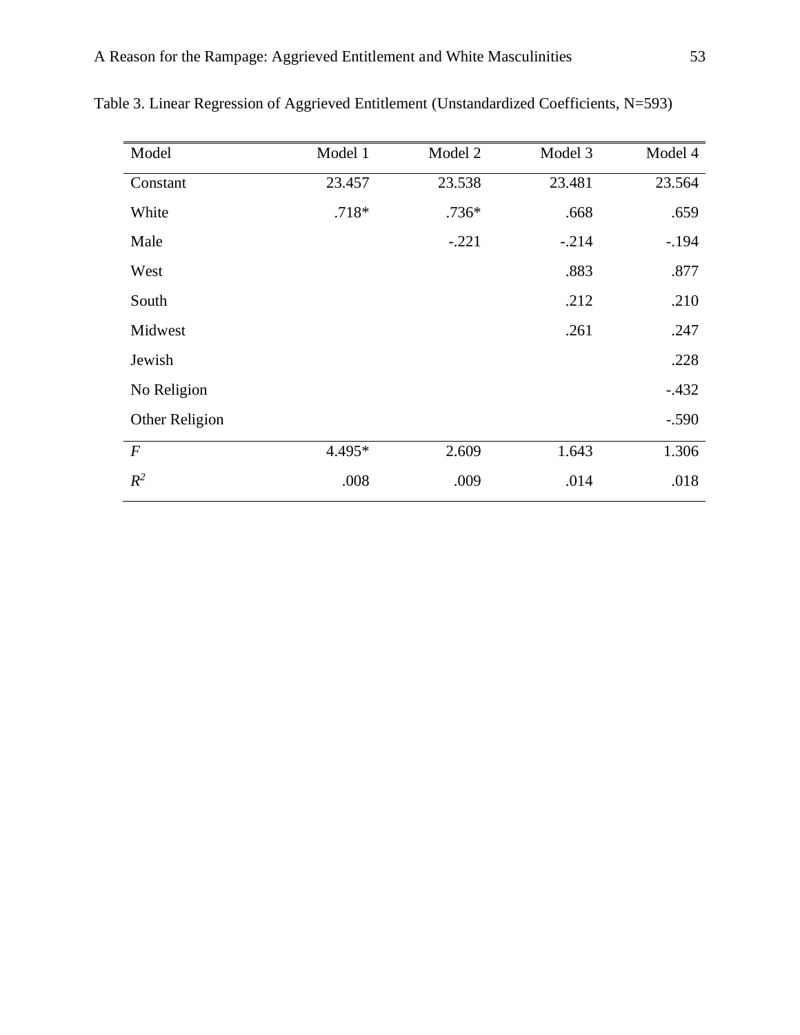Table 3. Linear Regression of Aggrieved Entitlement (Unstandardized Coefficients, N=593)

| Model | Model 1 | Model 2 | Model 3 | Model 4 |
|---|---|---|---|---|
| Constant | 23.457 | 23.538 | 23.481 | 23.564 |
| White | .718* | .736* | .668 | .659 |
| Male | | -.221 | -.214 | -.194 |
| West | | | .883 | .877 |
| South | | | .212 | .210 |
| Midwest | | | .261 | .247 |
| Jewish | | | | .228 |
| No Religion | | | | -.432 |
| Other Religion | | | | -.590 |
| *F* | 4.495* | 2.609 | 1.643 | 1.306 |
| $R^2$ | .008 | .009 | .014 | .018 |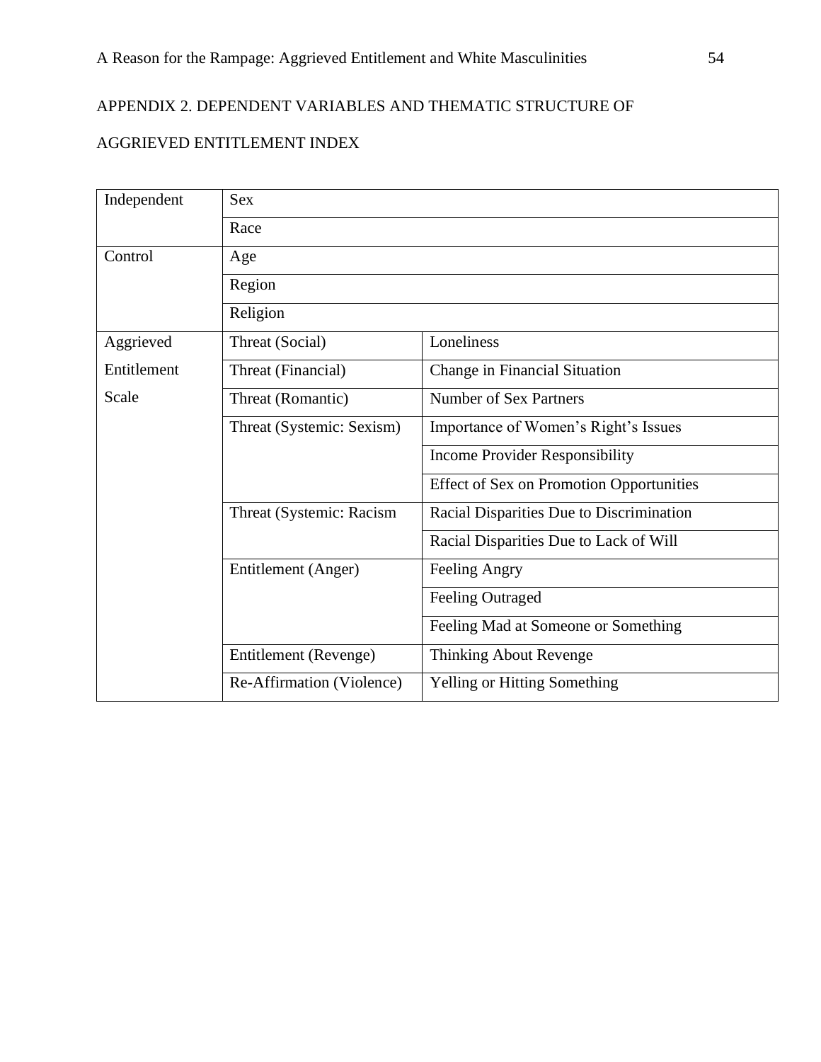## APPENDIX 2. DEPENDENT VARIABLES AND THEMATIC STRUCTURE OF AGGRIEVED ENTITLEMENT INDEX

| | | |
|---|---|---|
| Independent | Sex | |
| | Race | |
| Control | Age | |
| | Region | |
| | Religion | |
| Aggrieved Entitlement Scale | Threat (Social) | Loneliness |
| | Threat (Financial) | Change in Financial Situation |
| | Threat (Romantic) | Number of Sex Partners |
| | Threat (Systemic: Sexism) | Importance of Women's Right's Issues |
| | | Income Provider Responsibility |
| | | Effect of Sex on Promotion Opportunities |
| | Threat (Systemic: Racism | Racial Disparities Due to Discrimination |
| | | Racial Disparities Due to Lack of Will |
| | Entitlement (Anger) | Feeling Angry |
| | | Feeling Outraged |
| | | Feeling Mad at Someone or Something |
| | Entitlement (Revenge) | Thinking About Revenge |
| | Re-Affirmation (Violence) | Yelling or Hitting Something |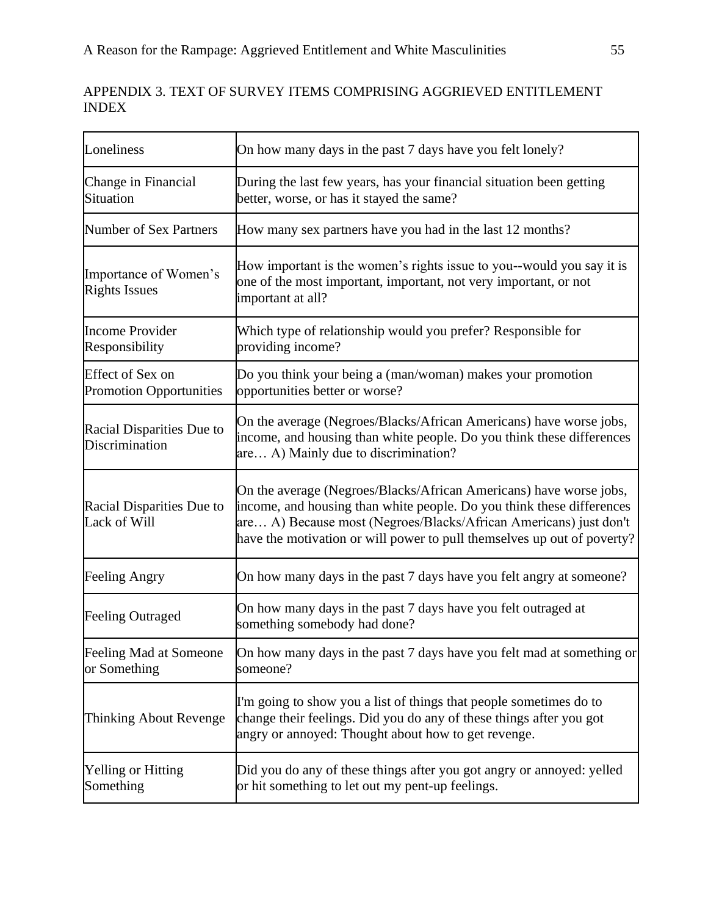## APPENDIX 3. TEXT OF SURVEY ITEMS COMPRISING AGGRIEVED ENTITLEMENT INDEX

| | |
|---|---|
| Loneliness | On how many days in the past 7 days have you felt lonely? |
| Change in Financial Situation | During the last few years, has your financial situation been getting better, worse, or has it stayed the same? |
| Number of Sex Partners | How many sex partners have you had in the last 12 months? |
| Importance of Women's Rights Issues | How important is the women's rights issue to you--would you say it is one of the most important, important, not very important, or not important at all? |
| Income Provider Responsibility | Which type of relationship would you prefer? Responsible for providing income? |
| Effect of Sex on Promotion Opportunities | Do you think your being a (man/woman) makes your promotion opportunities better or worse? |
| Racial Disparities Due to Discrimination | On the average (Negroes/Blacks/African Americans) have worse jobs, income, and housing than white people. Do you think these differences are… A) Mainly due to discrimination? |
| Racial Disparities Due to Lack of Will | On the average (Negroes/Blacks/African Americans) have worse jobs, income, and housing than white people. Do you think these differences are… A) Because most (Negroes/Blacks/African Americans) just don't have the motivation or will power to pull themselves up out of poverty? |
| Feeling Angry | On how many days in the past 7 days have you felt angry at someone? |
| Feeling Outraged | On how many days in the past 7 days have you felt outraged at something somebody had done? |
| Feeling Mad at Someone or Something | On how many days in the past 7 days have you felt mad at something or someone? |
| Thinking About Revenge | I'm going to show you a list of things that people sometimes do to change their feelings. Did you do any of these things after you got angry or annoyed: Thought about how to get revenge. |
| Yelling or Hitting Something | Did you do any of these things after you got angry or annoyed: yelled or hit something to let out my pent-up feelings. |